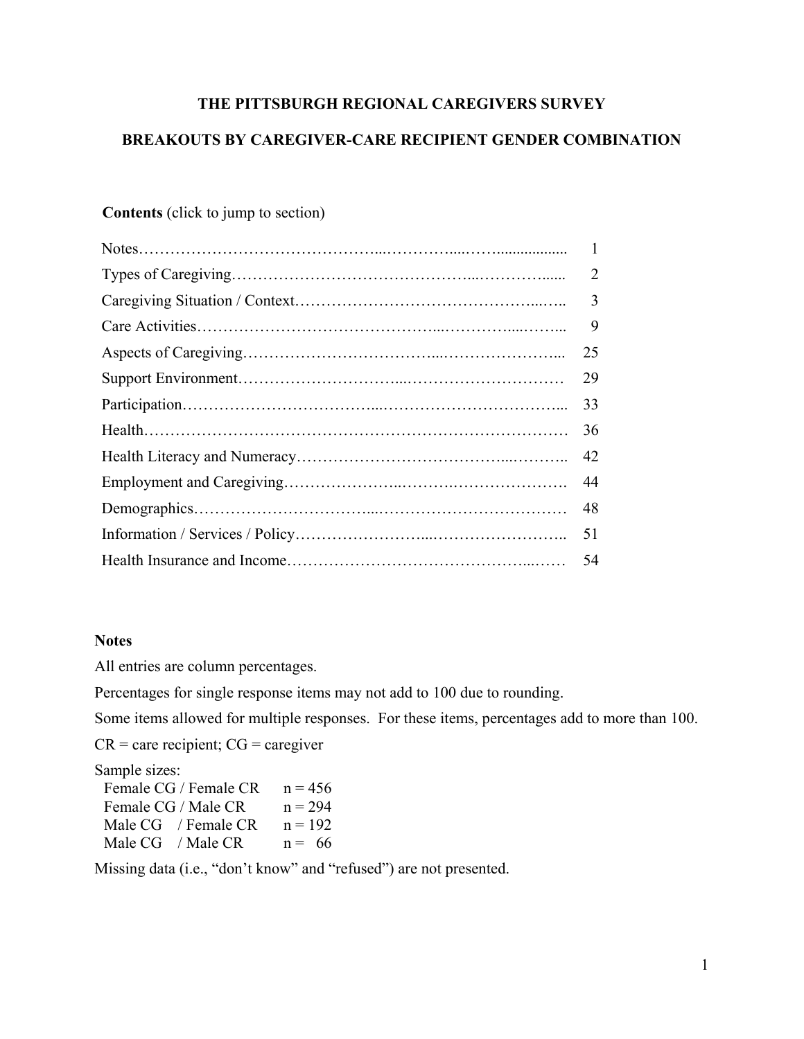# THE PITTSBURGH REGIONAL CAREGIVERS SURVEY

## BREAKOUTS BY CAREGIVER-CARE RECIPIENT GENDER COMBINATION

**Contents** (click to jump to section)

| | |
|---|---|
| Notes | 1 |
| Types of Caregiving | 2 |
| Caregiving Situation / Context | 3 |
| Care Activities | 9 |
| Aspects of Caregiving | 25 |
| Support Environment | 29 |
| Participation | 33 |
| Health | 36 |
| Health Literacy and Numeracy | 42 |
| Employment and Caregiving | 44 |
| Demographics | 48 |
| Information / Services / Policy | 51 |
| Health Insurance and Income | 54 |

### Notes

All entries are column percentages.

Percentages for single response items may not add to 100 due to rounding.

Some items allowed for multiple responses. For these items, percentages add to more than 100.

CR = care recipient; CG = caregiver

Sample sizes:

| | |
|---|---|
| Female CG / Female CR | n = 456 |
| Female CG / Male CR | n = 294 |
| Male CG / Female CR | n = 192 |
| Male CG / Male CR | n = 66 |

Missing data (i.e., "don't know" and "refused") are not presented.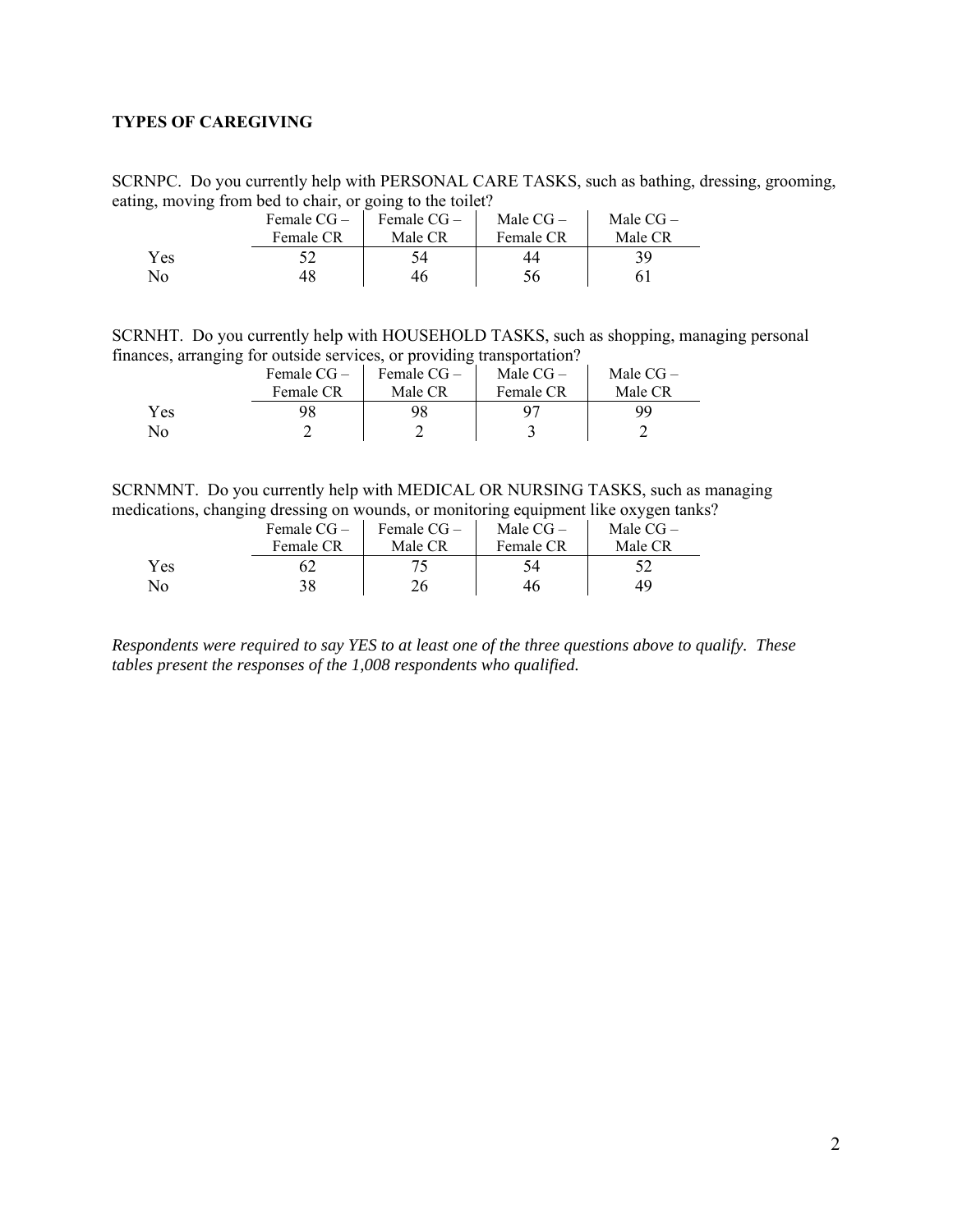### TYPES OF CAREGIVING

SCRNPC. Do you currently help with PERSONAL CARE TASKS, such as bathing, dressing, grooming, eating, moving from bed to chair, or going to the toilet?

| | Female CG – Female CR | Female CG – Male CR | Male CG – Female CR | Male CG – Male CR |
|---|---|---|---|---|
| Yes | 52 | 54 | 44 | 39 |
| No | 48 | 46 | 56 | 61 |

SCRNHT. Do you currently help with HOUSEHOLD TASKS, such as shopping, managing personal finances, arranging for outside services, or providing transportation?

| | Female CG – Female CR | Female CG – Male CR | Male CG – Female CR | Male CG – Male CR |
|---|---|---|---|---|
| Yes | 98 | 98 | 97 | 99 |
| No | 2 | 2 | 3 | 2 |

SCRNMNT. Do you currently help with MEDICAL OR NURSING TASKS, such as managing medications, changing dressing on wounds, or monitoring equipment like oxygen tanks?

| | Female CG – Female CR | Female CG – Male CR | Male CG – Female CR | Male CG – Male CR |
|---|---|---|---|---|
| Yes | 62 | 75 | 54 | 52 |
| No | 38 | 26 | 46 | 49 |

*Respondents were required to say YES to at least one of the three questions above to qualify. These tables present the responses of the 1,008 respondents who qualified.*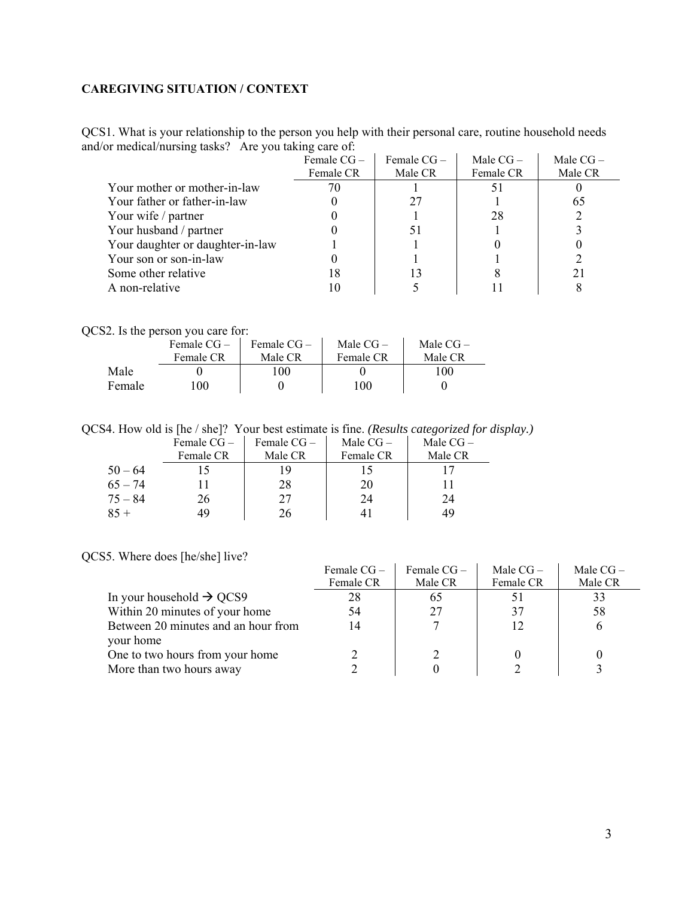**CAREGIVING SITUATION / CONTEXT**

QCS1. What is your relationship to the person you help with their personal care, routine household needs and/or medical/nursing tasks? Are you taking care of:

| | Female CG – Female CR | Female CG – Male CR | Male CG – Female CR | Male CG – Male CR |
|---|---|---|---|---|
| Your mother or mother-in-law | 70 | 1 | 51 | 0 |
| Your father or father-in-law | 0 | 27 | 1 | 65 |
| Your wife / partner | 0 | 1 | 28 | 2 |
| Your husband / partner | 0 | 51 | 1 | 3 |
| Your daughter or daughter-in-law | 1 | 1 | 0 | 0 |
| Your son or son-in-law | 0 | 1 | 1 | 2 |
| Some other relative | 18 | 13 | 8 | 21 |
| A non-relative | 10 | 5 | 11 | 8 |

QCS2. Is the person you care for:

| | Female CG – Female CR | Female CG – Male CR | Male CG – Female CR | Male CG – Male CR |
|---|---|---|---|---|
| Male | 0 | 100 | 0 | 100 |
| Female | 100 | 0 | 100 | 0 |

QCS4. How old is [he / she]? Your best estimate is fine. *(Results categorized for display.)*

| | Female CG – Female CR | Female CG – Male CR | Male CG – Female CR | Male CG – Male CR |
|---|---|---|---|---|
| 50 – 64 | 15 | 19 | 15 | 17 |
| 65 – 74 | 11 | 28 | 20 | 11 |
| 75 – 84 | 26 | 27 | 24 | 24 |
| 85 + | 49 | 26 | 41 | 49 |

QCS5. Where does [he/she] live?

| | Female CG – Female CR | Female CG – Male CR | Male CG – Female CR | Male CG – Male CR |
|---|---|---|---|---|
| In your household → QCS9 | 28 | 65 | 51 | 33 |
| Within 20 minutes of your home | 54 | 27 | 37 | 58 |
| Between 20 minutes and an hour from your home | 14 | 7 | 12 | 6 |
| One to two hours from your home | 2 | 2 | 0 | 0 |
| More than two hours away | 2 | 0 | 2 | 3 |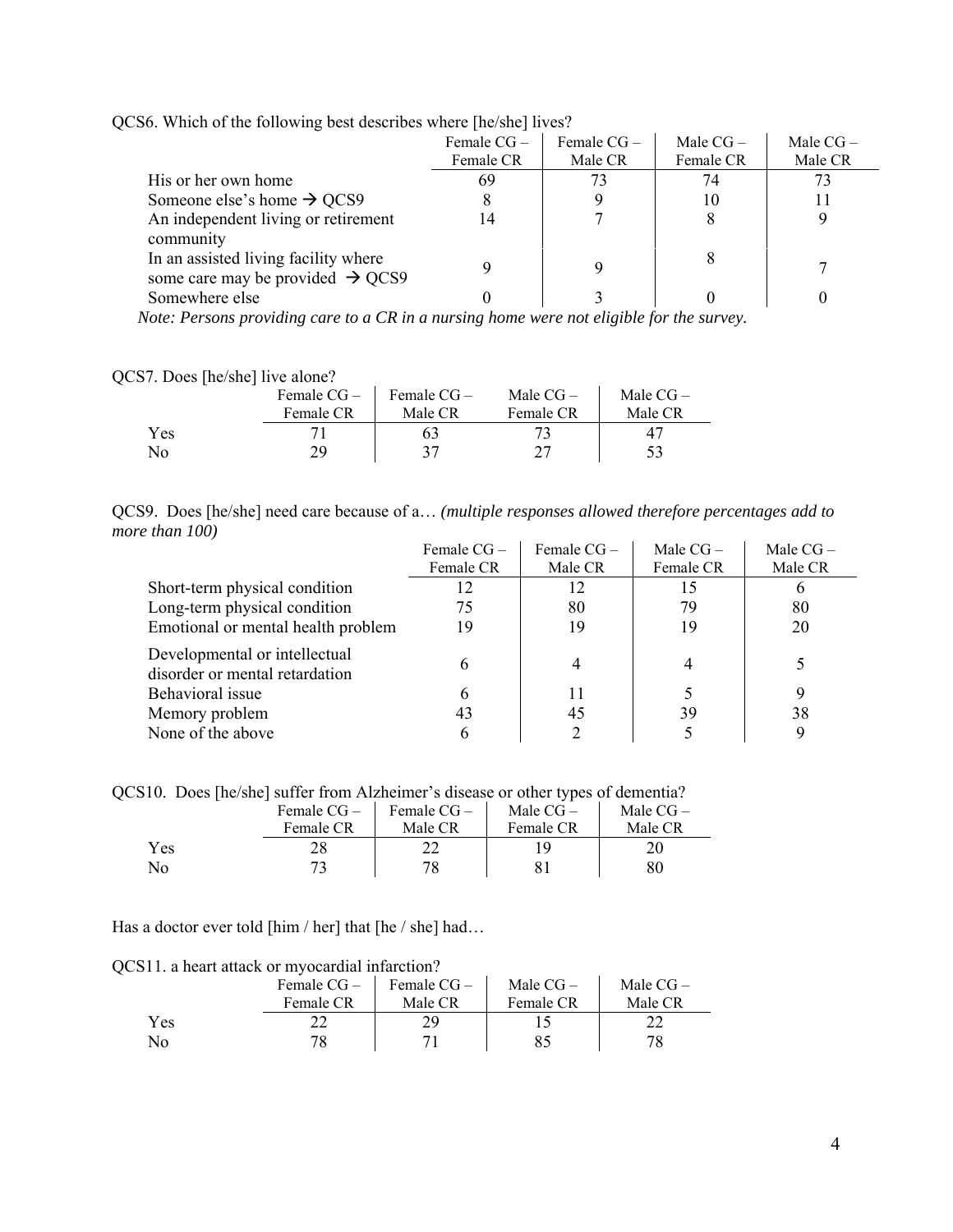QCS6. Which of the following best describes where [he/she] lives?

| | Female CG – Female CR | Female CG – Male CR | Male CG – Female CR | Male CG – Male CR |
|---|---|---|---|---|
| His or her own home | 69 | 73 | 74 | 73 |
| Someone else's home → QCS9 | 8 | 9 | 10 | 11 |
| An independent living or retirement community | 14 | 7 | 8 | 9 |
| In an assisted living facility where some care may be provided → QCS9 | 9 | 9 | 8 | 7 |
| Somewhere else | 0 | 3 | 0 | 0 |

*Note: Persons providing care to a CR in a nursing home were not eligible for the survey.*

QCS7. Does [he/she] live alone?

| | Female CG – Female CR | Female CG – Male CR | Male CG – Female CR | Male CG – Male CR |
|---|---|---|---|---|
| Yes | 71 | 63 | 73 | 47 |
| No | 29 | 37 | 27 | 53 |

QCS9. Does [he/she] need care because of a… *(multiple responses allowed therefore percentages add to more than 100)*

| | Female CG – Female CR | Female CG – Male CR | Male CG – Female CR | Male CG – Male CR |
|---|---|---|---|---|
| Short-term physical condition | 12 | 12 | 15 | 6 |
| Long-term physical condition | 75 | 80 | 79 | 80 |
| Emotional or mental health problem | 19 | 19 | 19 | 20 |
| Developmental or intellectual disorder or mental retardation | 6 | 4 | 4 | 5 |
| Behavioral issue | 6 | 11 | 5 | 9 |
| Memory problem | 43 | 45 | 39 | 38 |
| None of the above | 6 | 2 | 5 | 9 |

QCS10. Does [he/she] suffer from Alzheimer's disease or other types of dementia?

| | Female CG – Female CR | Female CG – Male CR | Male CG – Female CR | Male CG – Male CR |
|---|---|---|---|---|
| Yes | 28 | 22 | 19 | 20 |
| No | 73 | 78 | 81 | 80 |

Has a doctor ever told [him / her] that [he / she] had…

QCS11. a heart attack or myocardial infarction?

| | Female CG – Female CR | Female CG – Male CR | Male CG – Female CR | Male CG – Male CR |
|---|---|---|---|---|
| Yes | 22 | 29 | 15 | 22 |
| No | 78 | 71 | 85 | 78 |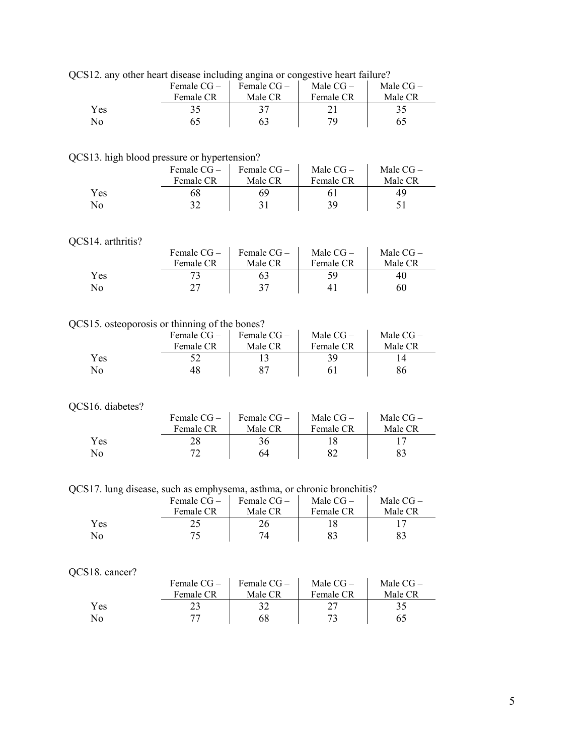QCS12. any other heart disease including angina or congestive heart failure?

| | Female CG – Female CR | Female CG – Male CR | Male CG – Female CR | Male CG – Male CR |
|---|---|---|---|---|
| Yes | 35 | 37 | 21 | 35 |
| No | 65 | 63 | 79 | 65 |

QCS13. high blood pressure or hypertension?

| | Female CG – Female CR | Female CG – Male CR | Male CG – Female CR | Male CG – Male CR |
|---|---|---|---|---|
| Yes | 68 | 69 | 61 | 49 |
| No | 32 | 31 | 39 | 51 |

QCS14. arthritis?

| | Female CG – Female CR | Female CG – Male CR | Male CG – Female CR | Male CG – Male CR |
|---|---|---|---|---|
| Yes | 73 | 63 | 59 | 40 |
| No | 27 | 37 | 41 | 60 |

QCS15. osteoporosis or thinning of the bones?

| | Female CG – Female CR | Female CG – Male CR | Male CG – Female CR | Male CG – Male CR |
|---|---|---|---|---|
| Yes | 52 | 13 | 39 | 14 |
| No | 48 | 87 | 61 | 86 |

QCS16. diabetes?

| | Female CG – Female CR | Female CG – Male CR | Male CG – Female CR | Male CG – Male CR |
|---|---|---|---|---|
| Yes | 28 | 36 | 18 | 17 |
| No | 72 | 64 | 82 | 83 |

QCS17. lung disease, such as emphysema, asthma, or chronic bronchitis?

| | Female CG – Female CR | Female CG – Male CR | Male CG – Female CR | Male CG – Male CR |
|---|---|---|---|---|
| Yes | 25 | 26 | 18 | 17 |
| No | 75 | 74 | 83 | 83 |

QCS18. cancer?

| | Female CG – Female CR | Female CG – Male CR | Male CG – Female CR | Male CG – Male CR |
|---|---|---|---|---|
| Yes | 23 | 32 | 27 | 35 |
| No | 77 | 68 | 73 | 65 |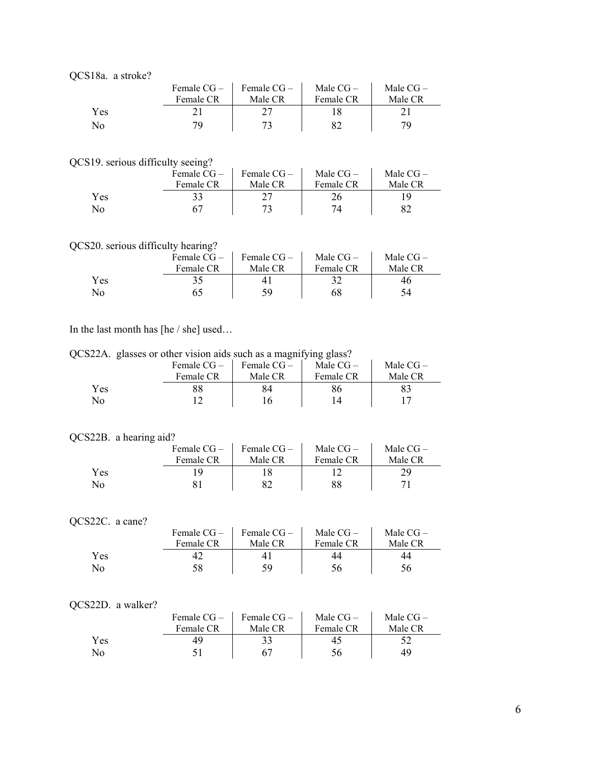QCS18a. a stroke?

| | Female CG – Female CR | Female CG – Male CR | Male CG – Female CR | Male CG – Male CR |
|---|---|---|---|---|
| Yes | 21 | 27 | 18 | 21 |
| No | 79 | 73 | 82 | 79 |

QCS19. serious difficulty seeing?

| | Female CG – Female CR | Female CG – Male CR | Male CG – Female CR | Male CG – Male CR |
|---|---|---|---|---|
| Yes | 33 | 27 | 26 | 19 |
| No | 67 | 73 | 74 | 82 |

QCS20. serious difficulty hearing?

| | Female CG – Female CR | Female CG – Male CR | Male CG – Female CR | Male CG – Male CR |
|---|---|---|---|---|
| Yes | 35 | 41 | 32 | 46 |
| No | 65 | 59 | 68 | 54 |

In the last month has [he / she] used…

QCS22A. glasses or other vision aids such as a magnifying glass?

| | Female CG – Female CR | Female CG – Male CR | Male CG – Female CR | Male CG – Male CR |
|---|---|---|---|---|
| Yes | 88 | 84 | 86 | 83 |
| No | 12 | 16 | 14 | 17 |

QCS22B. a hearing aid?

| | Female CG – Female CR | Female CG – Male CR | Male CG – Female CR | Male CG – Male CR |
|---|---|---|---|---|
| Yes | 19 | 18 | 12 | 29 |
| No | 81 | 82 | 88 | 71 |

QCS22C. a cane?

| | Female CG – Female CR | Female CG – Male CR | Male CG – Female CR | Male CG – Male CR |
|---|---|---|---|---|
| Yes | 42 | 41 | 44 | 44 |
| No | 58 | 59 | 56 | 56 |

QCS22D. a walker?

| | Female CG – Female CR | Female CG – Male CR | Male CG – Female CR | Male CG – Male CR |
|---|---|---|---|---|
| Yes | 49 | 33 | 45 | 52 |
| No | 51 | 67 | 56 | 49 |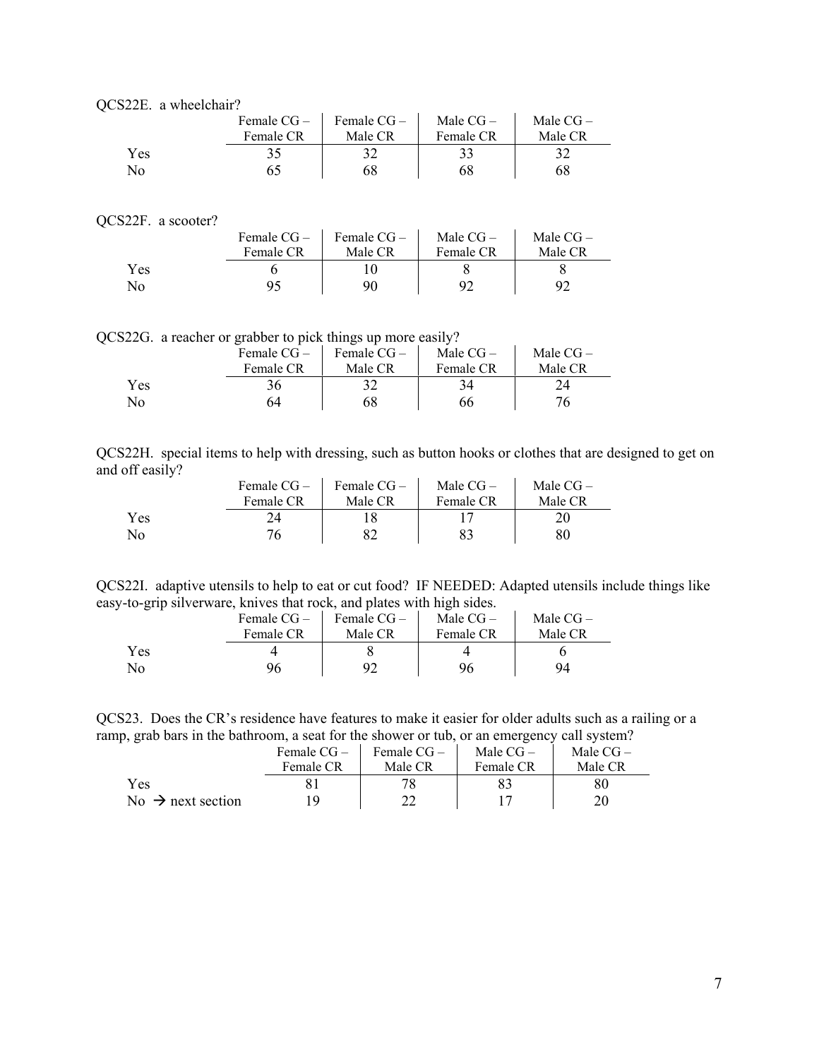QCS22E. a wheelchair?

| | Female CG – Female CR | Female CG – Male CR | Male CG – Female CR | Male CG – Male CR |
|---|---|---|---|---|
| Yes | 35 | 32 | 33 | 32 |
| No | 65 | 68 | 68 | 68 |

QCS22F. a scooter?

| | Female CG – Female CR | Female CG – Male CR | Male CG – Female CR | Male CG – Male CR |
|---|---|---|---|---|
| Yes | 6 | 10 | 8 | 8 |
| No | 95 | 90 | 92 | 92 |

QCS22G. a reacher or grabber to pick things up more easily?

| | Female CG – Female CR | Female CG – Male CR | Male CG – Female CR | Male CG – Male CR |
|---|---|---|---|---|
| Yes | 36 | 32 | 34 | 24 |
| No | 64 | 68 | 66 | 76 |

QCS22H. special items to help with dressing, such as button hooks or clothes that are designed to get on and off easily?

| | Female CG – Female CR | Female CG – Male CR | Male CG – Female CR | Male CG – Male CR |
|---|---|---|---|---|
| Yes | 24 | 18 | 17 | 20 |
| No | 76 | 82 | 83 | 80 |

QCS22I. adaptive utensils to help to eat or cut food? IF NEEDED: Adapted utensils include things like easy-to-grip silverware, knives that rock, and plates with high sides.

| | Female CG – Female CR | Female CG – Male CR | Male CG – Female CR | Male CG – Male CR |
|---|---|---|---|---|
| Yes | 4 | 8 | 4 | 6 |
| No | 96 | 92 | 96 | 94 |

QCS23. Does the CR's residence have features to make it easier for older adults such as a railing or a ramp, grab bars in the bathroom, a seat for the shower or tub, or an emergency call system?

| | Female CG – Female CR | Female CG – Male CR | Male CG – Female CR | Male CG – Male CR |
|---|---|---|---|---|
| Yes | 81 | 78 | 83 | 80 |
| No → next section | 19 | 22 | 17 | 20 |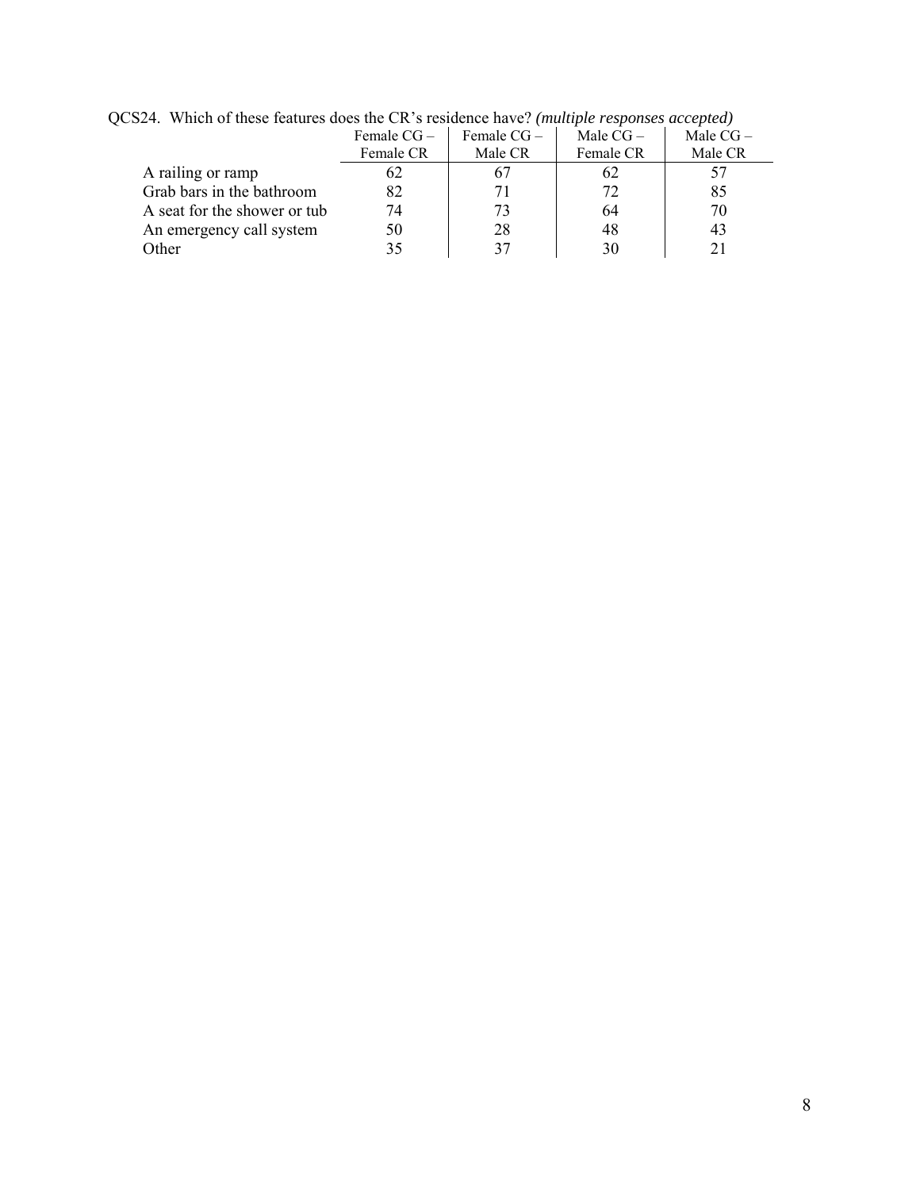QCS24. Which of these features does the CR's residence have? *(multiple responses accepted)*

| | Female CG – Female CR | Female CG – Male CR | Male CG – Female CR | Male CG – Male CR |
|---|---|---|---|---|
| A railing or ramp | 62 | 67 | 62 | 57 |
| Grab bars in the bathroom | 82 | 71 | 72 | 85 |
| A seat for the shower or tub | 74 | 73 | 64 | 70 |
| An emergency call system | 50 | 28 | 48 | 43 |
| Other | 35 | 37 | 30 | 21 |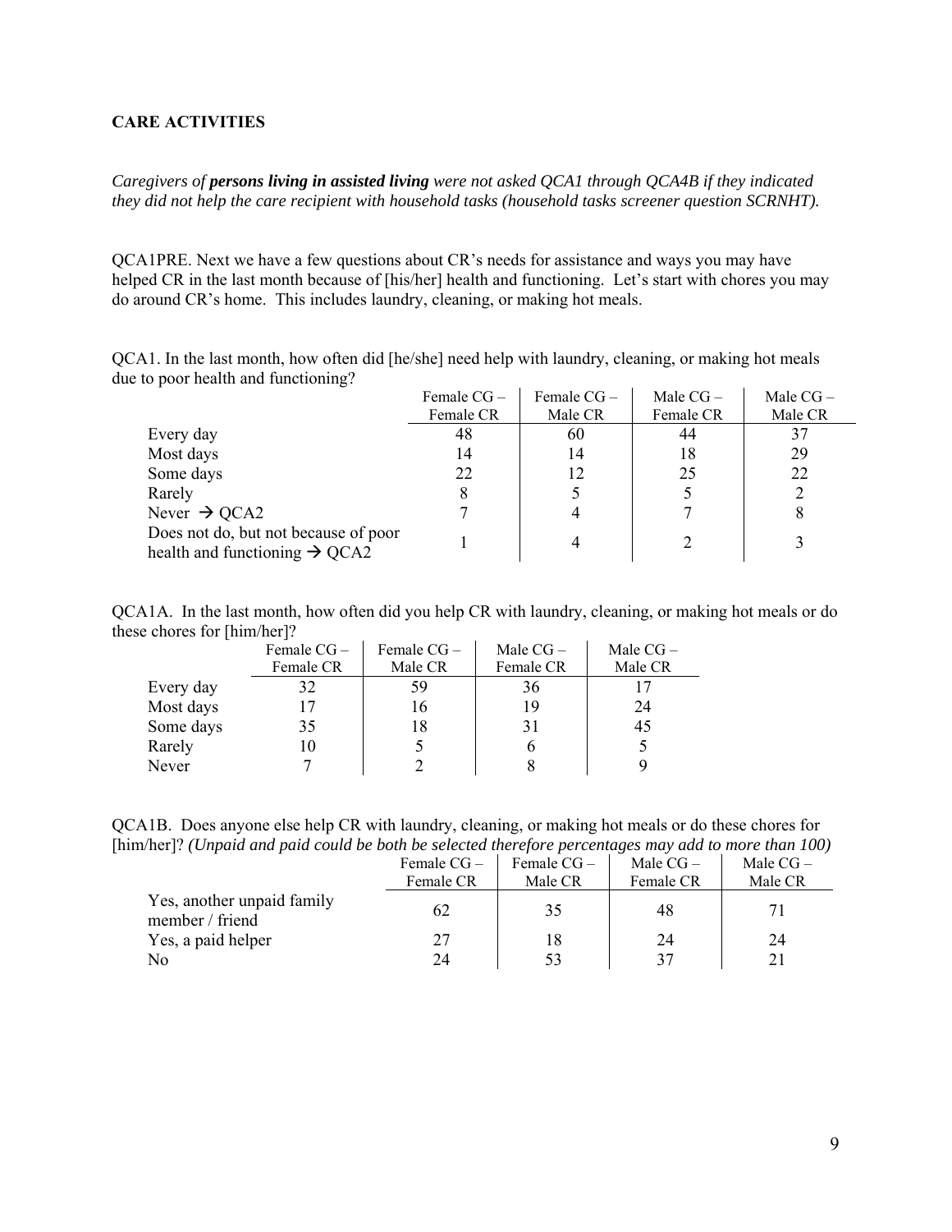## CARE ACTIVITIES

*Caregivers of **persons living in assisted living** were not asked QCA1 through QCA4B if they indicated they did not help the care recipient with household tasks (household tasks screener question SCRNHT).*

QCA1PRE. Next we have a few questions about CR's needs for assistance and ways you may have helped CR in the last month because of [his/her] health and functioning. Let's start with chores you may do around CR's home. This includes laundry, cleaning, or making hot meals.

QCA1. In the last month, how often did [he/she] need help with laundry, cleaning, or making hot meals due to poor health and functioning?

| | Female CG – Female CR | Female CG – Male CR | Male CG – Female CR | Male CG – Male CR |
|---|---|---|---|---|
| Every day | 48 | 60 | 44 | 37 |
| Most days | 14 | 14 | 18 | 29 |
| Some days | 22 | 12 | 25 | 22 |
| Rarely | 8 | 5 | 5 | 2 |
| Never → QCA2 | 7 | 4 | 7 | 8 |
| Does not do, but not because of poor health and functioning → QCA2 | 1 | 4 | 2 | 3 |

QCA1A. In the last month, how often did you help CR with laundry, cleaning, or making hot meals or do these chores for [him/her]?

| | Female CG – Female CR | Female CG – Male CR | Male CG – Female CR | Male CG – Male CR |
|---|---|---|---|---|
| Every day | 32 | 59 | 36 | 17 |
| Most days | 17 | 16 | 19 | 24 |
| Some days | 35 | 18 | 31 | 45 |
| Rarely | 10 | 5 | 6 | 5 |
| Never | 7 | 2 | 8 | 9 |

QCA1B. Does anyone else help CR with laundry, cleaning, or making hot meals or do these chores for [him/her]? *(Unpaid and paid could be both be selected therefore percentages may add to more than 100)*

| | Female CG – Female CR | Female CG – Male CR | Male CG – Female CR | Male CG – Male CR |
|---|---|---|---|---|
| Yes, another unpaid family member / friend | 62 | 35 | 48 | 71 |
| Yes, a paid helper | 27 | 18 | 24 | 24 |
| No | 24 | 53 | 37 | 21 |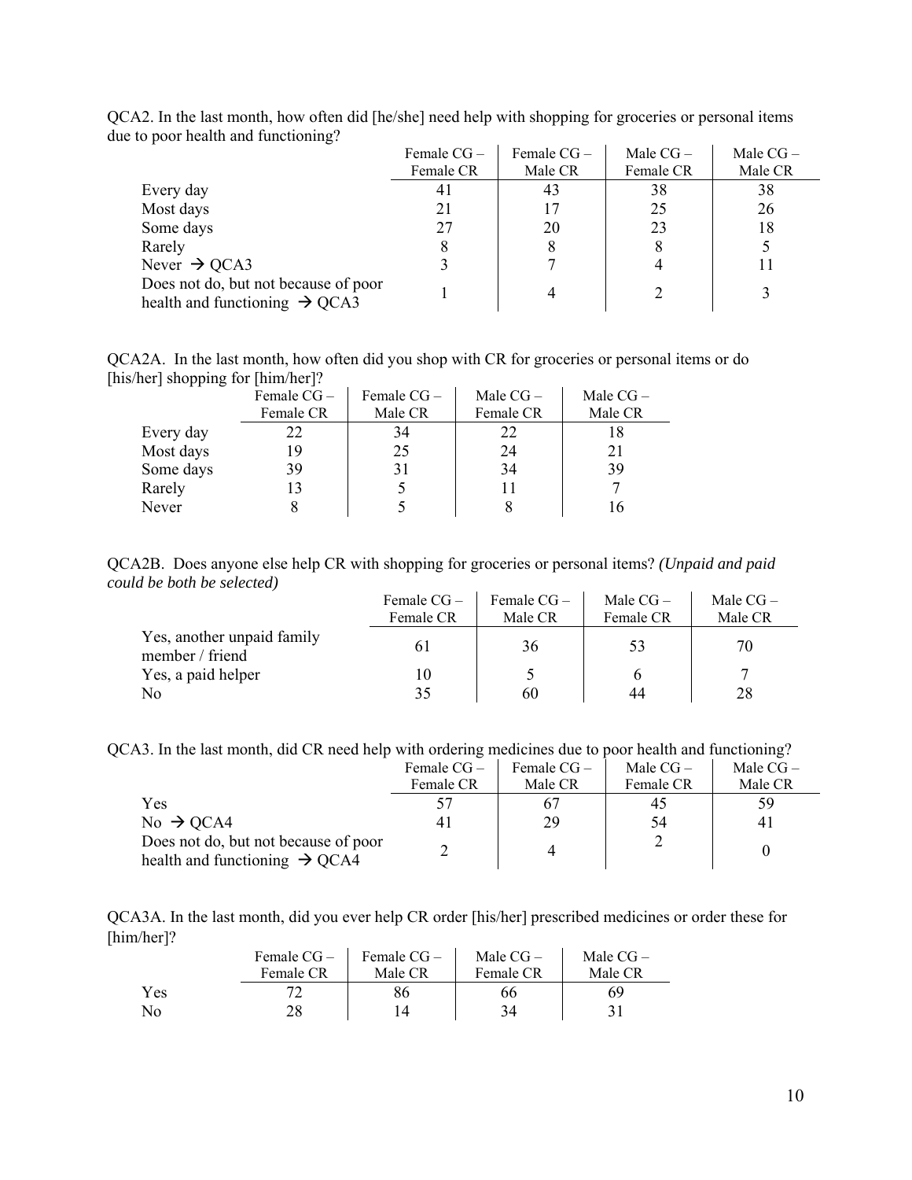QCA2. In the last month, how often did [he/she] need help with shopping for groceries or personal items due to poor health and functioning?

| | Female CG – Female CR | Female CG – Male CR | Male CG – Female CR | Male CG – Male CR |
|---|---|---|---|---|
| Every day | 41 | 43 | 38 | 38 |
| Most days | 21 | 17 | 25 | 26 |
| Some days | 27 | 20 | 23 | 18 |
| Rarely | 8 | 8 | 8 | 5 |
| Never → QCA3 | 3 | 7 | 4 | 11 |
| Does not do, but not because of poor health and functioning → QCA3 | 1 | 4 | 2 | 3 |

QCA2A. In the last month, how often did you shop with CR for groceries or personal items or do [his/her] shopping for [him/her]?

| | Female CG – Female CR | Female CG – Male CR | Male CG – Female CR | Male CG – Male CR |
|---|---|---|---|---|
| Every day | 22 | 34 | 22 | 18 |
| Most days | 19 | 25 | 24 | 21 |
| Some days | 39 | 31 | 34 | 39 |
| Rarely | 13 | 5 | 11 | 7 |
| Never | 8 | 5 | 8 | 16 |

QCA2B. Does anyone else help CR with shopping for groceries or personal items? *(Unpaid and paid could be both be selected)*

| | Female CG – Female CR | Female CG – Male CR | Male CG – Female CR | Male CG – Male CR |
|---|---|---|---|---|
| Yes, another unpaid family member / friend | 61 | 36 | 53 | 70 |
| Yes, a paid helper | 10 | 5 | 6 | 7 |
| No | 35 | 60 | 44 | 28 |

QCA3. In the last month, did CR need help with ordering medicines due to poor health and functioning?

| | Female CG – Female CR | Female CG – Male CR | Male CG – Female CR | Male CG – Male CR |
|---|---|---|---|---|
| Yes | 57 | 67 | 45 | 59 |
| No → QCA4 | 41 | 29 | 54 | 41 |
| Does not do, but not because of poor health and functioning → QCA4 | 2 | 4 | 2 | 0 |

QCA3A. In the last month, did you ever help CR order [his/her] prescribed medicines or order these for [him/her]?

| | Female CG – Female CR | Female CG – Male CR | Male CG – Female CR | Male CG – Male CR |
|---|---|---|---|---|
| Yes | 72 | 86 | 66 | 69 |
| No | 28 | 14 | 34 | 31 |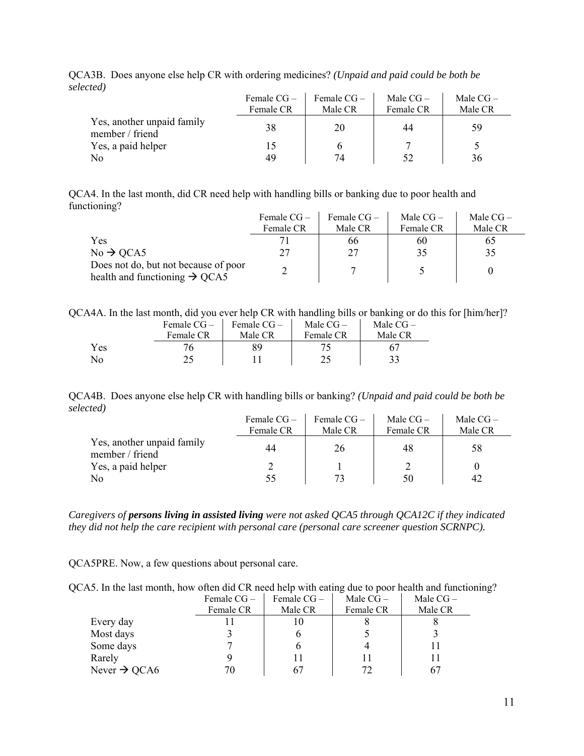QCA3B. Does anyone else help CR with ordering medicines? *(Unpaid and paid could be both be selected)*

| | Female CG – Female CR | Female CG – Male CR | Male CG – Female CR | Male CG – Male CR |
|---|---|---|---|---|
| Yes, another unpaid family member / friend | 38 | 20 | 44 | 59 |
| Yes, a paid helper | 15 | 6 | 7 | 5 |
| No | 49 | 74 | 52 | 36 |

QCA4. In the last month, did CR need help with handling bills or banking due to poor health and functioning?

| | Female CG – Female CR | Female CG – Male CR | Male CG – Female CR | Male CG – Male CR |
|---|---|---|---|---|
| Yes | 71 | 66 | 60 | 65 |
| No → QCA5 | 27 | 27 | 35 | 35 |
| Does not do, but not because of poor health and functioning → QCA5 | 2 | 7 | 5 | 0 |

QCA4A. In the last month, did you ever help CR with handling bills or banking or do this for [him/her]?

| | Female CG – Female CR | Female CG – Male CR | Male CG – Female CR | Male CG – Male CR |
|---|---|---|---|---|
| Yes | 76 | 89 | 75 | 67 |
| No | 25 | 11 | 25 | 33 |

QCA4B. Does anyone else help CR with handling bills or banking? *(Unpaid and paid could be both be selected)*

| | Female CG – Female CR | Female CG – Male CR | Male CG – Female CR | Male CG – Male CR |
|---|---|---|---|---|
| Yes, another unpaid family member / friend | 44 | 26 | 48 | 58 |
| Yes, a paid helper | 2 | 1 | 2 | 0 |
| No | 55 | 73 | 50 | 42 |

*Caregivers of **persons living in assisted living** were not asked QCA5 through QCA12C if they indicated they did not help the care recipient with personal care (personal care screener question SCRNPC).*

QCA5PRE. Now, a few questions about personal care.

QCA5. In the last month, how often did CR need help with eating due to poor health and functioning?

| | Female CG – Female CR | Female CG – Male CR | Male CG – Female CR | Male CG – Male CR |
|---|---|---|---|---|
| Every day | 11 | 10 | 8 | 8 |
| Most days | 3 | 6 | 5 | 3 |
| Some days | 7 | 6 | 4 | 11 |
| Rarely | 9 | 11 | 11 | 11 |
| Never → QCA6 | 70 | 67 | 72 | 67 |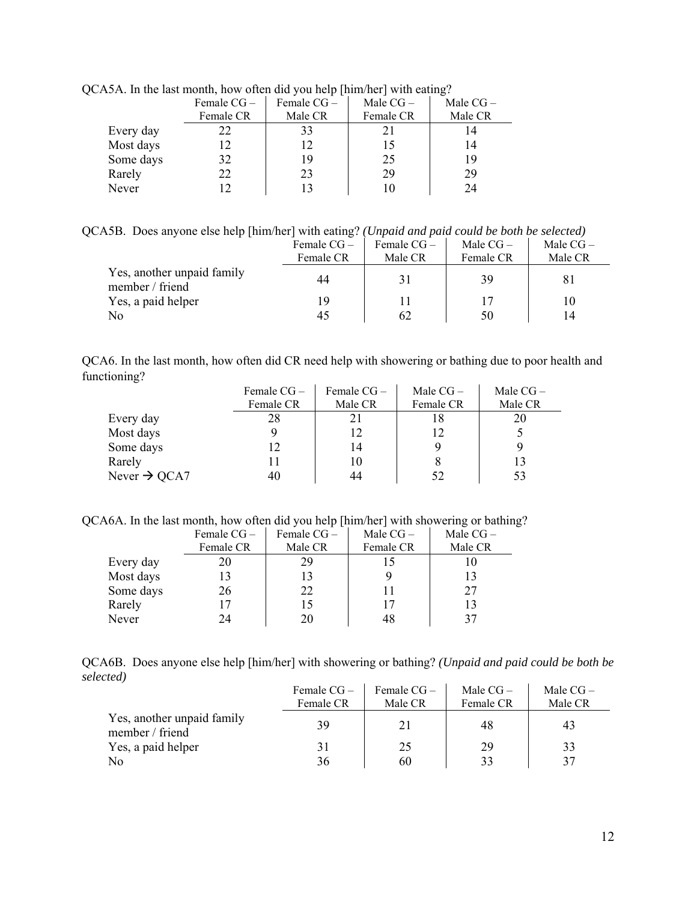QCA5A. In the last month, how often did you help [him/her] with eating?

| | Female CG – Female CR | Female CG – Male CR | Male CG – Female CR | Male CG – Male CR |
|---|---|---|---|---|
| Every day | 22 | 33 | 21 | 14 |
| Most days | 12 | 12 | 15 | 14 |
| Some days | 32 | 19 | 25 | 19 |
| Rarely | 22 | 23 | 29 | 29 |
| Never | 12 | 13 | 10 | 24 |

QCA5B. Does anyone else help [him/her] with eating? *(Unpaid and paid could be both be selected)*

| | Female CG – Female CR | Female CG – Male CR | Male CG – Female CR | Male CG – Male CR |
|---|---|---|---|---|
| Yes, another unpaid family member / friend | 44 | 31 | 39 | 81 |
| Yes, a paid helper | 19 | 11 | 17 | 10 |
| No | 45 | 62 | 50 | 14 |

QCA6. In the last month, how often did CR need help with showering or bathing due to poor health and functioning?

| | Female CG – Female CR | Female CG – Male CR | Male CG – Female CR | Male CG – Male CR |
|---|---|---|---|---|
| Every day | 28 | 21 | 18 | 20 |
| Most days | 9 | 12 | 12 | 5 |
| Some days | 12 | 14 | 9 | 9 |
| Rarely | 11 | 10 | 8 | 13 |
| Never → QCA7 | 40 | 44 | 52 | 53 |

QCA6A. In the last month, how often did you help [him/her] with showering or bathing?

| | Female CG – Female CR | Female CG – Male CR | Male CG – Female CR | Male CG – Male CR |
|---|---|---|---|---|
| Every day | 20 | 29 | 15 | 10 |
| Most days | 13 | 13 | 9 | 13 |
| Some days | 26 | 22 | 11 | 27 |
| Rarely | 17 | 15 | 17 | 13 |
| Never | 24 | 20 | 48 | 37 |

QCA6B. Does anyone else help [him/her] with showering or bathing? *(Unpaid and paid could be both be selected)*

| | Female CG – Female CR | Female CG – Male CR | Male CG – Female CR | Male CG – Male CR |
|---|---|---|---|---|
| Yes, another unpaid family member / friend | 39 | 21 | 48 | 43 |
| Yes, a paid helper | 31 | 25 | 29 | 33 |
| No | 36 | 60 | 33 | 37 |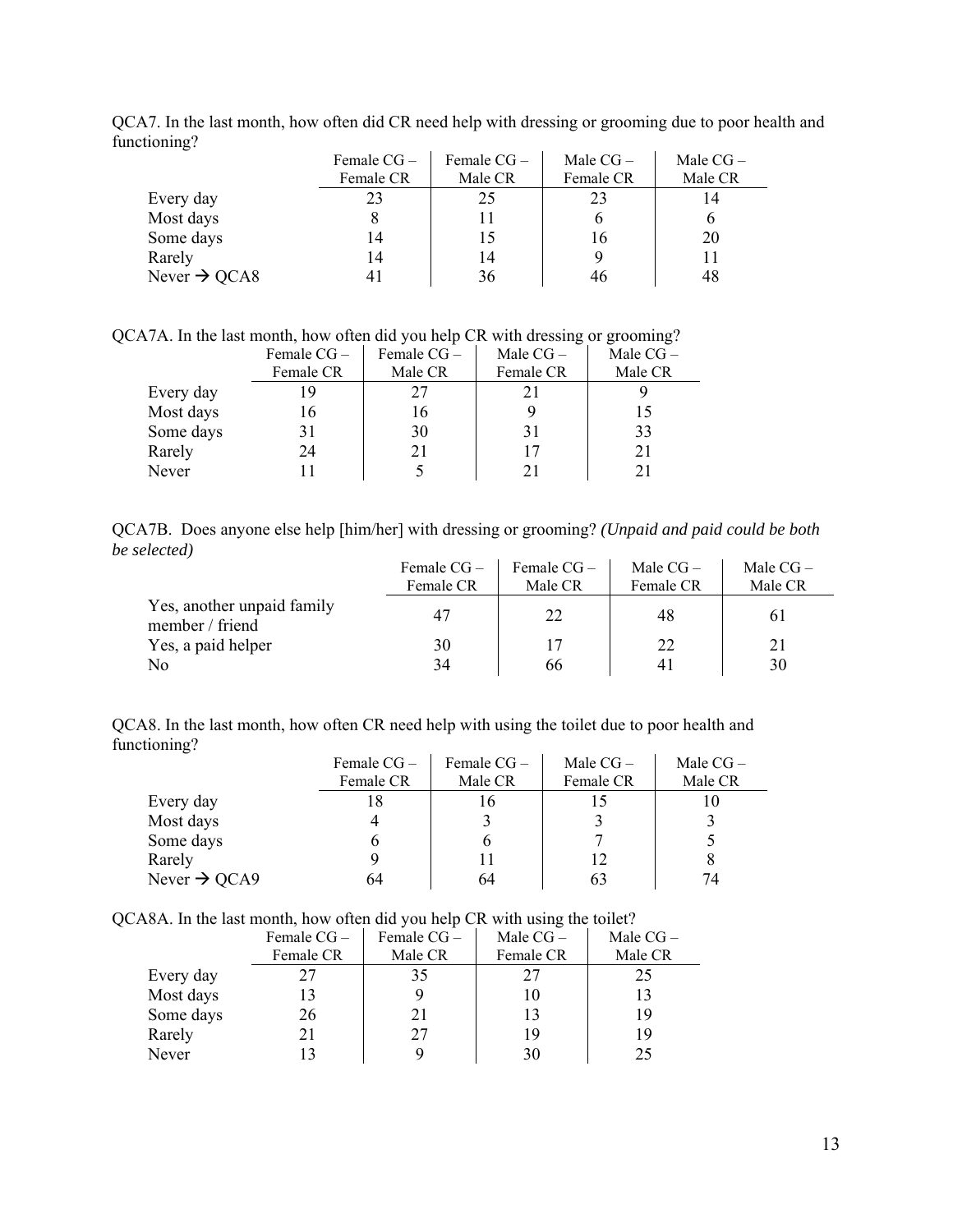QCA7. In the last month, how often did CR need help with dressing or grooming due to poor health and functioning?

| | Female CG – Female CR | Female CG – Male CR | Male CG – Female CR | Male CG – Male CR |
|---|---|---|---|---|
| Every day | 23 | 25 | 23 | 14 |
| Most days | 8 | 11 | 6 | 6 |
| Some days | 14 | 15 | 16 | 20 |
| Rarely | 14 | 14 | 9 | 11 |
| Never → QCA8 | 41 | 36 | 46 | 48 |

QCA7A. In the last month, how often did you help CR with dressing or grooming?

| | Female CG – Female CR | Female CG – Male CR | Male CG – Female CR | Male CG – Male CR |
|---|---|---|---|---|
| Every day | 19 | 27 | 21 | 9 |
| Most days | 16 | 16 | 9 | 15 |
| Some days | 31 | 30 | 31 | 33 |
| Rarely | 24 | 21 | 17 | 21 |
| Never | 11 | 5 | 21 | 21 |

QCA7B. Does anyone else help [him/her] with dressing or grooming? *(Unpaid and paid could be both be selected)*

| | Female CG – Female CR | Female CG – Male CR | Male CG – Female CR | Male CG – Male CR |
|---|---|---|---|---|
| Yes, another unpaid family member / friend | 47 | 22 | 48 | 61 |
| Yes, a paid helper | 30 | 17 | 22 | 21 |
| No | 34 | 66 | 41 | 30 |

QCA8. In the last month, how often CR need help with using the toilet due to poor health and functioning?

| | Female CG – Female CR | Female CG – Male CR | Male CG – Female CR | Male CG – Male CR |
|---|---|---|---|---|
| Every day | 18 | 16 | 15 | 10 |
| Most days | 4 | 3 | 3 | 3 |
| Some days | 6 | 6 | 7 | 5 |
| Rarely | 9 | 11 | 12 | 8 |
| Never → QCA9 | 64 | 64 | 63 | 74 |

QCA8A. In the last month, how often did you help CR with using the toilet?

| | Female CG – Female CR | Female CG – Male CR | Male CG – Female CR | Male CG – Male CR |
|---|---|---|---|---|
| Every day | 27 | 35 | 27 | 25 |
| Most days | 13 | 9 | 10 | 13 |
| Some days | 26 | 21 | 13 | 19 |
| Rarely | 21 | 27 | 19 | 19 |
| Never | 13 | 9 | 30 | 25 |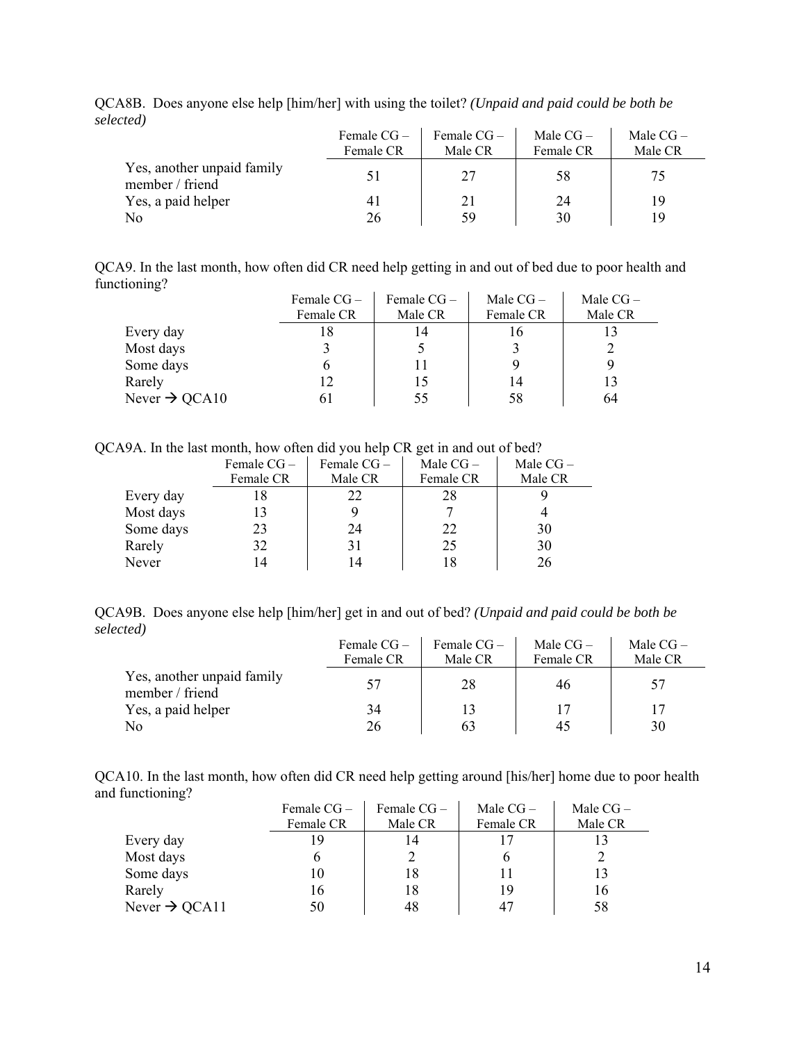QCA8B. Does anyone else help [him/her] with using the toilet? *(Unpaid and paid could be both be selected)*

| | Female CG – Female CR | Female CG – Male CR | Male CG – Female CR | Male CG – Male CR |
|---|---|---|---|---|
| Yes, another unpaid family member / friend | 51 | 27 | 58 | 75 |
| Yes, a paid helper | 41 | 21 | 24 | 19 |
| No | 26 | 59 | 30 | 19 |

QCA9. In the last month, how often did CR need help getting in and out of bed due to poor health and functioning?

| | Female CG – Female CR | Female CG – Male CR | Male CG – Female CR | Male CG – Male CR |
|---|---|---|---|---|
| Every day | 18 | 14 | 16 | 13 |
| Most days | 3 | 5 | 3 | 2 |
| Some days | 6 | 11 | 9 | 9 |
| Rarely | 12 | 15 | 14 | 13 |
| Never → QCA10 | 61 | 55 | 58 | 64 |

QCA9A. In the last month, how often did you help CR get in and out of bed?

| | Female CG – Female CR | Female CG – Male CR | Male CG – Female CR | Male CG – Male CR |
|---|---|---|---|---|
| Every day | 18 | 22 | 28 | 9 |
| Most days | 13 | 9 | 7 | 4 |
| Some days | 23 | 24 | 22 | 30 |
| Rarely | 32 | 31 | 25 | 30 |
| Never | 14 | 14 | 18 | 26 |

QCA9B. Does anyone else help [him/her] get in and out of bed? *(Unpaid and paid could be both be selected)*

| | Female CG – Female CR | Female CG – Male CR | Male CG – Female CR | Male CG – Male CR |
|---|---|---|---|---|
| Yes, another unpaid family member / friend | 57 | 28 | 46 | 57 |
| Yes, a paid helper | 34 | 13 | 17 | 17 |
| No | 26 | 63 | 45 | 30 |

QCA10. In the last month, how often did CR need help getting around [his/her] home due to poor health and functioning?

| | Female CG – Female CR | Female CG – Male CR | Male CG – Female CR | Male CG – Male CR |
|---|---|---|---|---|
| Every day | 19 | 14 | 17 | 13 |
| Most days | 6 | 2 | 6 | 2 |
| Some days | 10 | 18 | 11 | 13 |
| Rarely | 16 | 18 | 19 | 16 |
| Never → QCA11 | 50 | 48 | 47 | 58 |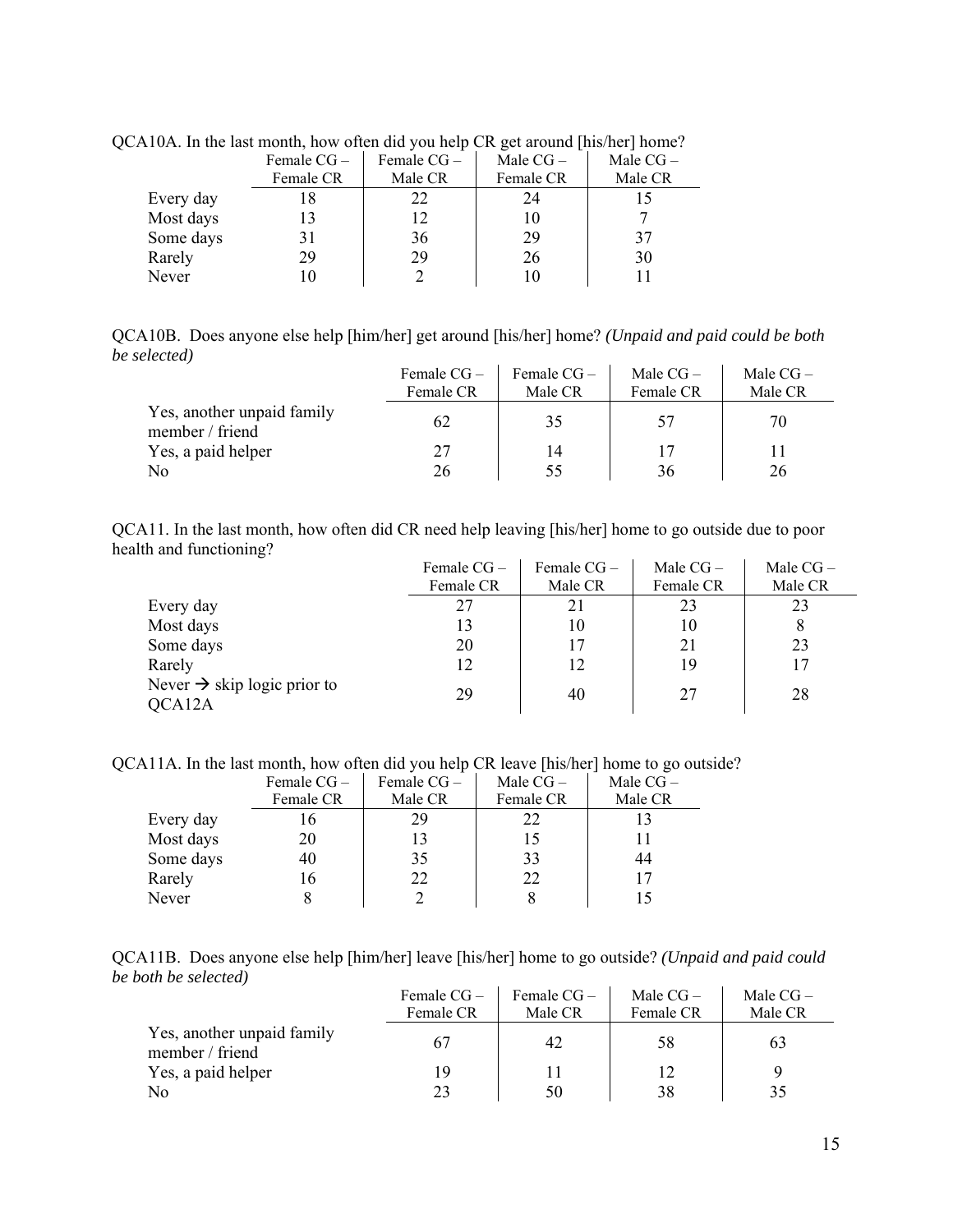QCA10A. In the last month, how often did you help CR get around [his/her] home?

| | Female CG – Female CR | Female CG – Male CR | Male CG – Female CR | Male CG – Male CR |
|---|---|---|---|---|
| Every day | 18 | 22 | 24 | 15 |
| Most days | 13 | 12 | 10 | 7 |
| Some days | 31 | 36 | 29 | 37 |
| Rarely | 29 | 29 | 26 | 30 |
| Never | 10 | 2 | 10 | 11 |

QCA10B. Does anyone else help [him/her] get around [his/her] home? *(Unpaid and paid could be both be selected)*

| | Female CG – Female CR | Female CG – Male CR | Male CG – Female CR | Male CG – Male CR |
|---|---|---|---|---|
| Yes, another unpaid family member / friend | 62 | 35 | 57 | 70 |
| Yes, a paid helper | 27 | 14 | 17 | 11 |
| No | 26 | 55 | 36 | 26 |

QCA11. In the last month, how often did CR need help leaving [his/her] home to go outside due to poor health and functioning?

| | Female CG – Female CR | Female CG – Male CR | Male CG – Female CR | Male CG – Male CR |
|---|---|---|---|---|
| Every day | 27 | 21 | 23 | 23 |
| Most days | 13 | 10 | 10 | 8 |
| Some days | 20 | 17 | 21 | 23 |
| Rarely | 12 | 12 | 19 | 17 |
| Never → skip logic prior to QCA12A | 29 | 40 | 27 | 28 |

QCA11A. In the last month, how often did you help CR leave [his/her] home to go outside?

| | Female CG – Female CR | Female CG – Male CR | Male CG – Female CR | Male CG – Male CR |
|---|---|---|---|---|
| Every day | 16 | 29 | 22 | 13 |
| Most days | 20 | 13 | 15 | 11 |
| Some days | 40 | 35 | 33 | 44 |
| Rarely | 16 | 22 | 22 | 17 |
| Never | 8 | 2 | 8 | 15 |

QCA11B. Does anyone else help [him/her] leave [his/her] home to go outside? *(Unpaid and paid could be both be selected)*

| | Female CG – Female CR | Female CG – Male CR | Male CG – Female CR | Male CG – Male CR |
|---|---|---|---|---|
| Yes, another unpaid family member / friend | 67 | 42 | 58 | 63 |
| Yes, a paid helper | 19 | 11 | 12 | 9 |
| No | 23 | 50 | 38 | 35 |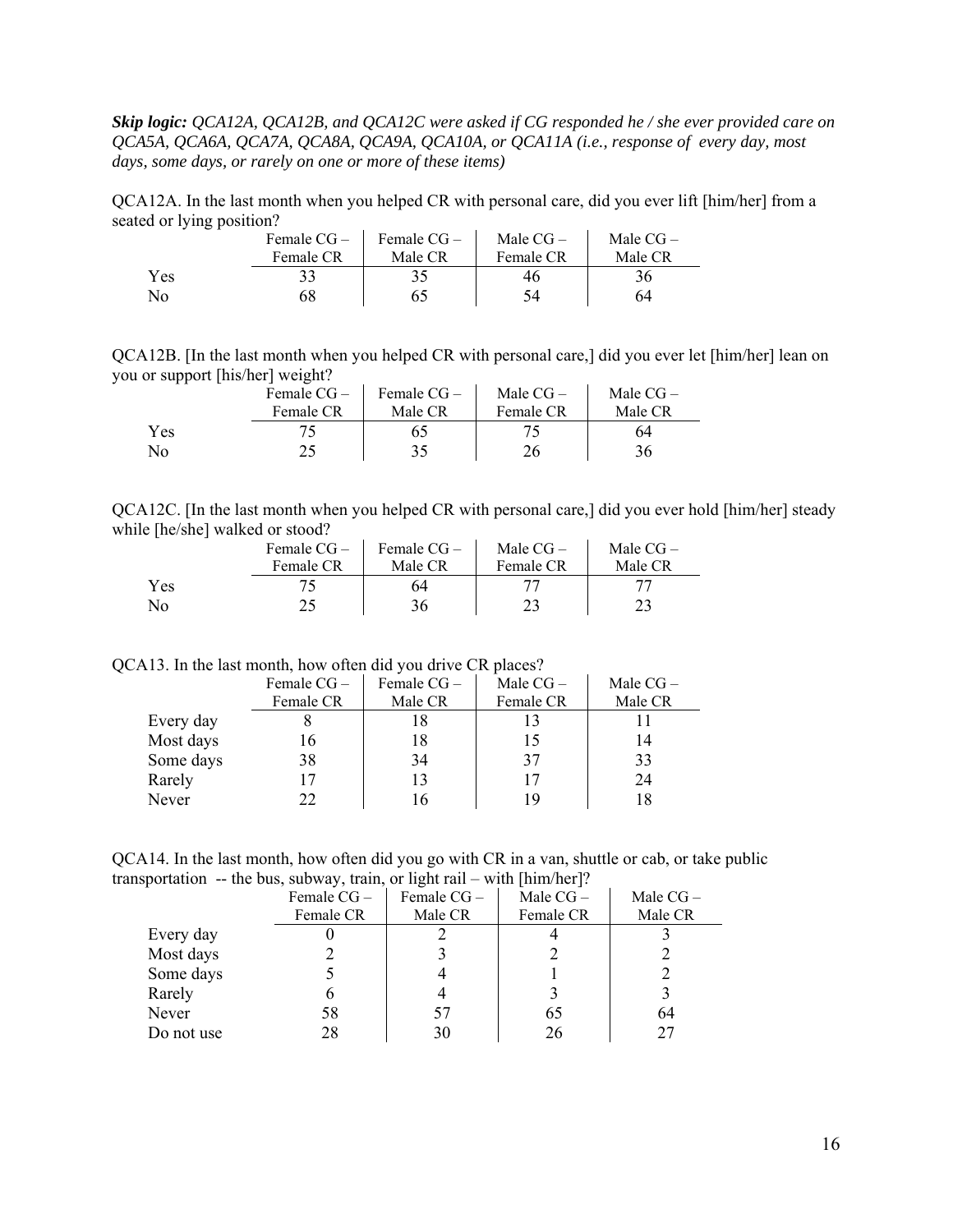***Skip logic:*** *QCA12A, QCA12B, and QCA12C were asked if CG responded he / she ever provided care on QCA5A, QCA6A, QCA7A, QCA8A, QCA9A, QCA10A, or QCA11A (i.e., response of every day, most days, some days, or rarely on one or more of these items)*

QCA12A. In the last month when you helped CR with personal care, did you ever lift [him/her] from a seated or lying position?

| | Female CG – Female CR | Female CG – Male CR | Male CG – Female CR | Male CG – Male CR |
|---|---|---|---|---|
| Yes | 33 | 35 | 46 | 36 |
| No | 68 | 65 | 54 | 64 |

QCA12B. [In the last month when you helped CR with personal care,] did you ever let [him/her] lean on you or support [his/her] weight?

| | Female CG – Female CR | Female CG – Male CR | Male CG – Female CR | Male CG – Male CR |
|---|---|---|---|---|
| Yes | 75 | 65 | 75 | 64 |
| No | 25 | 35 | 26 | 36 |

QCA12C. [In the last month when you helped CR with personal care,] did you ever hold [him/her] steady while [he/she] walked or stood?

| | Female CG – Female CR | Female CG – Male CR | Male CG – Female CR | Male CG – Male CR |
|---|---|---|---|---|
| Yes | 75 | 64 | 77 | 77 |
| No | 25 | 36 | 23 | 23 |

QCA13. In the last month, how often did you drive CR places?

| | Female CG – Female CR | Female CG – Male CR | Male CG – Female CR | Male CG – Male CR |
|---|---|---|---|---|
| Every day | 8 | 18 | 13 | 11 |
| Most days | 16 | 18 | 15 | 14 |
| Some days | 38 | 34 | 37 | 33 |
| Rarely | 17 | 13 | 17 | 24 |
| Never | 22 | 16 | 19 | 18 |

QCA14. In the last month, how often did you go with CR in a van, shuttle or cab, or take public transportation -- the bus, subway, train, or light rail – with [him/her]?

| | Female CG – Female CR | Female CG – Male CR | Male CG – Female CR | Male CG – Male CR |
|---|---|---|---|---|
| Every day | 0 | 2 | 4 | 3 |
| Most days | 2 | 3 | 2 | 2 |
| Some days | 5 | 4 | 1 | 2 |
| Rarely | 6 | 4 | 3 | 3 |
| Never | 58 | 57 | 65 | 64 |
| Do not use | 28 | 30 | 26 | 27 |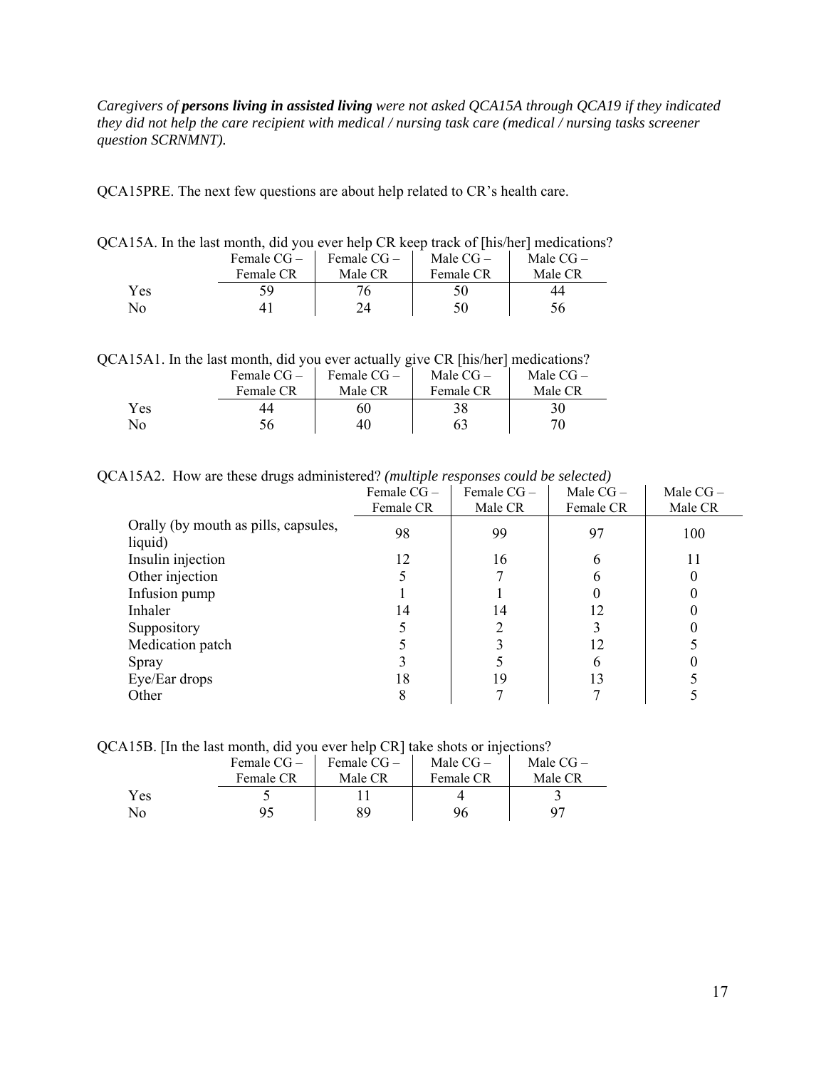*Caregivers of **persons living in assisted living** were not asked QCA15A through QCA19 if they indicated they did not help the care recipient with medical / nursing task care (medical / nursing tasks screener question SCRNMNT).*

QCA15PRE. The next few questions are about help related to CR's health care.

QCA15A. In the last month, did you ever help CR keep track of [his/her] medications?

| | Female CG – Female CR | Female CG – Male CR | Male CG – Female CR | Male CG – Male CR |
|---|---|---|---|---|
| Yes | 59 | 76 | 50 | 44 |
| No | 41 | 24 | 50 | 56 |

QCA15A1. In the last month, did you ever actually give CR [his/her] medications?

| | Female CG – Female CR | Female CG – Male CR | Male CG – Female CR | Male CG – Male CR |
|---|---|---|---|---|
| Yes | 44 | 60 | 38 | 30 |
| No | 56 | 40 | 63 | 70 |

QCA15A2. How are these drugs administered? *(multiple responses could be selected)*

| | Female CG – Female CR | Female CG – Male CR | Male CG – Female CR | Male CG – Male CR |
|---|---|---|---|---|
| Orally (by mouth as pills, capsules, liquid) | 98 | 99 | 97 | 100 |
| Insulin injection | 12 | 16 | 6 | 11 |
| Other injection | 5 | 7 | 6 | 0 |
| Infusion pump | 1 | 1 | 0 | 0 |
| Inhaler | 14 | 14 | 12 | 0 |
| Suppository | 5 | 2 | 3 | 0 |
| Medication patch | 5 | 3 | 12 | 5 |
| Spray | 3 | 5 | 6 | 0 |
| Eye/Ear drops | 18 | 19 | 13 | 5 |
| Other | 8 | 7 | 7 | 5 |

QCA15B. [In the last month, did you ever help CR] take shots or injections?

| | Female CG – Female CR | Female CG – Male CR | Male CG – Female CR | Male CG – Male CR |
|---|---|---|---|---|
| Yes | 5 | 11 | 4 | 3 |
| No | 95 | 89 | 96 | 97 |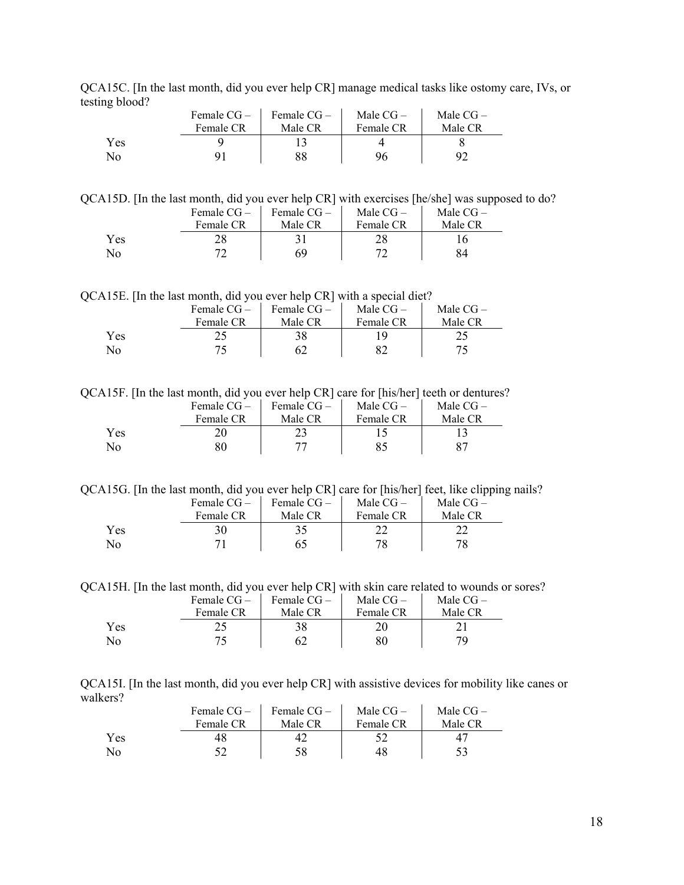QCA15C. [In the last month, did you ever help CR] manage medical tasks like ostomy care, IVs, or testing blood?

| | Female CG – Female CR | Female CG – Male CR | Male CG – Female CR | Male CG – Male CR |
|---|---|---|---|---|
| Yes | 9 | 13 | 4 | 8 |
| No | 91 | 88 | 96 | 92 |

QCA15D. [In the last month, did you ever help CR] with exercises [he/she] was supposed to do?

| | Female CG – Female CR | Female CG – Male CR | Male CG – Female CR | Male CG – Male CR |
|---|---|---|---|---|
| Yes | 28 | 31 | 28 | 16 |
| No | 72 | 69 | 72 | 84 |

QCA15E. [In the last month, did you ever help CR] with a special diet?

| | Female CG – Female CR | Female CG – Male CR | Male CG – Female CR | Male CG – Male CR |
|---|---|---|---|---|
| Yes | 25 | 38 | 19 | 25 |
| No | 75 | 62 | 82 | 75 |

QCA15F. [In the last month, did you ever help CR] care for [his/her] teeth or dentures?

| | Female CG – Female CR | Female CG – Male CR | Male CG – Female CR | Male CG – Male CR |
|---|---|---|---|---|
| Yes | 20 | 23 | 15 | 13 |
| No | 80 | 77 | 85 | 87 |

QCA15G. [In the last month, did you ever help CR] care for [his/her] feet, like clipping nails?

| | Female CG – Female CR | Female CG – Male CR | Male CG – Female CR | Male CG – Male CR |
|---|---|---|---|---|
| Yes | 30 | 35 | 22 | 22 |
| No | 71 | 65 | 78 | 78 |

QCA15H. [In the last month, did you ever help CR] with skin care related to wounds or sores?

| | Female CG – Female CR | Female CG – Male CR | Male CG – Female CR | Male CG – Male CR |
|---|---|---|---|---|
| Yes | 25 | 38 | 20 | 21 |
| No | 75 | 62 | 80 | 79 |

QCA15I. [In the last month, did you ever help CR] with assistive devices for mobility like canes or walkers?

| | Female CG – Female CR | Female CG – Male CR | Male CG – Female CR | Male CG – Male CR |
|---|---|---|---|---|
| Yes | 48 | 42 | 52 | 47 |
| No | 52 | 58 | 48 | 53 |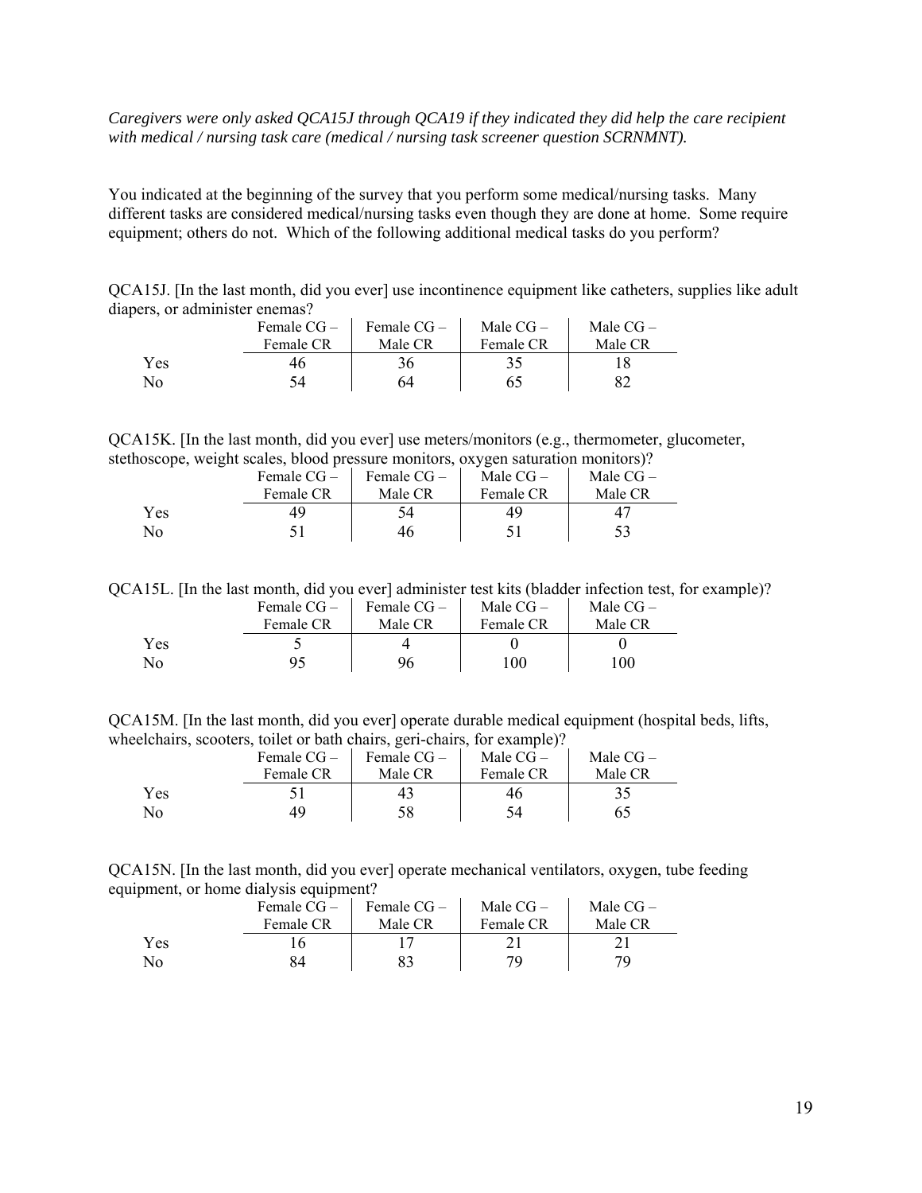*Caregivers were only asked QCA15J through QCA19 if they indicated they did help the care recipient with medical / nursing task care (medical / nursing task screener question SCRNMNT).*

You indicated at the beginning of the survey that you perform some medical/nursing tasks. Many different tasks are considered medical/nursing tasks even though they are done at home. Some require equipment; others do not. Which of the following additional medical tasks do you perform?

QCA15J. [In the last month, did you ever] use incontinence equipment like catheters, supplies like adult diapers, or administer enemas?

| | Female CG – Female CR | Female CG – Male CR | Male CG – Female CR | Male CG – Male CR |
|---|---|---|---|---|
| Yes | 46 | 36 | 35 | 18 |
| No | 54 | 64 | 65 | 82 |

QCA15K. [In the last month, did you ever] use meters/monitors (e.g., thermometer, glucometer, stethoscope, weight scales, blood pressure monitors, oxygen saturation monitors)?

| | Female CG – Female CR | Female CG – Male CR | Male CG – Female CR | Male CG – Male CR |
|---|---|---|---|---|
| Yes | 49 | 54 | 49 | 47 |
| No | 51 | 46 | 51 | 53 |

QCA15L. [In the last month, did you ever] administer test kits (bladder infection test, for example)?

| | Female CG – Female CR | Female CG – Male CR | Male CG – Female CR | Male CG – Male CR |
|---|---|---|---|---|
| Yes | 5 | 4 | 0 | 0 |
| No | 95 | 96 | 100 | 100 |

QCA15M. [In the last month, did you ever] operate durable medical equipment (hospital beds, lifts, wheelchairs, scooters, toilet or bath chairs, geri-chairs, for example)?

| | Female CG – Female CR | Female CG – Male CR | Male CG – Female CR | Male CG – Male CR |
|---|---|---|---|---|
| Yes | 51 | 43 | 46 | 35 |
| No | 49 | 58 | 54 | 65 |

QCA15N. [In the last month, did you ever] operate mechanical ventilators, oxygen, tube feeding equipment, or home dialysis equipment?

| | Female CG – Female CR | Female CG – Male CR | Male CG – Female CR | Male CG – Male CR |
|---|---|---|---|---|
| Yes | 16 | 17 | 21 | 21 |
| No | 84 | 83 | 79 | 79 |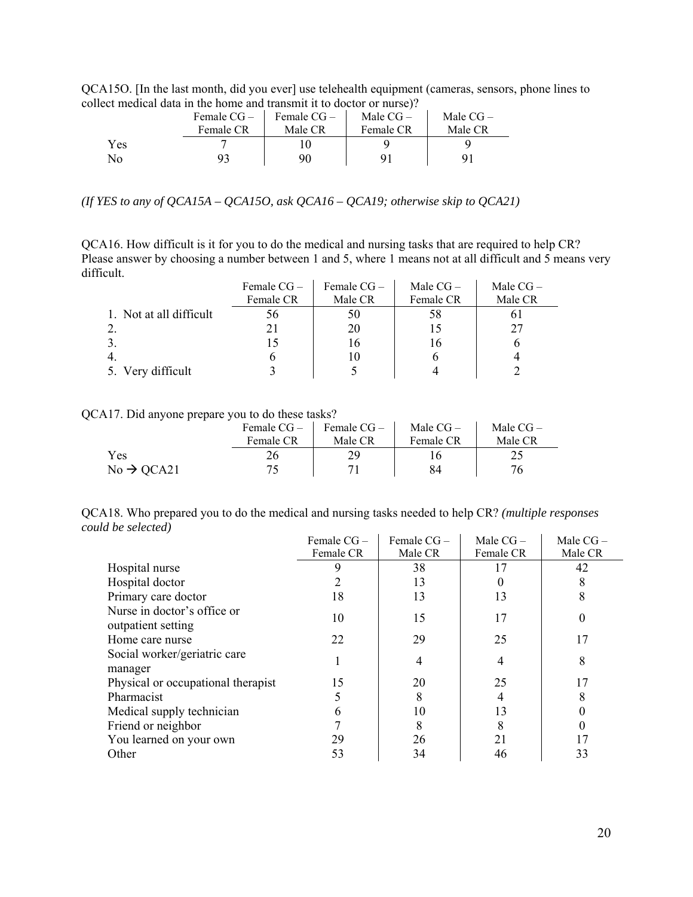QCA15O. [In the last month, did you ever] use telehealth equipment (cameras, sensors, phone lines to collect medical data in the home and transmit it to doctor or nurse)?

| | Female CG – Female CR | Female CG – Male CR | Male CG – Female CR | Male CG – Male CR |
|---|---|---|---|---|
| Yes | 7 | 10 | 9 | 9 |
| No | 93 | 90 | 91 | 91 |

*(If YES to any of QCA15A – QCA15O, ask QCA16 – QCA19; otherwise skip to QCA21)*

QCA16. How difficult is it for you to do the medical and nursing tasks that are required to help CR? Please answer by choosing a number between 1 and 5, where 1 means not at all difficult and 5 means very difficult.

| | Female CG – Female CR | Female CG – Male CR | Male CG – Female CR | Male CG – Male CR |
|---|---|---|---|---|
| 1. Not at all difficult | 56 | 50 | 58 | 61 |
| 2. | 21 | 20 | 15 | 27 |
| 3. | 15 | 16 | 16 | 6 |
| 4. | 6 | 10 | 6 | 4 |
| 5. Very difficult | 3 | 5 | 4 | 2 |

QCA17. Did anyone prepare you to do these tasks?

| | Female CG – Female CR | Female CG – Male CR | Male CG – Female CR | Male CG – Male CR |
|---|---|---|---|---|
| Yes | 26 | 29 | 16 | 25 |
| No → QCA21 | 75 | 71 | 84 | 76 |

QCA18. Who prepared you to do the medical and nursing tasks needed to help CR? *(multiple responses could be selected)*

| | Female CG – Female CR | Female CG – Male CR | Male CG – Female CR | Male CG – Male CR |
|---|---|---|---|---|
| Hospital nurse | 9 | 38 | 17 | 42 |
| Hospital doctor | 2 | 13 | 0 | 8 |
| Primary care doctor | 18 | 13 | 13 | 8 |
| Nurse in doctor's office or outpatient setting | 10 | 15 | 17 | 0 |
| Home care nurse | 22 | 29 | 25 | 17 |
| Social worker/geriatric care manager | 1 | 4 | 4 | 8 |
| Physical or occupational therapist | 15 | 20 | 25 | 17 |
| Pharmacist | 5 | 8 | 4 | 8 |
| Medical supply technician | 6 | 10 | 13 | 0 |
| Friend or neighbor | 7 | 8 | 8 | 0 |
| You learned on your own | 29 | 26 | 21 | 17 |
| Other | 53 | 34 | 46 | 33 |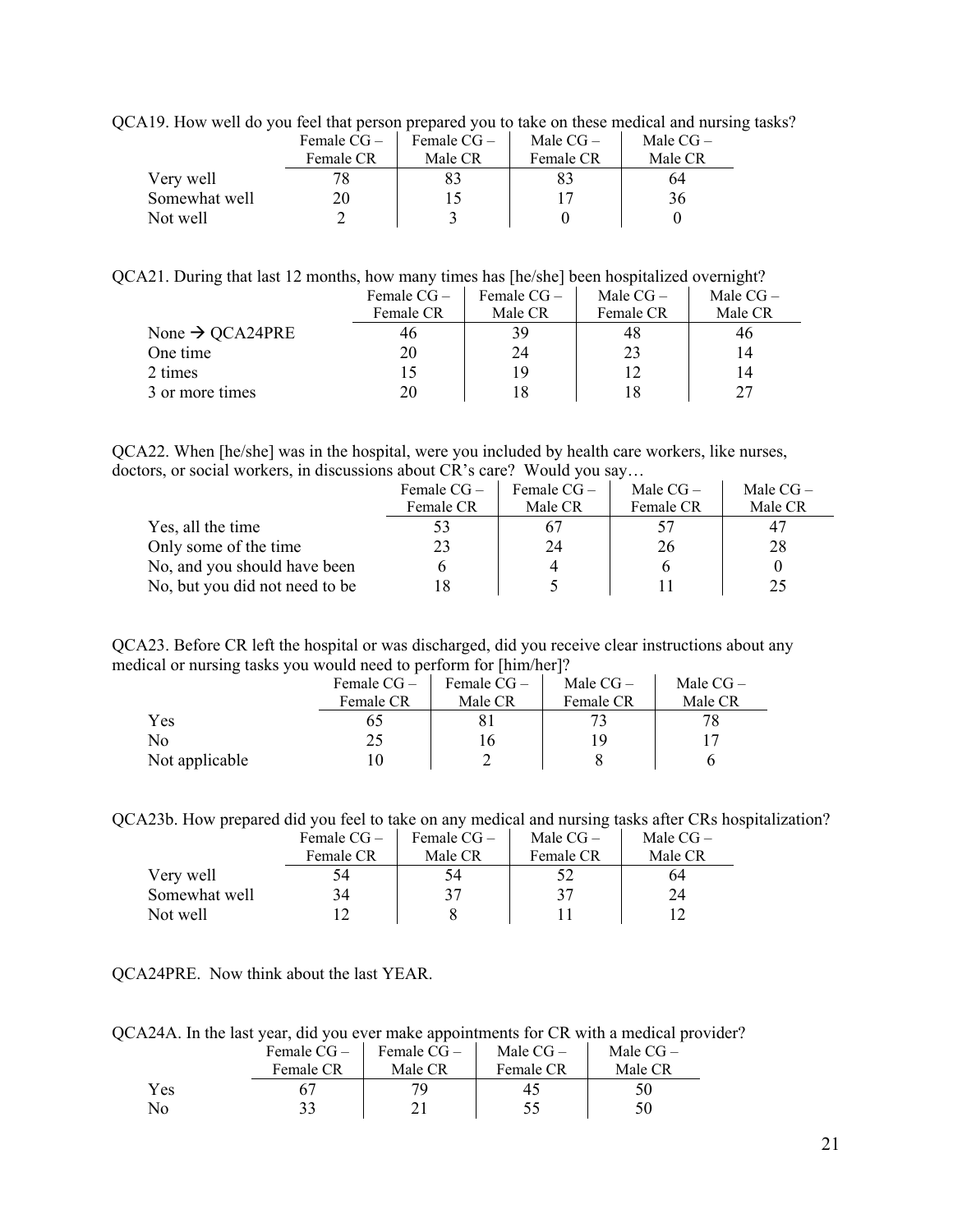QCA19. How well do you feel that person prepared you to take on these medical and nursing tasks?

| | Female CG – Female CR | Female CG – Male CR | Male CG – Female CR | Male CG – Male CR |
|---|---|---|---|---|
| Very well | 78 | 83 | 83 | 64 |
| Somewhat well | 20 | 15 | 17 | 36 |
| Not well | 2 | 3 | 0 | 0 |

QCA21. During that last 12 months, how many times has [he/she] been hospitalized overnight?

| | Female CG – Female CR | Female CG – Male CR | Male CG – Female CR | Male CG – Male CR |
|---|---|---|---|---|
| None → QCA24PRE | 46 | 39 | 48 | 46 |
| One time | 20 | 24 | 23 | 14 |
| 2 times | 15 | 19 | 12 | 14 |
| 3 or more times | 20 | 18 | 18 | 27 |

QCA22. When [he/she] was in the hospital, were you included by health care workers, like nurses, doctors, or social workers, in discussions about CR's care? Would you say…

| | Female CG – Female CR | Female CG – Male CR | Male CG – Female CR | Male CG – Male CR |
|---|---|---|---|---|
| Yes, all the time | 53 | 67 | 57 | 47 |
| Only some of the time | 23 | 24 | 26 | 28 |
| No, and you should have been | 6 | 4 | 6 | 0 |
| No, but you did not need to be | 18 | 5 | 11 | 25 |

QCA23. Before CR left the hospital or was discharged, did you receive clear instructions about any medical or nursing tasks you would need to perform for [him/her]?

| | Female CG – Female CR | Female CG – Male CR | Male CG – Female CR | Male CG – Male CR |
|---|---|---|---|---|
| Yes | 65 | 81 | 73 | 78 |
| No | 25 | 16 | 19 | 17 |
| Not applicable | 10 | 2 | 8 | 6 |

QCA23b. How prepared did you feel to take on any medical and nursing tasks after CRs hospitalization?

| | Female CG – Female CR | Female CG – Male CR | Male CG – Female CR | Male CG – Male CR |
|---|---|---|---|---|
| Very well | 54 | 54 | 52 | 64 |
| Somewhat well | 34 | 37 | 37 | 24 |
| Not well | 12 | 8 | 11 | 12 |

QCA24PRE. Now think about the last YEAR.

QCA24A. In the last year, did you ever make appointments for CR with a medical provider?

| | Female CG – Female CR | Female CG – Male CR | Male CG – Female CR | Male CG – Male CR |
|---|---|---|---|---|
| Yes | 67 | 79 | 45 | 50 |
| No | 33 | 21 | 55 | 50 |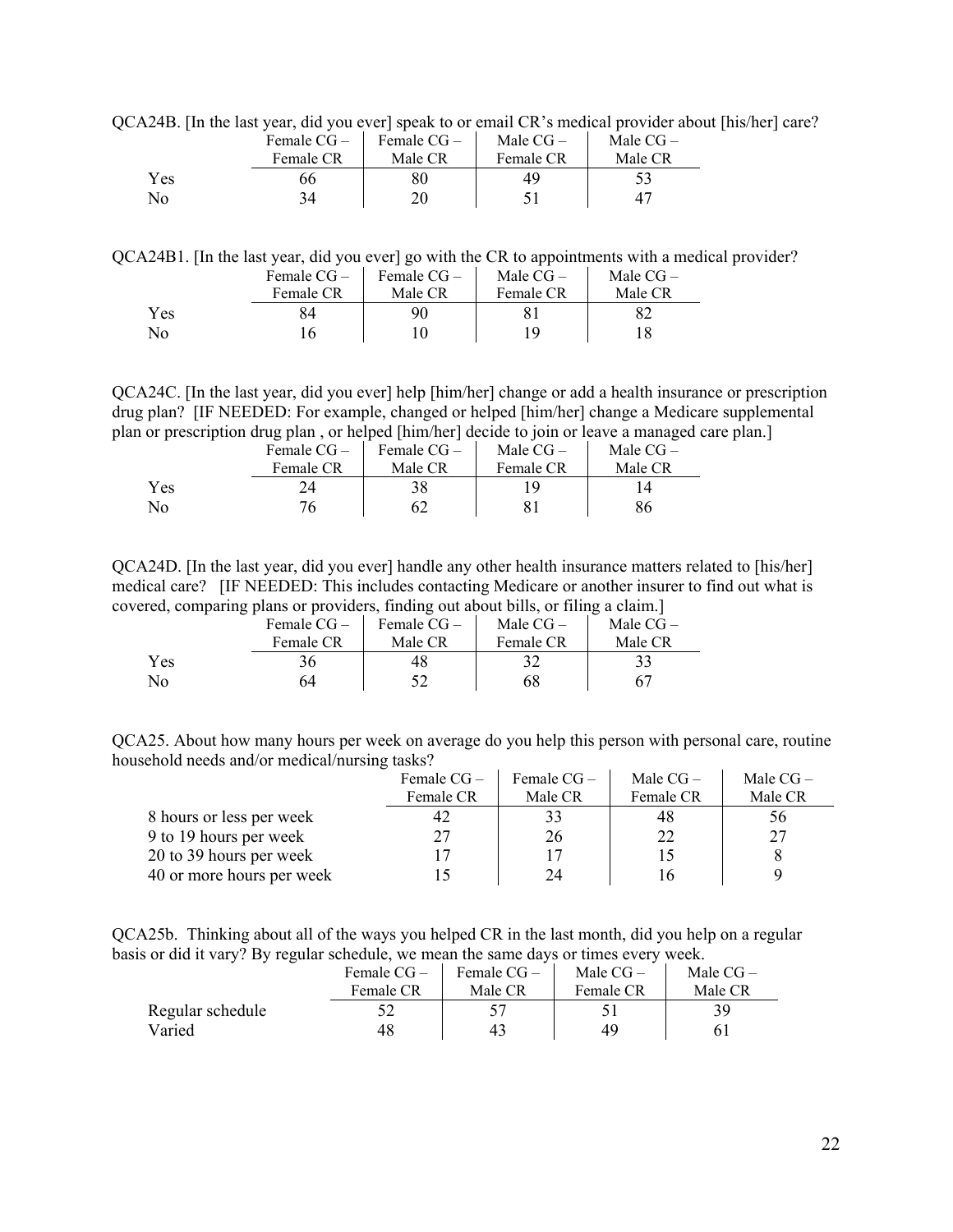QCA24B. [In the last year, did you ever] speak to or email CR's medical provider about [his/her] care?

| | Female CG – Female CR | Female CG – Male CR | Male CG – Female CR | Male CG – Male CR |
|---|---|---|---|---|
| Yes | 66 | 80 | 49 | 53 |
| No | 34 | 20 | 51 | 47 |

QCA24B1. [In the last year, did you ever] go with the CR to appointments with a medical provider?

| | Female CG – Female CR | Female CG – Male CR | Male CG – Female CR | Male CG – Male CR |
|---|---|---|---|---|
| Yes | 84 | 90 | 81 | 82 |
| No | 16 | 10 | 19 | 18 |

QCA24C. [In the last year, did you ever] help [him/her] change or add a health insurance or prescription drug plan? [IF NEEDED: For example, changed or helped [him/her] change a Medicare supplemental plan or prescription drug plan , or helped [him/her] decide to join or leave a managed care plan.]

| | Female CG – Female CR | Female CG – Male CR | Male CG – Female CR | Male CG – Male CR |
|---|---|---|---|---|
| Yes | 24 | 38 | 19 | 14 |
| No | 76 | 62 | 81 | 86 |

QCA24D. [In the last year, did you ever] handle any other health insurance matters related to [his/her] medical care? [IF NEEDED: This includes contacting Medicare or another insurer to find out what is covered, comparing plans or providers, finding out about bills, or filing a claim.]

| | Female CG – Female CR | Female CG – Male CR | Male CG – Female CR | Male CG – Male CR |
|---|---|---|---|---|
| Yes | 36 | 48 | 32 | 33 |
| No | 64 | 52 | 68 | 67 |

QCA25. About how many hours per week on average do you help this person with personal care, routine household needs and/or medical/nursing tasks?

| | Female CG – Female CR | Female CG – Male CR | Male CG – Female CR | Male CG – Male CR |
|---|---|---|---|---|
| 8 hours or less per week | 42 | 33 | 48 | 56 |
| 9 to 19 hours per week | 27 | 26 | 22 | 27 |
| 20 to 39 hours per week | 17 | 17 | 15 | 8 |
| 40 or more hours per week | 15 | 24 | 16 | 9 |

QCA25b. Thinking about all of the ways you helped CR in the last month, did you help on a regular basis or did it vary? By regular schedule, we mean the same days or times every week.

| | Female CG – Female CR | Female CG – Male CR | Male CG – Female CR | Male CG – Male CR |
|---|---|---|---|---|
| Regular schedule | 52 | 57 | 51 | 39 |
| Varied | 48 | 43 | 49 | 61 |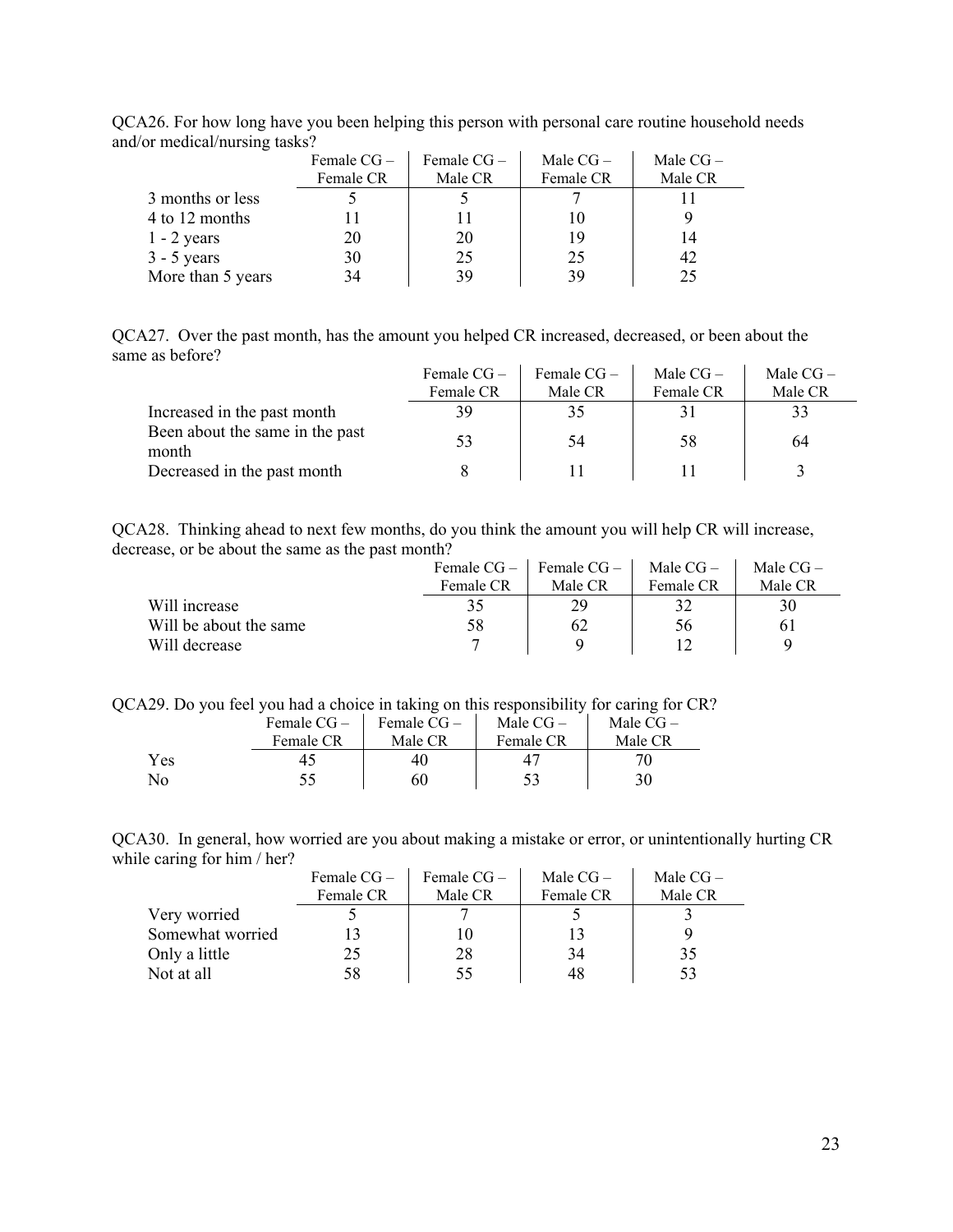QCA26. For how long have you been helping this person with personal care routine household needs and/or medical/nursing tasks?

| | Female CG – Female CR | Female CG – Male CR | Male CG – Female CR | Male CG – Male CR |
|---|---|---|---|---|
| 3 months or less | 5 | 5 | 7 | 11 |
| 4 to 12 months | 11 | 11 | 10 | 9 |
| 1 - 2 years | 20 | 20 | 19 | 14 |
| 3 - 5 years | 30 | 25 | 25 | 42 |
| More than 5 years | 34 | 39 | 39 | 25 |

QCA27. Over the past month, has the amount you helped CR increased, decreased, or been about the same as before?

| | Female CG – Female CR | Female CG – Male CR | Male CG – Female CR | Male CG – Male CR |
|---|---|---|---|---|
| Increased in the past month | 39 | 35 | 31 | 33 |
| Been about the same in the past month | 53 | 54 | 58 | 64 |
| Decreased in the past month | 8 | 11 | 11 | 3 |

QCA28. Thinking ahead to next few months, do you think the amount you will help CR will increase, decrease, or be about the same as the past month?

| | Female CG – Female CR | Female CG – Male CR | Male CG – Female CR | Male CG – Male CR |
|---|---|---|---|---|
| Will increase | 35 | 29 | 32 | 30 |
| Will be about the same | 58 | 62 | 56 | 61 |
| Will decrease | 7 | 9 | 12 | 9 |

QCA29. Do you feel you had a choice in taking on this responsibility for caring for CR?

| | Female CG – Female CR | Female CG – Male CR | Male CG – Female CR | Male CG – Male CR |
|---|---|---|---|---|
| Yes | 45 | 40 | 47 | 70 |
| No | 55 | 60 | 53 | 30 |

QCA30. In general, how worried are you about making a mistake or error, or unintentionally hurting CR while caring for him / her?

| | Female CG – Female CR | Female CG – Male CR | Male CG – Female CR | Male CG – Male CR |
|---|---|---|---|---|
| Very worried | 5 | 7 | 5 | 3 |
| Somewhat worried | 13 | 10 | 13 | 9 |
| Only a little | 25 | 28 | 34 | 35 |
| Not at all | 58 | 55 | 48 | 53 |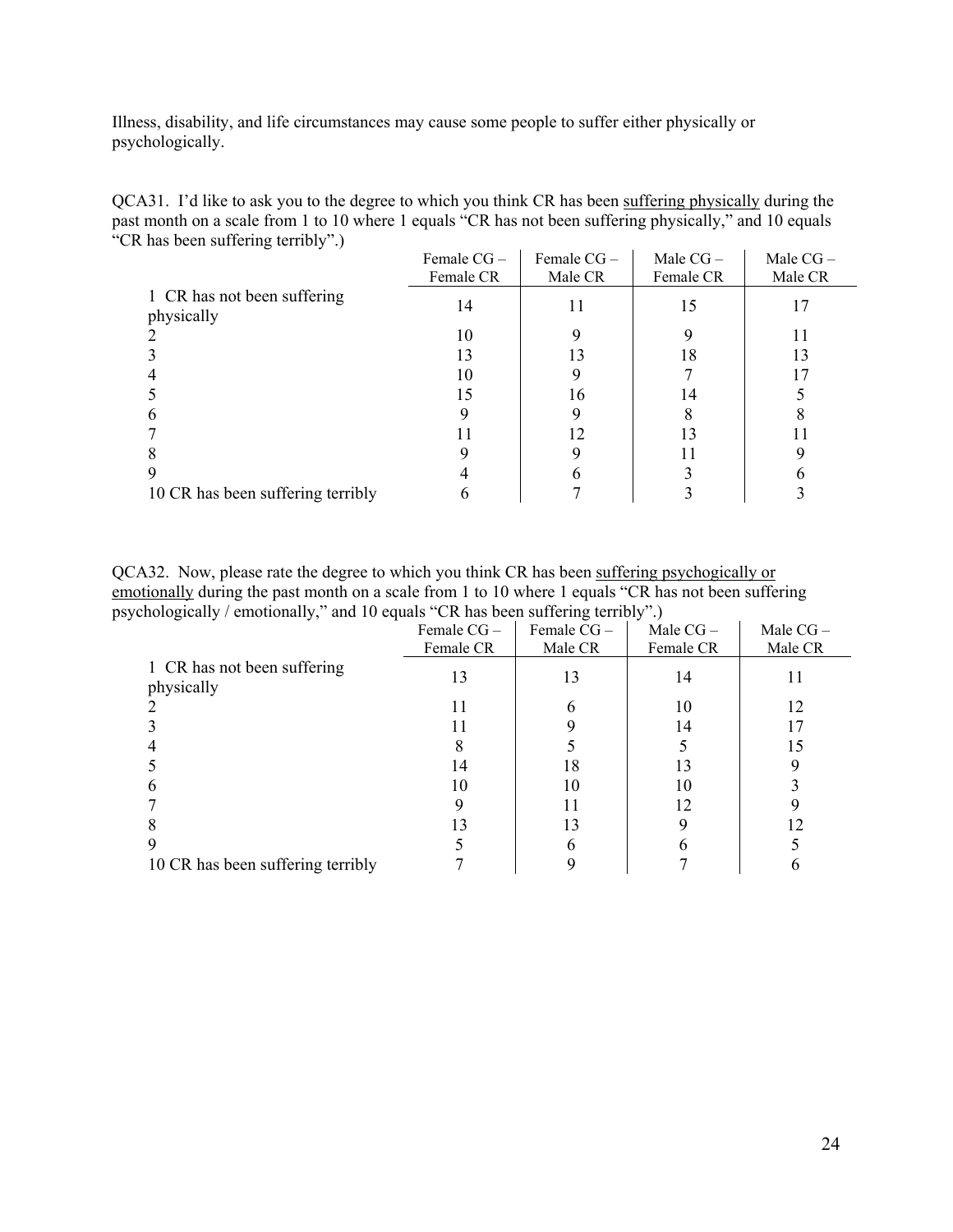Illness, disability, and life circumstances may cause some people to suffer either physically or psychologically.

QCA31. I'd like to ask you to the degree to which you think CR has been suffering physically during the past month on a scale from 1 to 10 where 1 equals "CR has not been suffering physically," and 10 equals "CR has been suffering terribly".)

| | Female CG – Female CR | Female CG – Male CR | Male CG – Female CR | Male CG – Male CR |
|---|---|---|---|---|
| 1 CR has not been suffering physically | 14 | 11 | 15 | 17 |
| 2 | 10 | 9 | 9 | 11 |
| 3 | 13 | 13 | 18 | 13 |
| 4 | 10 | 9 | 7 | 17 |
| 5 | 15 | 16 | 14 | 5 |
| 6 | 9 | 9 | 8 | 8 |
| 7 | 11 | 12 | 13 | 11 |
| 8 | 9 | 9 | 11 | 9 |
| 9 | 4 | 6 | 3 | 6 |
| 10 CR has been suffering terribly | 6 | 7 | 3 | 3 |

QCA32. Now, please rate the degree to which you think CR has been suffering psychogically or emotionally during the past month on a scale from 1 to 10 where 1 equals "CR has not been suffering psychologically / emotionally," and 10 equals "CR has been suffering terribly".)

| | Female CG – Female CR | Female CG – Male CR | Male CG – Female CR | Male CG – Male CR |
|---|---|---|---|---|
| 1 CR has not been suffering physically | 13 | 13 | 14 | 11 |
| 2 | 11 | 6 | 10 | 12 |
| 3 | 11 | 9 | 14 | 17 |
| 4 | 8 | 5 | 5 | 15 |
| 5 | 14 | 18 | 13 | 9 |
| 6 | 10 | 10 | 10 | 3 |
| 7 | 9 | 11 | 12 | 9 |
| 8 | 13 | 13 | 9 | 12 |
| 9 | 5 | 6 | 6 | 5 |
| 10 CR has been suffering terribly | 7 | 9 | 7 | 6 |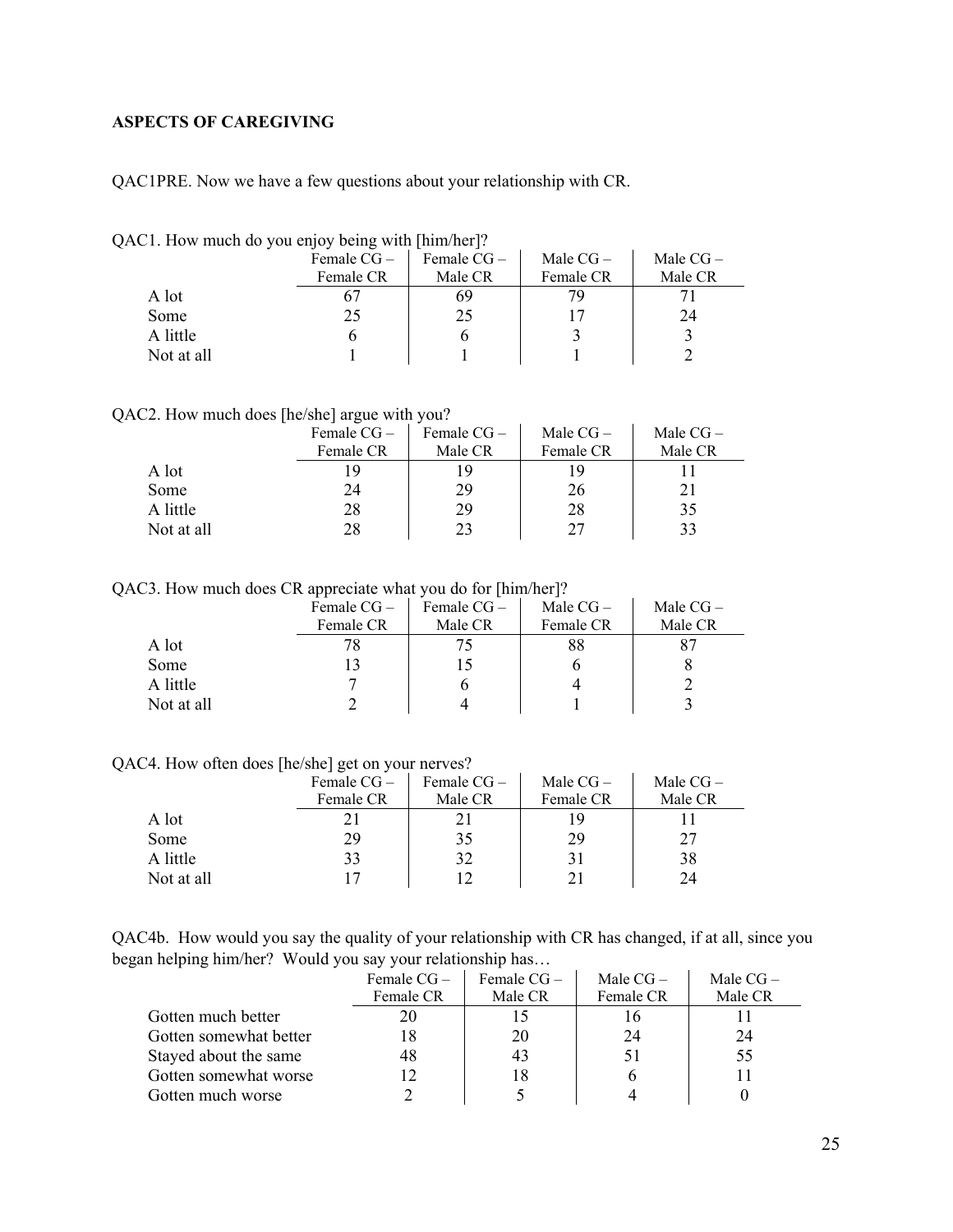## ASPECTS OF CAREGIVING

QAC1PRE. Now we have a few questions about your relationship with CR.

QAC1. How much do you enjoy being with [him/her]?

| | Female CG – Female CR | Female CG – Male CR | Male CG – Female CR | Male CG – Male CR |
|---|---|---|---|---|
| A lot | 67 | 69 | 79 | 71 |
| Some | 25 | 25 | 17 | 24 |
| A little | 6 | 6 | 3 | 3 |
| Not at all | 1 | 1 | 1 | 2 |

QAC2. How much does [he/she] argue with you?

| | Female CG – Female CR | Female CG – Male CR | Male CG – Female CR | Male CG – Male CR |
|---|---|---|---|---|
| A lot | 19 | 19 | 19 | 11 |
| Some | 24 | 29 | 26 | 21 |
| A little | 28 | 29 | 28 | 35 |
| Not at all | 28 | 23 | 27 | 33 |

QAC3. How much does CR appreciate what you do for [him/her]?

| | Female CG – Female CR | Female CG – Male CR | Male CG – Female CR | Male CG – Male CR |
|---|---|---|---|---|
| A lot | 78 | 75 | 88 | 87 |
| Some | 13 | 15 | 6 | 8 |
| A little | 7 | 6 | 4 | 2 |
| Not at all | 2 | 4 | 1 | 3 |

QAC4. How often does [he/she] get on your nerves?

| | Female CG – Female CR | Female CG – Male CR | Male CG – Female CR | Male CG – Male CR |
|---|---|---|---|---|
| A lot | 21 | 21 | 19 | 11 |
| Some | 29 | 35 | 29 | 27 |
| A little | 33 | 32 | 31 | 38 |
| Not at all | 17 | 12 | 21 | 24 |

QAC4b. How would you say the quality of your relationship with CR has changed, if at all, since you began helping him/her? Would you say your relationship has…

| | Female CG – Female CR | Female CG – Male CR | Male CG – Female CR | Male CG – Male CR |
|---|---|---|---|---|
| Gotten much better | 20 | 15 | 16 | 11 |
| Gotten somewhat better | 18 | 20 | 24 | 24 |
| Stayed about the same | 48 | 43 | 51 | 55 |
| Gotten somewhat worse | 12 | 18 | 6 | 11 |
| Gotten much worse | 2 | 5 | 4 | 0 |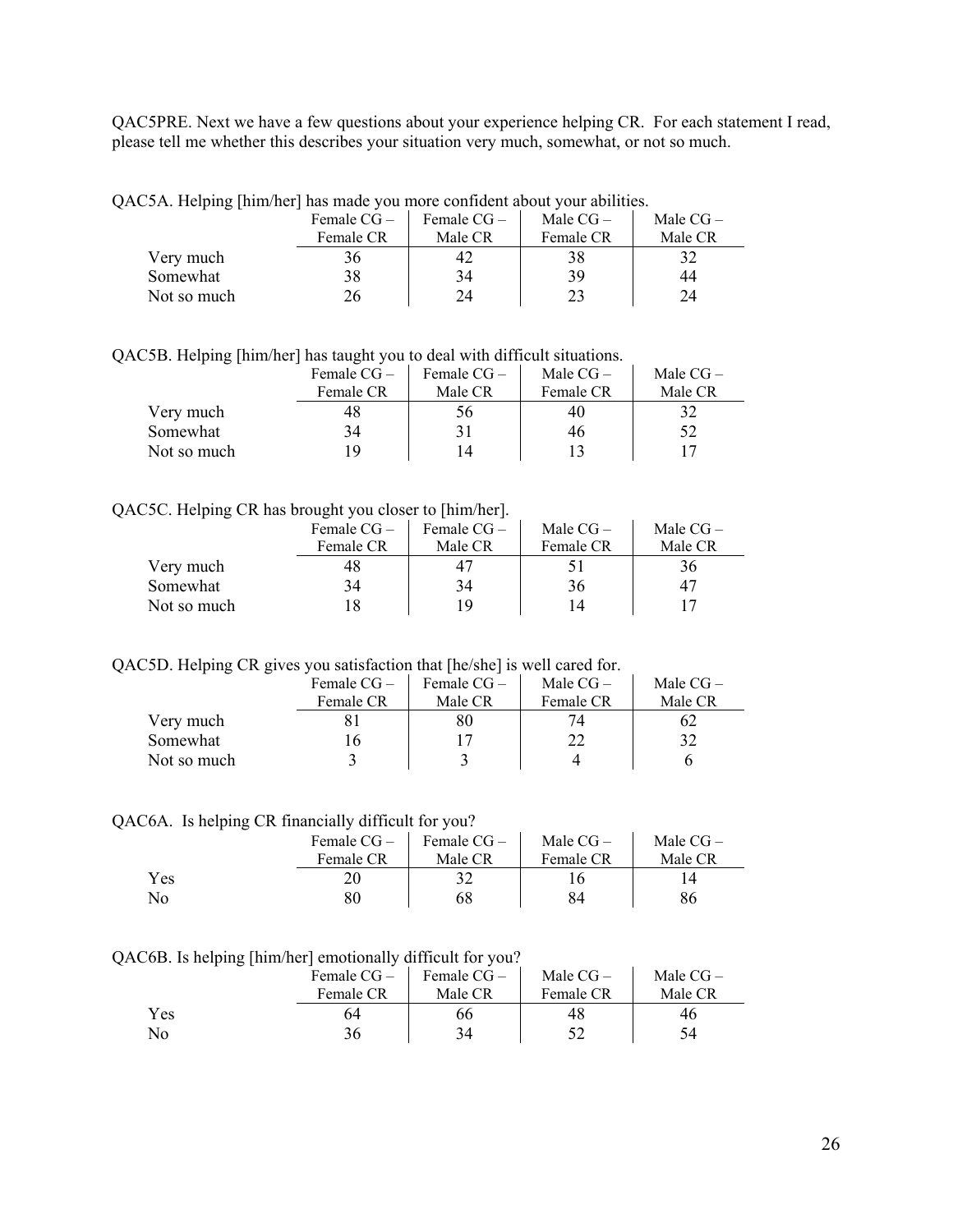QAC5PRE. Next we have a few questions about your experience helping CR. For each statement I read, please tell me whether this describes your situation very much, somewhat, or not so much.

QAC5A. Helping [him/her] has made you more confident about your abilities.

| | Female CG – Female CR | Female CG – Male CR | Male CG – Female CR | Male CG – Male CR |
|---|---|---|---|---|
| Very much | 36 | 42 | 38 | 32 |
| Somewhat | 38 | 34 | 39 | 44 |
| Not so much | 26 | 24 | 23 | 24 |

QAC5B. Helping [him/her] has taught you to deal with difficult situations.

| | Female CG – Female CR | Female CG – Male CR | Male CG – Female CR | Male CG – Male CR |
|---|---|---|---|---|
| Very much | 48 | 56 | 40 | 32 |
| Somewhat | 34 | 31 | 46 | 52 |
| Not so much | 19 | 14 | 13 | 17 |

QAC5C. Helping CR has brought you closer to [him/her].

| | Female CG – Female CR | Female CG – Male CR | Male CG – Female CR | Male CG – Male CR |
|---|---|---|---|---|
| Very much | 48 | 47 | 51 | 36 |
| Somewhat | 34 | 34 | 36 | 47 |
| Not so much | 18 | 19 | 14 | 17 |

QAC5D. Helping CR gives you satisfaction that [he/she] is well cared for.

| | Female CG – Female CR | Female CG – Male CR | Male CG – Female CR | Male CG – Male CR |
|---|---|---|---|---|
| Very much | 81 | 80 | 74 | 62 |
| Somewhat | 16 | 17 | 22 | 32 |
| Not so much | 3 | 3 | 4 | 6 |

QAC6A. Is helping CR financially difficult for you?

| | Female CG – Female CR | Female CG – Male CR | Male CG – Female CR | Male CG – Male CR |
|---|---|---|---|---|
| Yes | 20 | 32 | 16 | 14 |
| No | 80 | 68 | 84 | 86 |

QAC6B. Is helping [him/her] emotionally difficult for you?

| | Female CG – Female CR | Female CG – Male CR | Male CG – Female CR | Male CG – Male CR |
|---|---|---|---|---|
| Yes | 64 | 66 | 48 | 46 |
| No | 36 | 34 | 52 | 54 |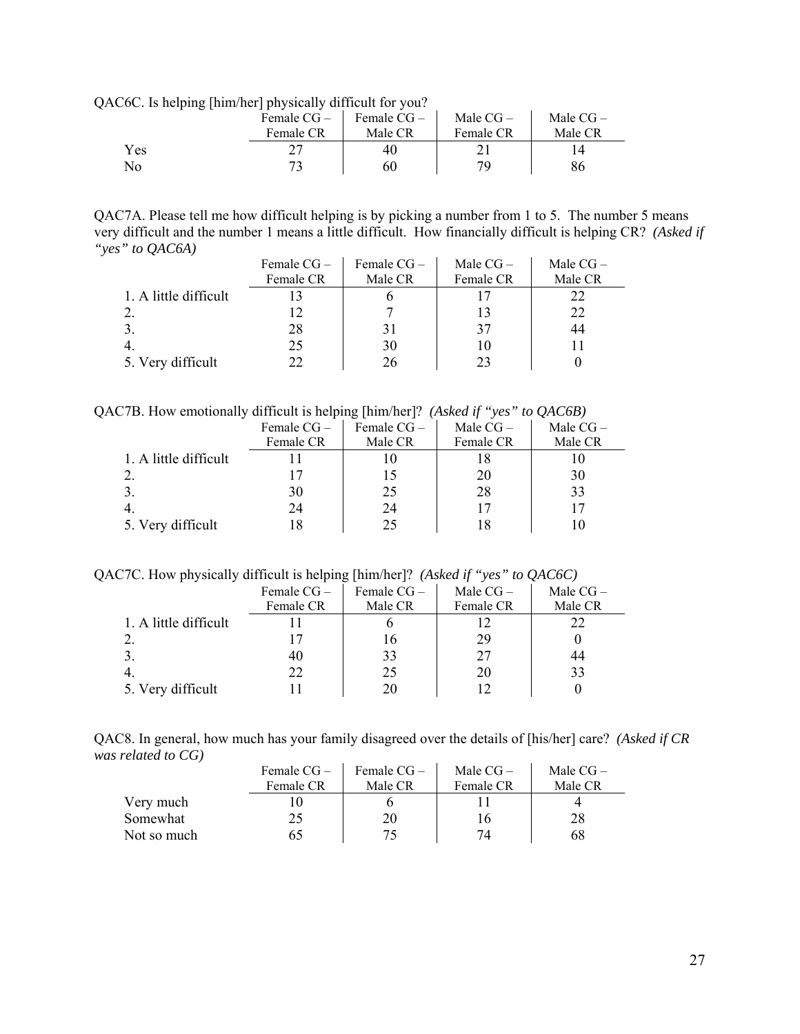QAC6C. Is helping [him/her] physically difficult for you?

| | Female CG – Female CR | Female CG – Male CR | Male CG – Female CR | Male CG – Male CR |
|---|---|---|---|---|
| Yes | 27 | 40 | 21 | 14 |
| No | 73 | 60 | 79 | 86 |

QAC7A. Please tell me how difficult helping is by picking a number from 1 to 5. The number 5 means very difficult and the number 1 means a little difficult. How financially difficult is helping CR? *(Asked if "yes" to QAC6A)*

| | Female CG – Female CR | Female CG – Male CR | Male CG – Female CR | Male CG – Male CR |
|---|---|---|---|---|
| 1. A little difficult | 13 | 6 | 17 | 22 |
| 2. | 12 | 7 | 13 | 22 |
| 3. | 28 | 31 | 37 | 44 |
| 4. | 25 | 30 | 10 | 11 |
| 5. Very difficult | 22 | 26 | 23 | 0 |

QAC7B. How emotionally difficult is helping [him/her]? *(Asked if "yes" to QAC6B)*

| | Female CG – Female CR | Female CG – Male CR | Male CG – Female CR | Male CG – Male CR |
|---|---|---|---|---|
| 1. A little difficult | 11 | 10 | 18 | 10 |
| 2. | 17 | 15 | 20 | 30 |
| 3. | 30 | 25 | 28 | 33 |
| 4. | 24 | 24 | 17 | 17 |
| 5. Very difficult | 18 | 25 | 18 | 10 |

QAC7C. How physically difficult is helping [him/her]? *(Asked if "yes" to QAC6C)*

| | Female CG – Female CR | Female CG – Male CR | Male CG – Female CR | Male CG – Male CR |
|---|---|---|---|---|
| 1. A little difficult | 11 | 6 | 12 | 22 |
| 2. | 17 | 16 | 29 | 0 |
| 3. | 40 | 33 | 27 | 44 |
| 4. | 22 | 25 | 20 | 33 |
| 5. Very difficult | 11 | 20 | 12 | 0 |

QAC8. In general, how much has your family disagreed over the details of [his/her] care? *(Asked if CR was related to CG)*

| | Female CG – Female CR | Female CG – Male CR | Male CG – Female CR | Male CG – Male CR |
|---|---|---|---|---|
| Very much | 10 | 6 | 11 | 4 |
| Somewhat | 25 | 20 | 16 | 28 |
| Not so much | 65 | 75 | 74 | 68 |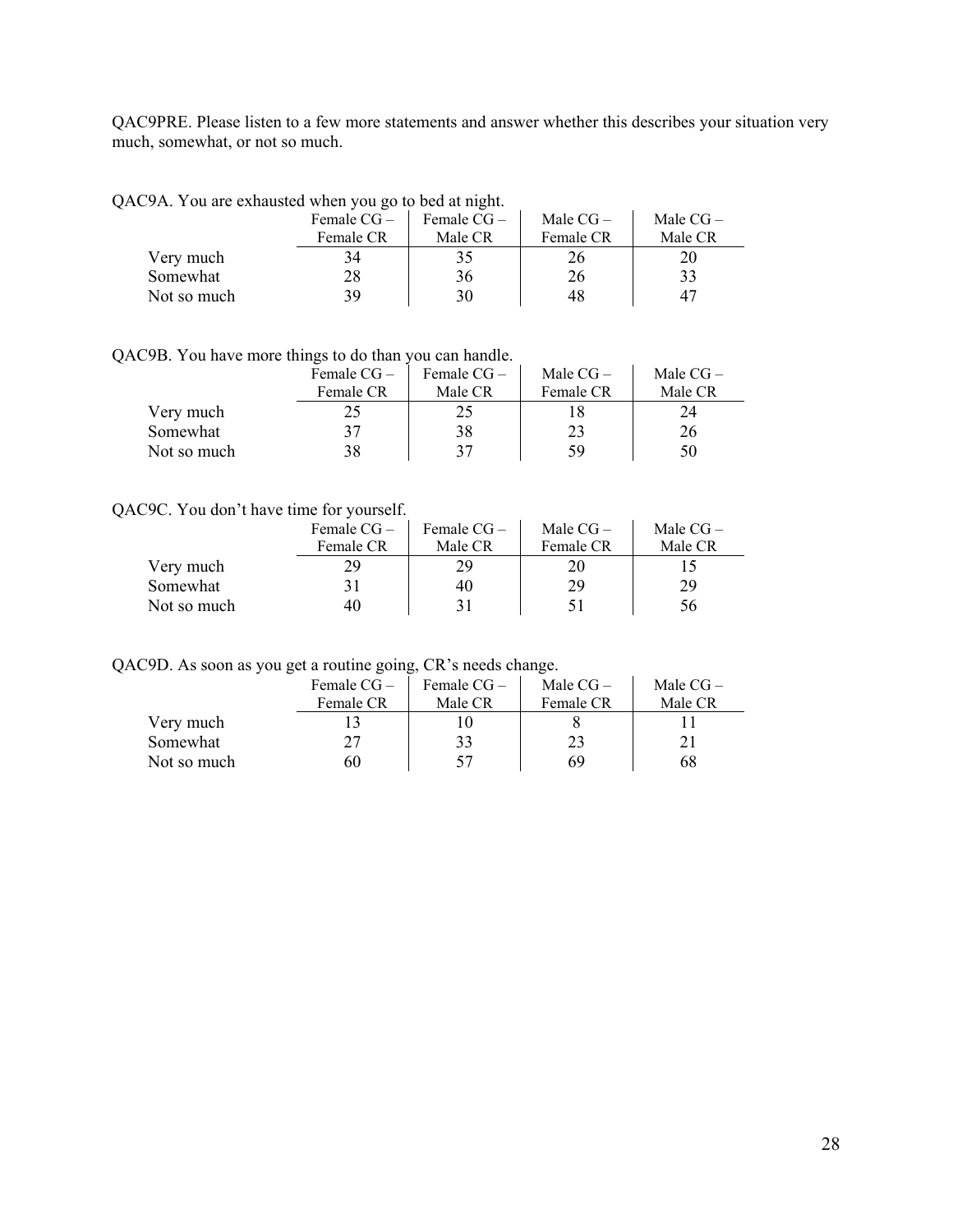QAC9PRE. Please listen to a few more statements and answer whether this describes your situation very much, somewhat, or not so much.

QAC9A. You are exhausted when you go to bed at night.

| | Female CG – Female CR | Female CG – Male CR | Male CG – Female CR | Male CG – Male CR |
|---|---|---|---|---|
| Very much | 34 | 35 | 26 | 20 |
| Somewhat | 28 | 36 | 26 | 33 |
| Not so much | 39 | 30 | 48 | 47 |

QAC9B. You have more things to do than you can handle.

| | Female CG – Female CR | Female CG – Male CR | Male CG – Female CR | Male CG – Male CR |
|---|---|---|---|---|
| Very much | 25 | 25 | 18 | 24 |
| Somewhat | 37 | 38 | 23 | 26 |
| Not so much | 38 | 37 | 59 | 50 |

QAC9C. You don't have time for yourself.

| | Female CG – Female CR | Female CG – Male CR | Male CG – Female CR | Male CG – Male CR |
|---|---|---|---|---|
| Very much | 29 | 29 | 20 | 15 |
| Somewhat | 31 | 40 | 29 | 29 |
| Not so much | 40 | 31 | 51 | 56 |

QAC9D. As soon as you get a routine going, CR's needs change.

| | Female CG – Female CR | Female CG – Male CR | Male CG – Female CR | Male CG – Male CR |
|---|---|---|---|---|
| Very much | 13 | 10 | 8 | 11 |
| Somewhat | 27 | 33 | 23 | 21 |
| Not so much | 60 | 57 | 69 | 68 |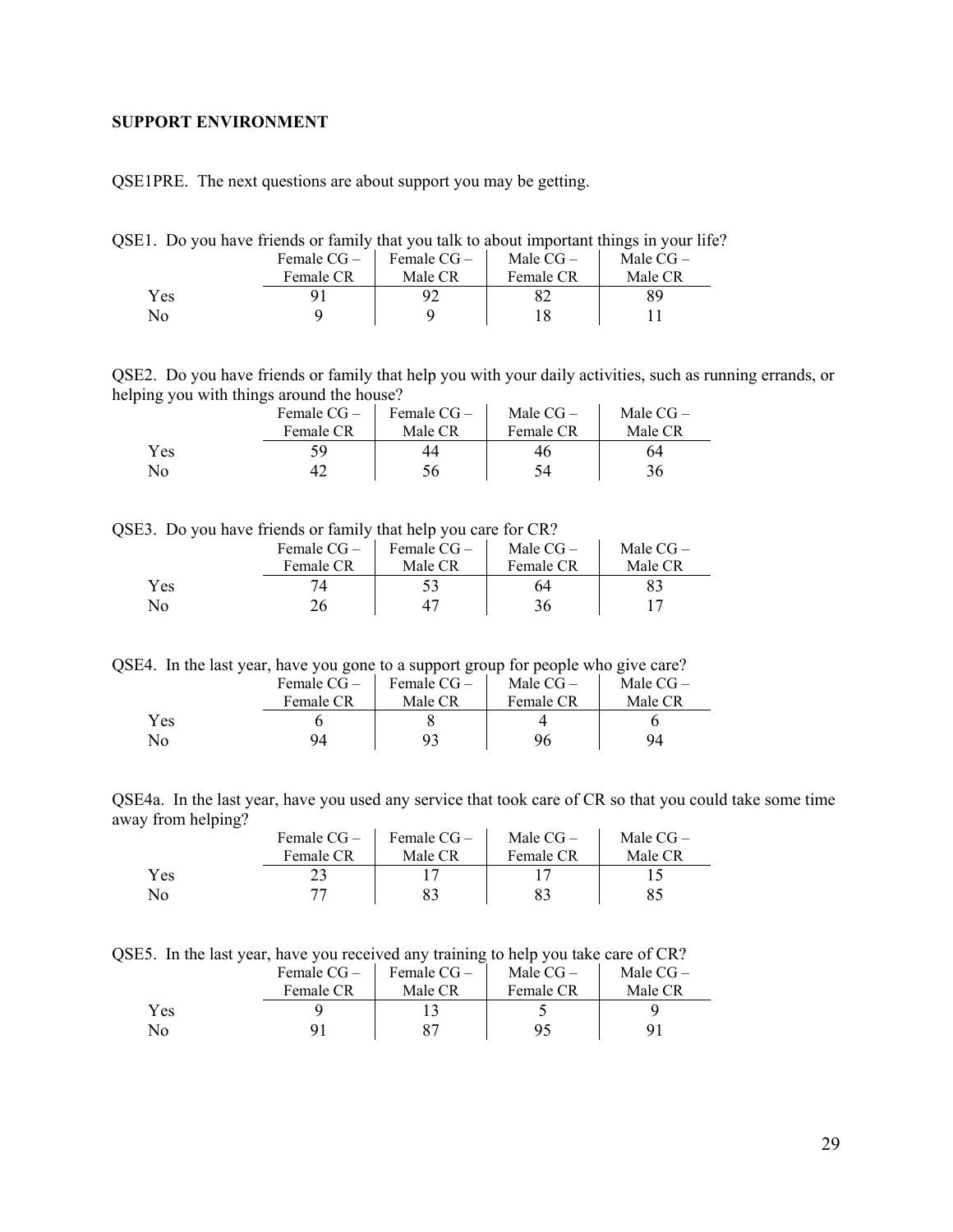## SUPPORT ENVIRONMENT

QSE1PRE. The next questions are about support you may be getting.

QSE1. Do you have friends or family that you talk to about important things in your life?

| | Female CG – Female CR | Female CG – Male CR | Male CG – Female CR | Male CG – Male CR |
|---|---|---|---|---|
| Yes | 91 | 92 | 82 | 89 |
| No | 9 | 9 | 18 | 11 |

QSE2. Do you have friends or family that help you with your daily activities, such as running errands, or helping you with things around the house?

| | Female CG – Female CR | Female CG – Male CR | Male CG – Female CR | Male CG – Male CR |
|---|---|---|---|---|
| Yes | 59 | 44 | 46 | 64 |
| No | 42 | 56 | 54 | 36 |

QSE3. Do you have friends or family that help you care for CR?

| | Female CG – Female CR | Female CG – Male CR | Male CG – Female CR | Male CG – Male CR |
|---|---|---|---|---|
| Yes | 74 | 53 | 64 | 83 |
| No | 26 | 47 | 36 | 17 |

QSE4. In the last year, have you gone to a support group for people who give care?

| | Female CG – Female CR | Female CG – Male CR | Male CG – Female CR | Male CG – Male CR |
|---|---|---|---|---|
| Yes | 6 | 8 | 4 | 6 |
| No | 94 | 93 | 96 | 94 |

QSE4a. In the last year, have you used any service that took care of CR so that you could take some time away from helping?

| | Female CG – Female CR | Female CG – Male CR | Male CG – Female CR | Male CG – Male CR |
|---|---|---|---|---|
| Yes | 23 | 17 | 17 | 15 |
| No | 77 | 83 | 83 | 85 |

QSE5. In the last year, have you received any training to help you take care of CR?

| | Female CG – Female CR | Female CG – Male CR | Male CG – Female CR | Male CG – Male CR |
|---|---|---|---|---|
| Yes | 9 | 13 | 5 | 9 |
| No | 91 | 87 | 95 | 91 |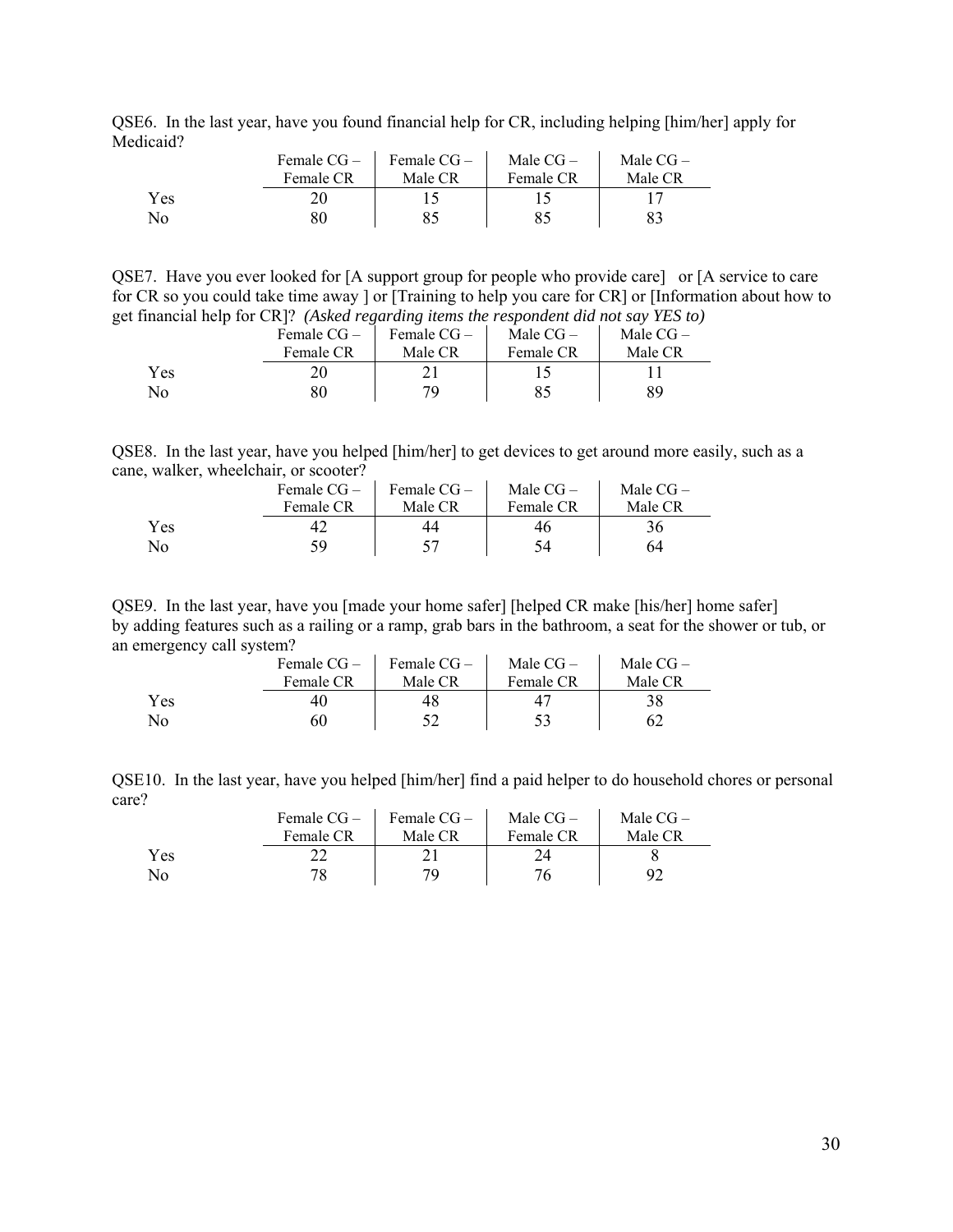QSE6. In the last year, have you found financial help for CR, including helping [him/her] apply for Medicaid?

| | Female CG – Female CR | Female CG – Male CR | Male CG – Female CR | Male CG – Male CR |
|---|---|---|---|---|
| Yes | 20 | 15 | 15 | 17 |
| No | 80 | 85 | 85 | 83 |

QSE7. Have you ever looked for [A support group for people who provide care] or [A service to care for CR so you could take time away ] or [Training to help you care for CR] or [Information about how to get financial help for CR]? *(Asked regarding items the respondent did not say YES to)*

| | Female CG – Female CR | Female CG – Male CR | Male CG – Female CR | Male CG – Male CR |
|---|---|---|---|---|
| Yes | 20 | 21 | 15 | 11 |
| No | 80 | 79 | 85 | 89 |

QSE8. In the last year, have you helped [him/her] to get devices to get around more easily, such as a cane, walker, wheelchair, or scooter?

| | Female CG – Female CR | Female CG – Male CR | Male CG – Female CR | Male CG – Male CR |
|---|---|---|---|---|
| Yes | 42 | 44 | 46 | 36 |
| No | 59 | 57 | 54 | 64 |

QSE9. In the last year, have you [made your home safer] [helped CR make [his/her] home safer] by adding features such as a railing or a ramp, grab bars in the bathroom, a seat for the shower or tub, or an emergency call system?

| | Female CG – Female CR | Female CG – Male CR | Male CG – Female CR | Male CG – Male CR |
|---|---|---|---|---|
| Yes | 40 | 48 | 47 | 38 |
| No | 60 | 52 | 53 | 62 |

QSE10. In the last year, have you helped [him/her] find a paid helper to do household chores or personal care?

| | Female CG – Female CR | Female CG – Male CR | Male CG – Female CR | Male CG – Male CR |
|---|---|---|---|---|
| Yes | 22 | 21 | 24 | 8 |
| No | 78 | 79 | 76 | 92 |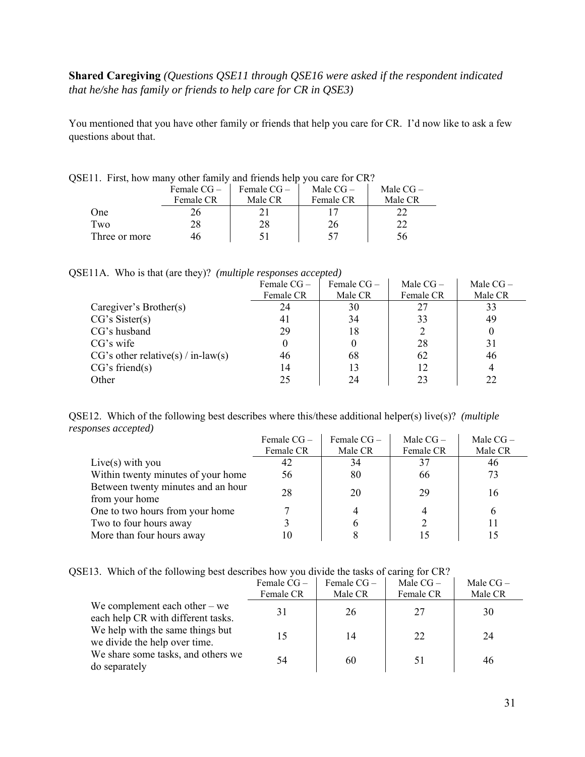**Shared Caregiving** *(Questions QSE11 through QSE16 were asked if the respondent indicated that he/she has family or friends to help care for CR in QSE3)*

You mentioned that you have other family or friends that help you care for CR. I'd now like to ask a few questions about that.

QSE11. First, how many other family and friends help you care for CR?

| | Female CG – Female CR | Female CG – Male CR | Male CG – Female CR | Male CG – Male CR |
|---|---|---|---|---|
| One | 26 | 21 | 17 | 22 |
| Two | 28 | 28 | 26 | 22 |
| Three or more | 46 | 51 | 57 | 56 |

QSE11A. Who is that (are they)? *(multiple responses accepted)*

| | Female CG – Female CR | Female CG – Male CR | Male CG – Female CR | Male CG – Male CR |
|---|---|---|---|---|
| Caregiver's Brother(s) | 24 | 30 | 27 | 33 |
| CG's Sister(s) | 41 | 34 | 33 | 49 |
| CG's husband | 29 | 18 | 2 | 0 |
| CG's wife | 0 | 0 | 28 | 31 |
| CG's other relative(s) / in-law(s) | 46 | 68 | 62 | 46 |
| CG's friend(s) | 14 | 13 | 12 | 4 |
| Other | 25 | 24 | 23 | 22 |

QSE12. Which of the following best describes where this/these additional helper(s) live(s)? *(multiple responses accepted)*

| | Female CG – Female CR | Female CG – Male CR | Male CG – Female CR | Male CG – Male CR |
|---|---|---|---|---|
| Live(s) with you | 42 | 34 | 37 | 46 |
| Within twenty minutes of your home | 56 | 80 | 66 | 73 |
| Between twenty minutes and an hour from your home | 28 | 20 | 29 | 16 |
| One to two hours from your home | 7 | 4 | 4 | 6 |
| Two to four hours away | 3 | 6 | 2 | 11 |
| More than four hours away | 10 | 8 | 15 | 15 |

QSE13. Which of the following best describes how you divide the tasks of caring for CR?

| | Female CG – Female CR | Female CG – Male CR | Male CG – Female CR | Male CG – Male CR |
|---|---|---|---|---|
| We complement each other – we each help CR with different tasks. | 31 | 26 | 27 | 30 |
| We help with the same things but we divide the help over time. | 15 | 14 | 22 | 24 |
| We share some tasks, and others we do separately | 54 | 60 | 51 | 46 |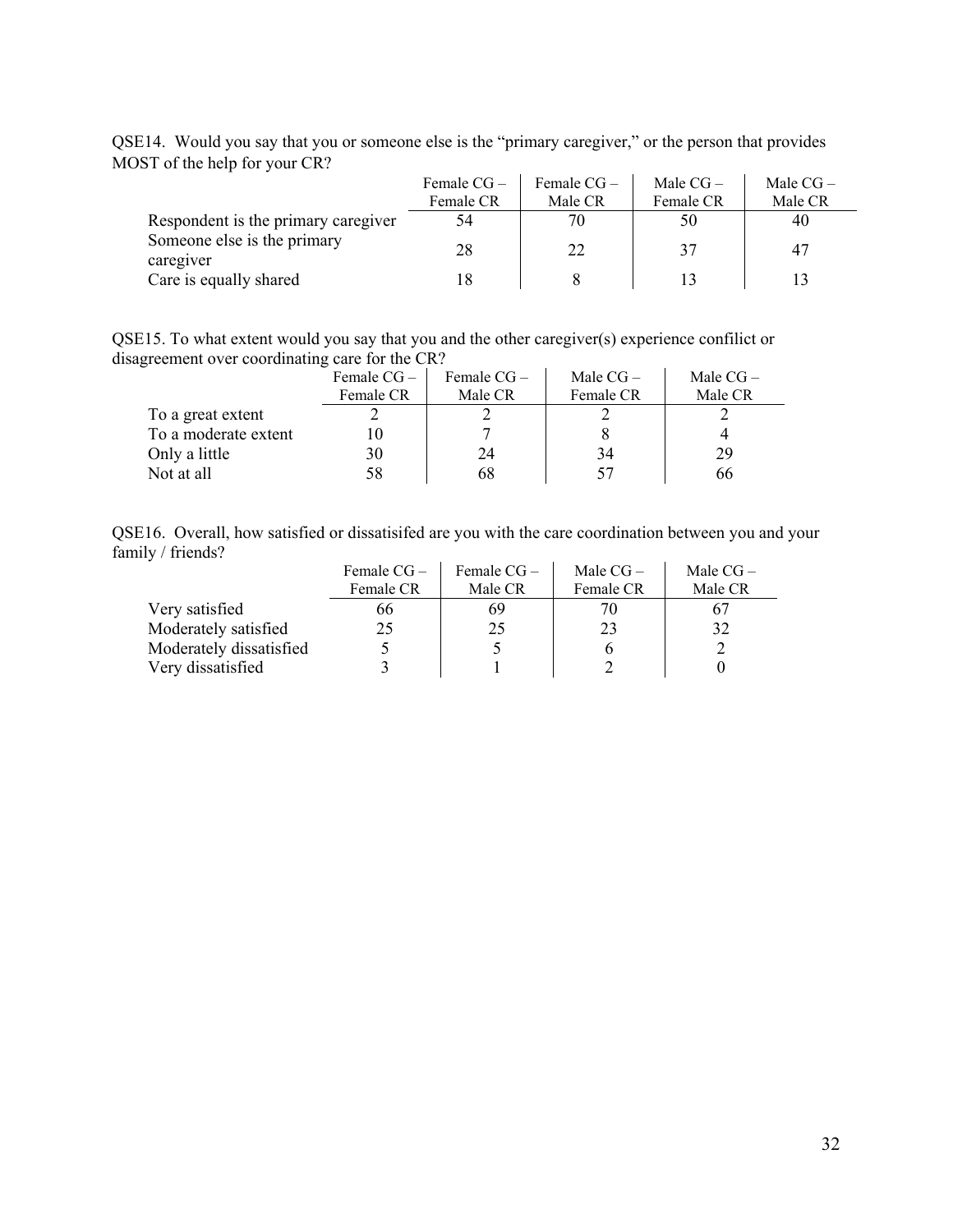QSE14. Would you say that you or someone else is the "primary caregiver," or the person that provides MOST of the help for your CR?

| | Female CG – Female CR | Female CG – Male CR | Male CG – Female CR | Male CG – Male CR |
|---|---|---|---|---|
| Respondent is the primary caregiver | 54 | 70 | 50 | 40 |
| Someone else is the primary caregiver | 28 | 22 | 37 | 47 |
| Care is equally shared | 18 | 8 | 13 | 13 |

QSE15. To what extent would you say that you and the other caregiver(s) experience confilict or disagreement over coordinating care for the CR?

| | Female CG – Female CR | Female CG – Male CR | Male CG – Female CR | Male CG – Male CR |
|---|---|---|---|---|
| To a great extent | 2 | 2 | 2 | 2 |
| To a moderate extent | 10 | 7 | 8 | 4 |
| Only a little | 30 | 24 | 34 | 29 |
| Not at all | 58 | 68 | 57 | 66 |

QSE16. Overall, how satisfied or dissatisifed are you with the care coordination between you and your family / friends?

| | Female CG – Female CR | Female CG – Male CR | Male CG – Female CR | Male CG – Male CR |
|---|---|---|---|---|
| Very satisfied | 66 | 69 | 70 | 67 |
| Moderately satisfied | 25 | 25 | 23 | 32 |
| Moderately dissatisfied | 5 | 5 | 6 | 2 |
| Very dissatisfied | 3 | 1 | 2 | 0 |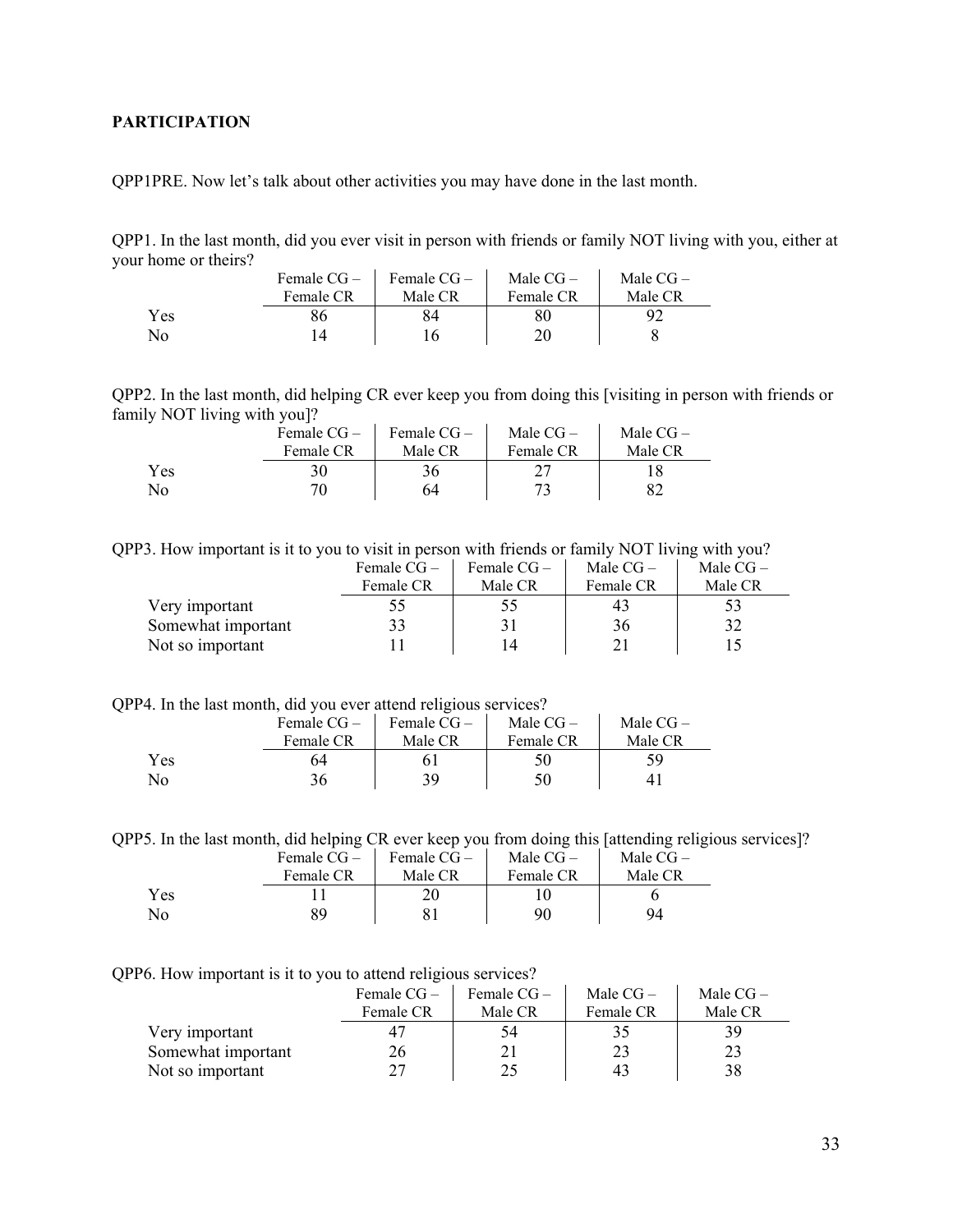**PARTICIPATION**

QPP1PRE. Now let's talk about other activities you may have done in the last month.

QPP1. In the last month, did you ever visit in person with friends or family NOT living with you, either at your home or theirs?

| | Female CG – Female CR | Female CG – Male CR | Male CG – Female CR | Male CG – Male CR |
|---|---|---|---|---|
| Yes | 86 | 84 | 80 | 92 |
| No | 14 | 16 | 20 | 8 |

QPP2. In the last month, did helping CR ever keep you from doing this [visiting in person with friends or family NOT living with you]?

| | Female CG – Female CR | Female CG – Male CR | Male CG – Female CR | Male CG – Male CR |
|---|---|---|---|---|
| Yes | 30 | 36 | 27 | 18 |
| No | 70 | 64 | 73 | 82 |

QPP3. How important is it to you to visit in person with friends or family NOT living with you?

| | Female CG – Female CR | Female CG – Male CR | Male CG – Female CR | Male CG – Male CR |
|---|---|---|---|---|
| Very important | 55 | 55 | 43 | 53 |
| Somewhat important | 33 | 31 | 36 | 32 |
| Not so important | 11 | 14 | 21 | 15 |

QPP4. In the last month, did you ever attend religious services?

| | Female CG – Female CR | Female CG – Male CR | Male CG – Female CR | Male CG – Male CR |
|---|---|---|---|---|
| Yes | 64 | 61 | 50 | 59 |
| No | 36 | 39 | 50 | 41 |

QPP5. In the last month, did helping CR ever keep you from doing this [attending religious services]?

| | Female CG – Female CR | Female CG – Male CR | Male CG – Female CR | Male CG – Male CR |
|---|---|---|---|---|
| Yes | 11 | 20 | 10 | 6 |
| No | 89 | 81 | 90 | 94 |

QPP6. How important is it to you to attend religious services?

| | Female CG – Female CR | Female CG – Male CR | Male CG – Female CR | Male CG – Male CR |
|---|---|---|---|---|
| Very important | 47 | 54 | 35 | 39 |
| Somewhat important | 26 | 21 | 23 | 23 |
| Not so important | 27 | 25 | 43 | 38 |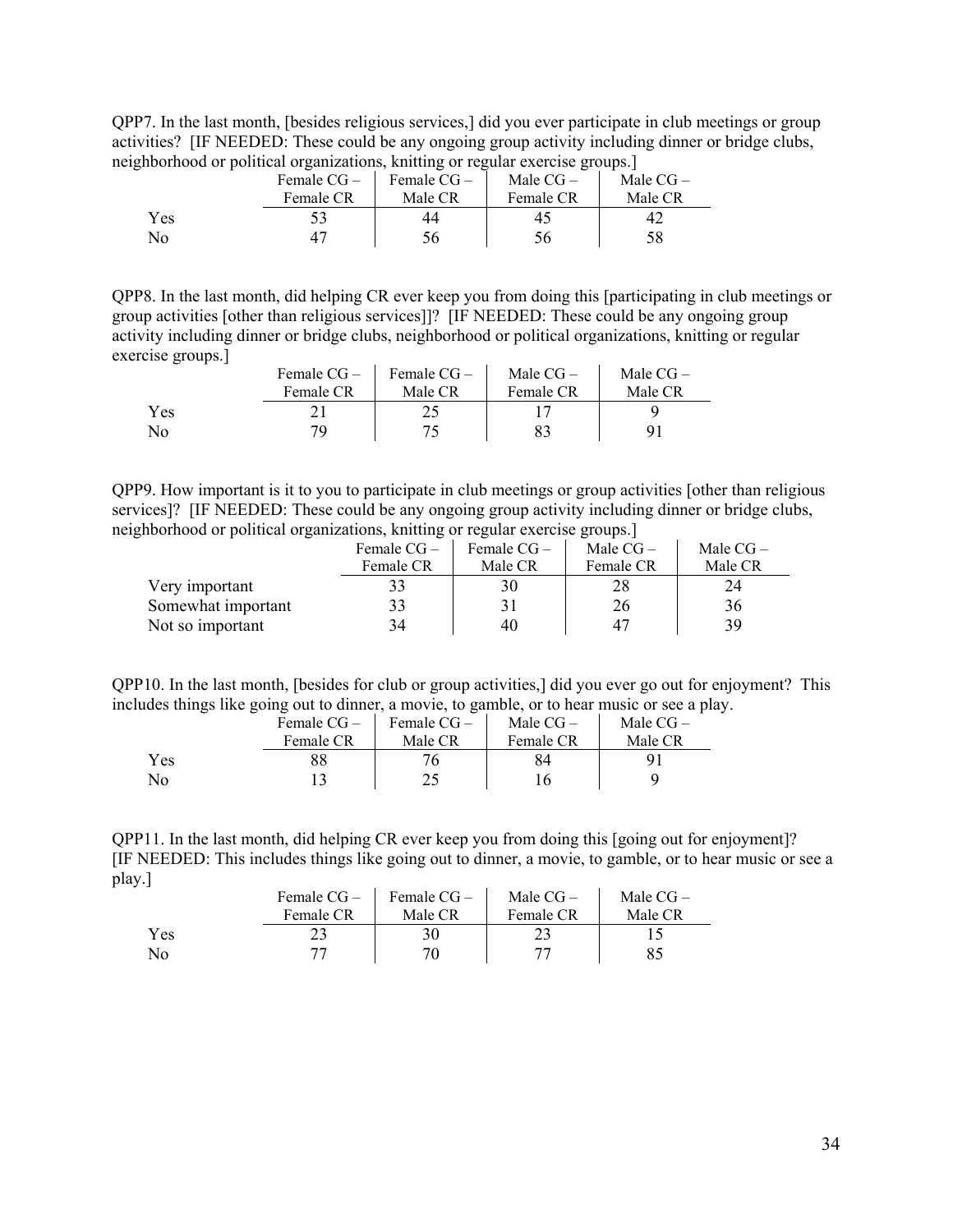QPP7. In the last month, [besides religious services,] did you ever participate in club meetings or group activities? [IF NEEDED: These could be any ongoing group activity including dinner or bridge clubs, neighborhood or political organizations, knitting or regular exercise groups.]

| | Female CG – Female CR | Female CG – Male CR | Male CG – Female CR | Male CG – Male CR |
|---|---|---|---|---|
| Yes | 53 | 44 | 45 | 42 |
| No | 47 | 56 | 56 | 58 |

QPP8. In the last month, did helping CR ever keep you from doing this [participating in club meetings or group activities [other than religious services]]? [IF NEEDED: These could be any ongoing group activity including dinner or bridge clubs, neighborhood or political organizations, knitting or regular exercise groups.]

| | Female CG – Female CR | Female CG – Male CR | Male CG – Female CR | Male CG – Male CR |
|---|---|---|---|---|
| Yes | 21 | 25 | 17 | 9 |
| No | 79 | 75 | 83 | 91 |

QPP9. How important is it to you to participate in club meetings or group activities [other than religious services]? [IF NEEDED: These could be any ongoing group activity including dinner or bridge clubs, neighborhood or political organizations, knitting or regular exercise groups.]

| | Female CG – Female CR | Female CG – Male CR | Male CG – Female CR | Male CG – Male CR |
|---|---|---|---|---|
| Very important | 33 | 30 | 28 | 24 |
| Somewhat important | 33 | 31 | 26 | 36 |
| Not so important | 34 | 40 | 47 | 39 |

QPP10. In the last month, [besides for club or group activities,] did you ever go out for enjoyment? This includes things like going out to dinner, a movie, to gamble, or to hear music or see a play.

| | Female CG – Female CR | Female CG – Male CR | Male CG – Female CR | Male CG – Male CR |
|---|---|---|---|---|
| Yes | 88 | 76 | 84 | 91 |
| No | 13 | 25 | 16 | 9 |

QPP11. In the last month, did helping CR ever keep you from doing this [going out for enjoyment]? [IF NEEDED: This includes things like going out to dinner, a movie, to gamble, or to hear music or see a play.]

| | Female CG – Female CR | Female CG – Male CR | Male CG – Female CR | Male CG – Male CR |
|---|---|---|---|---|
| Yes | 23 | 30 | 23 | 15 |
| No | 77 | 70 | 77 | 85 |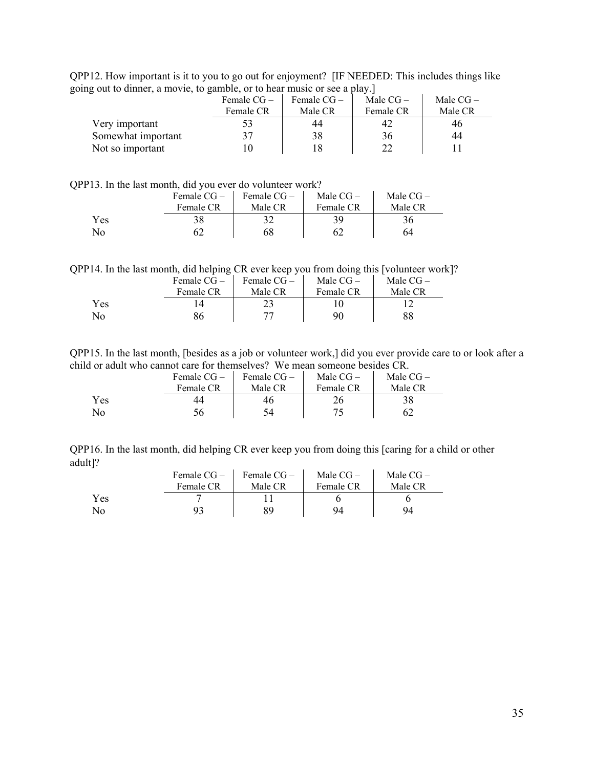QPP12. How important is it to you to go out for enjoyment? [IF NEEDED: This includes things like going out to dinner, a movie, to gamble, or to hear music or see a play.]

| | Female CG – Female CR | Female CG – Male CR | Male CG – Female CR | Male CG – Male CR |
|---|---|---|---|---|
| Very important | 53 | 44 | 42 | 46 |
| Somewhat important | 37 | 38 | 36 | 44 |
| Not so important | 10 | 18 | 22 | 11 |

QPP13. In the last month, did you ever do volunteer work?

| | Female CG – Female CR | Female CG – Male CR | Male CG – Female CR | Male CG – Male CR |
|---|---|---|---|---|
| Yes | 38 | 32 | 39 | 36 |
| No | 62 | 68 | 62 | 64 |

QPP14. In the last month, did helping CR ever keep you from doing this [volunteer work]?

| | Female CG – Female CR | Female CG – Male CR | Male CG – Female CR | Male CG – Male CR |
|---|---|---|---|---|
| Yes | 14 | 23 | 10 | 12 |
| No | 86 | 77 | 90 | 88 |

QPP15. In the last month, [besides as a job or volunteer work,] did you ever provide care to or look after a child or adult who cannot care for themselves? We mean someone besides CR.

| | Female CG – Female CR | Female CG – Male CR | Male CG – Female CR | Male CG – Male CR |
|---|---|---|---|---|
| Yes | 44 | 46 | 26 | 38 |
| No | 56 | 54 | 75 | 62 |

QPP16. In the last month, did helping CR ever keep you from doing this [caring for a child or other adult]?

| | Female CG – Female CR | Female CG – Male CR | Male CG – Female CR | Male CG – Male CR |
|---|---|---|---|---|
| Yes | 7 | 11 | 6 | 6 |
| No | 93 | 89 | 94 | 94 |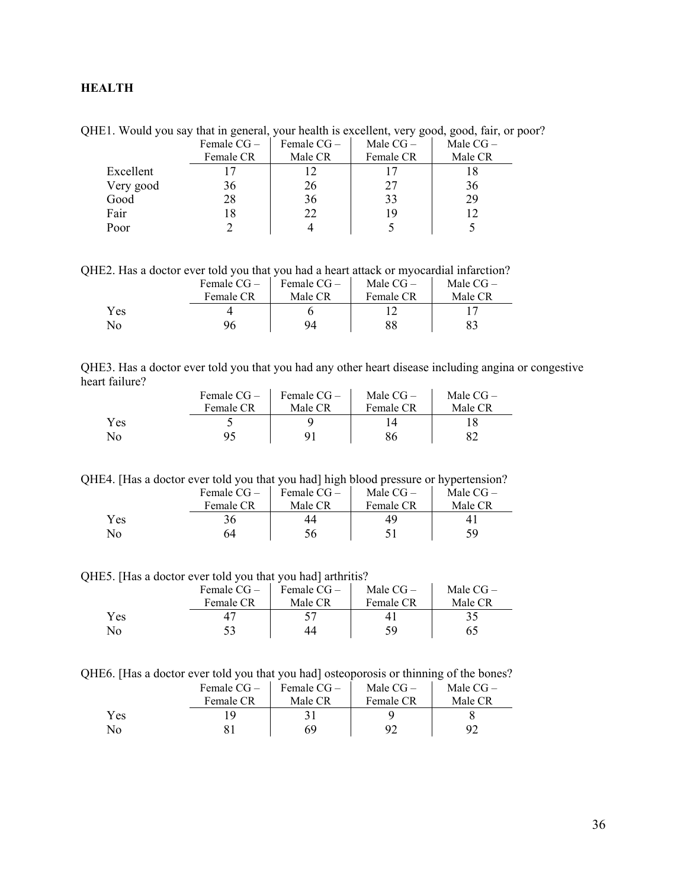## HEALTH

QHE1. Would you say that in general, your health is excellent, very good, good, fair, or poor?

| | Female CG – Female CR | Female CG – Male CR | Male CG – Female CR | Male CG – Male CR |
|---|---|---|---|---|
| Excellent | 17 | 12 | 17 | 18 |
| Very good | 36 | 26 | 27 | 36 |
| Good | 28 | 36 | 33 | 29 |
| Fair | 18 | 22 | 19 | 12 |
| Poor | 2 | 4 | 5 | 5 |

QHE2. Has a doctor ever told you that you had a heart attack or myocardial infarction?

| | Female CG – Female CR | Female CG – Male CR | Male CG – Female CR | Male CG – Male CR |
|---|---|---|---|---|
| Yes | 4 | 6 | 12 | 17 |
| No | 96 | 94 | 88 | 83 |

QHE3. Has a doctor ever told you that you had any other heart disease including angina or congestive heart failure?

| | Female CG – Female CR | Female CG – Male CR | Male CG – Female CR | Male CG – Male CR |
|---|---|---|---|---|
| Yes | 5 | 9 | 14 | 18 |
| No | 95 | 91 | 86 | 82 |

QHE4. [Has a doctor ever told you that you had] high blood pressure or hypertension?

| | Female CG – Female CR | Female CG – Male CR | Male CG – Female CR | Male CG – Male CR |
|---|---|---|---|---|
| Yes | 36 | 44 | 49 | 41 |
| No | 64 | 56 | 51 | 59 |

QHE5. [Has a doctor ever told you that you had] arthritis?

| | Female CG – Female CR | Female CG – Male CR | Male CG – Female CR | Male CG – Male CR |
|---|---|---|---|---|
| Yes | 47 | 57 | 41 | 35 |
| No | 53 | 44 | 59 | 65 |

QHE6. [Has a doctor ever told you that you had] osteoporosis or thinning of the bones?

| | Female CG – Female CR | Female CG – Male CR | Male CG – Female CR | Male CG – Male CR |
|---|---|---|---|---|
| Yes | 19 | 31 | 9 | 8 |
| No | 81 | 69 | 92 | 92 |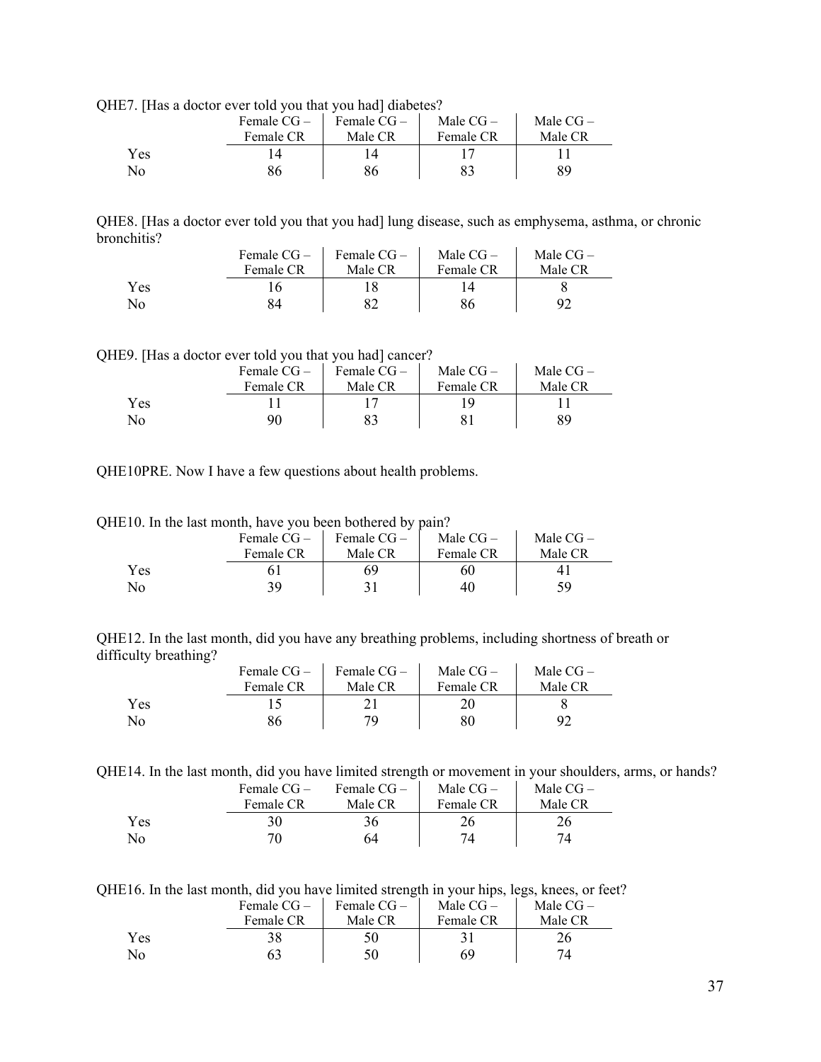QHE7. [Has a doctor ever told you that you had] diabetes?

| | Female CG – Female CR | Female CG – Male CR | Male CG – Female CR | Male CG – Male CR |
|---|---|---|---|---|
| Yes | 14 | 14 | 17 | 11 |
| No | 86 | 86 | 83 | 89 |

QHE8. [Has a doctor ever told you that you had] lung disease, such as emphysema, asthma, or chronic bronchitis?

| | Female CG – Female CR | Female CG – Male CR | Male CG – Female CR | Male CG – Male CR |
|---|---|---|---|---|
| Yes | 16 | 18 | 14 | 8 |
| No | 84 | 82 | 86 | 92 |

QHE9. [Has a doctor ever told you that you had] cancer?

| | Female CG – Female CR | Female CG – Male CR | Male CG – Female CR | Male CG – Male CR |
|---|---|---|---|---|
| Yes | 11 | 17 | 19 | 11 |
| No | 90 | 83 | 81 | 89 |

QHE10PRE. Now I have a few questions about health problems.

QHE10. In the last month, have you been bothered by pain?

| | Female CG – Female CR | Female CG – Male CR | Male CG – Female CR | Male CG – Male CR |
|---|---|---|---|---|
| Yes | 61 | 69 | 60 | 41 |
| No | 39 | 31 | 40 | 59 |

QHE12. In the last month, did you have any breathing problems, including shortness of breath or difficulty breathing?

| | Female CG – Female CR | Female CG – Male CR | Male CG – Female CR | Male CG – Male CR |
|---|---|---|---|---|
| Yes | 15 | 21 | 20 | 8 |
| No | 86 | 79 | 80 | 92 |

QHE14. In the last month, did you have limited strength or movement in your shoulders, arms, or hands?

| | Female CG – Female CR | Female CG – Male CR | Male CG – Female CR | Male CG – Male CR |
|---|---|---|---|---|
| Yes | 30 | 36 | 26 | 26 |
| No | 70 | 64 | 74 | 74 |

QHE16. In the last month, did you have limited strength in your hips, legs, knees, or feet?

| | Female CG – Female CR | Female CG – Male CR | Male CG – Female CR | Male CG – Male CR |
|---|---|---|---|---|
| Yes | 38 | 50 | 31 | 26 |
| No | 63 | 50 | 69 | 74 |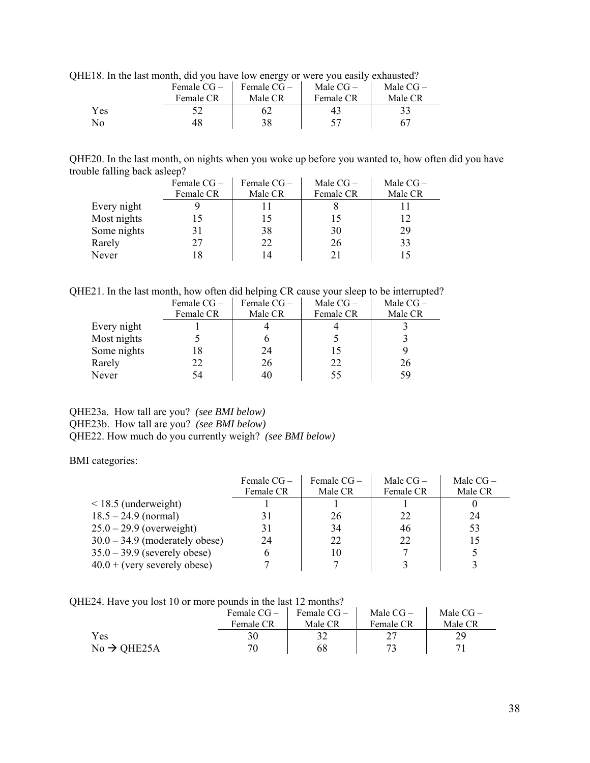QHE18. In the last month, did you have low energy or were you easily exhausted?

| | Female CG – Female CR | Female CG – Male CR | Male CG – Female CR | Male CG – Male CR |
|---|---|---|---|---|
| Yes | 52 | 62 | 43 | 33 |
| No | 48 | 38 | 57 | 67 |

QHE20. In the last month, on nights when you woke up before you wanted to, how often did you have trouble falling back asleep?

| | Female CG – Female CR | Female CG – Male CR | Male CG – Female CR | Male CG – Male CR |
|---|---|---|---|---|
| Every night | 9 | 11 | 8 | 11 |
| Most nights | 15 | 15 | 15 | 12 |
| Some nights | 31 | 38 | 30 | 29 |
| Rarely | 27 | 22 | 26 | 33 |
| Never | 18 | 14 | 21 | 15 |

QHE21. In the last month, how often did helping CR cause your sleep to be interrupted?

| | Female CG – Female CR | Female CG – Male CR | Male CG – Female CR | Male CG – Male CR |
|---|---|---|---|---|
| Every night | 1 | 4 | 4 | 3 |
| Most nights | 5 | 6 | 5 | 3 |
| Some nights | 18 | 24 | 15 | 9 |
| Rarely | 22 | 26 | 22 | 26 |
| Never | 54 | 40 | 55 | 59 |

QHE23a. How tall are you? *(see BMI below)*
QHE23b. How tall are you? *(see BMI below)*
QHE22. How much do you currently weigh? *(see BMI below)*

BMI categories:

| | Female CG – Female CR | Female CG – Male CR | Male CG – Female CR | Male CG – Male CR |
|---|---|---|---|---|
| < 18.5 (underweight) | 1 | 1 | 1 | 0 |
| 18.5 – 24.9 (normal) | 31 | 26 | 22 | 24 |
| 25.0 – 29.9 (overweight) | 31 | 34 | 46 | 53 |
| 30.0 – 34.9 (moderately obese) | 24 | 22 | 22 | 15 |
| 35.0 – 39.9 (severely obese) | 6 | 10 | 7 | 5 |
| 40.0 + (very severely obese) | 7 | 7 | 3 | 3 |

QHE24. Have you lost 10 or more pounds in the last 12 months?

| | Female CG – Female CR | Female CG – Male CR | Male CG – Female CR | Male CG – Male CR |
|---|---|---|---|---|
| Yes | 30 | 32 | 27 | 29 |
| No → QHE25A | 70 | 68 | 73 | 71 |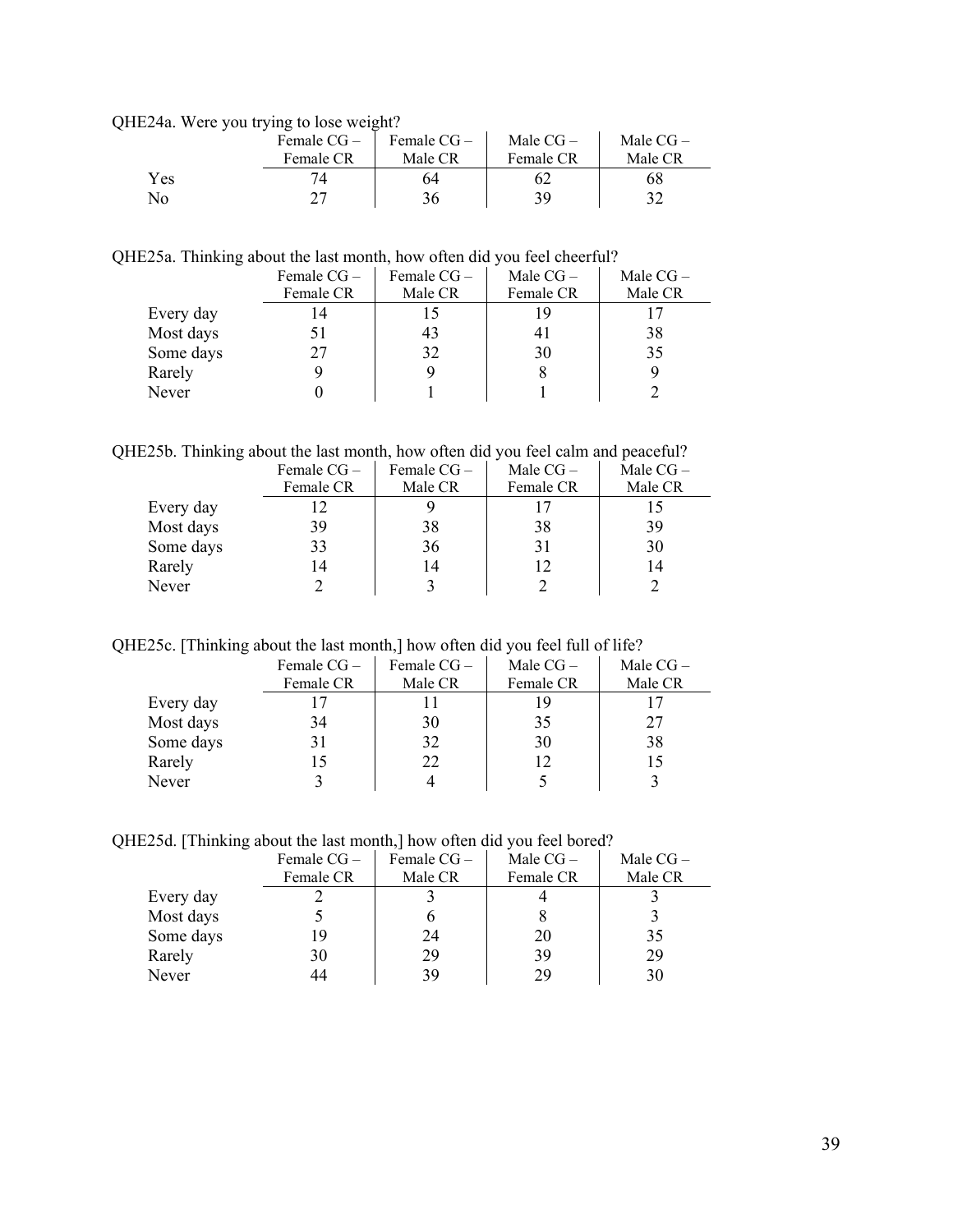QHE24a. Were you trying to lose weight?

| | Female CG – Female CR | Female CG – Male CR | Male CG – Female CR | Male CG – Male CR |
|---|---|---|---|---|
| Yes | 74 | 64 | 62 | 68 |
| No | 27 | 36 | 39 | 32 |

QHE25a. Thinking about the last month, how often did you feel cheerful?

| | Female CG – Female CR | Female CG – Male CR | Male CG – Female CR | Male CG – Male CR |
|---|---|---|---|---|
| Every day | 14 | 15 | 19 | 17 |
| Most days | 51 | 43 | 41 | 38 |
| Some days | 27 | 32 | 30 | 35 |
| Rarely | 9 | 9 | 8 | 9 |
| Never | 0 | 1 | 1 | 2 |

QHE25b. Thinking about the last month, how often did you feel calm and peaceful?

| | Female CG – Female CR | Female CG – Male CR | Male CG – Female CR | Male CG – Male CR |
|---|---|---|---|---|
| Every day | 12 | 9 | 17 | 15 |
| Most days | 39 | 38 | 38 | 39 |
| Some days | 33 | 36 | 31 | 30 |
| Rarely | 14 | 14 | 12 | 14 |
| Never | 2 | 3 | 2 | 2 |

QHE25c. [Thinking about the last month,] how often did you feel full of life?

| | Female CG – Female CR | Female CG – Male CR | Male CG – Female CR | Male CG – Male CR |
|---|---|---|---|---|
| Every day | 17 | 11 | 19 | 17 |
| Most days | 34 | 30 | 35 | 27 |
| Some days | 31 | 32 | 30 | 38 |
| Rarely | 15 | 22 | 12 | 15 |
| Never | 3 | 4 | 5 | 3 |

QHE25d. [Thinking about the last month,] how often did you feel bored?

| | Female CG – Female CR | Female CG – Male CR | Male CG – Female CR | Male CG – Male CR |
|---|---|---|---|---|
| Every day | 2 | 3 | 4 | 3 |
| Most days | 5 | 6 | 8 | 3 |
| Some days | 19 | 24 | 20 | 35 |
| Rarely | 30 | 29 | 39 | 29 |
| Never | 44 | 39 | 29 | 30 |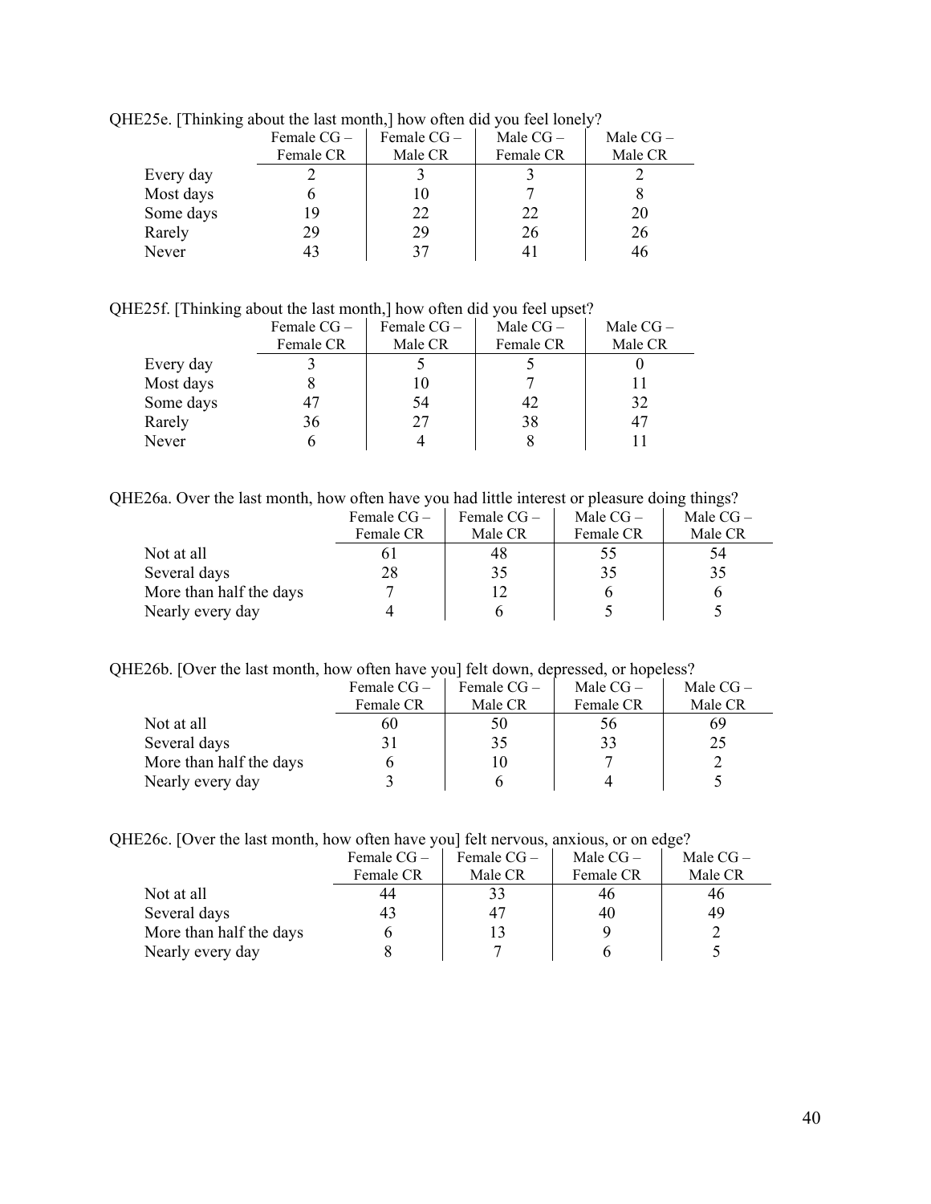QHE25e. [Thinking about the last month,] how often did you feel lonely?

| | Female CG – Female CR | Female CG – Male CR | Male CG – Female CR | Male CG – Male CR |
|---|---|---|---|---|
| Every day | 2 | 3 | 3 | 2 |
| Most days | 6 | 10 | 7 | 8 |
| Some days | 19 | 22 | 22 | 20 |
| Rarely | 29 | 29 | 26 | 26 |
| Never | 43 | 37 | 41 | 46 |

QHE25f. [Thinking about the last month,] how often did you feel upset?

| | Female CG – Female CR | Female CG – Male CR | Male CG – Female CR | Male CG – Male CR |
|---|---|---|---|---|
| Every day | 3 | 5 | 5 | 0 |
| Most days | 8 | 10 | 7 | 11 |
| Some days | 47 | 54 | 42 | 32 |
| Rarely | 36 | 27 | 38 | 47 |
| Never | 6 | 4 | 8 | 11 |

QHE26a. Over the last month, how often have you had little interest or pleasure doing things?

| | Female CG – Female CR | Female CG – Male CR | Male CG – Female CR | Male CG – Male CR |
|---|---|---|---|---|
| Not at all | 61 | 48 | 55 | 54 |
| Several days | 28 | 35 | 35 | 35 |
| More than half the days | 7 | 12 | 6 | 6 |
| Nearly every day | 4 | 6 | 5 | 5 |

QHE26b. [Over the last month, how often have you] felt down, depressed, or hopeless?

| | Female CG – Female CR | Female CG – Male CR | Male CG – Female CR | Male CG – Male CR |
|---|---|---|---|---|
| Not at all | 60 | 50 | 56 | 69 |
| Several days | 31 | 35 | 33 | 25 |
| More than half the days | 6 | 10 | 7 | 2 |
| Nearly every day | 3 | 6 | 4 | 5 |

QHE26c. [Over the last month, how often have you] felt nervous, anxious, or on edge?

| | Female CG – Female CR | Female CG – Male CR | Male CG – Female CR | Male CG – Male CR |
|---|---|---|---|---|
| Not at all | 44 | 33 | 46 | 46 |
| Several days | 43 | 47 | 40 | 49 |
| More than half the days | 6 | 13 | 9 | 2 |
| Nearly every day | 8 | 7 | 6 | 5 |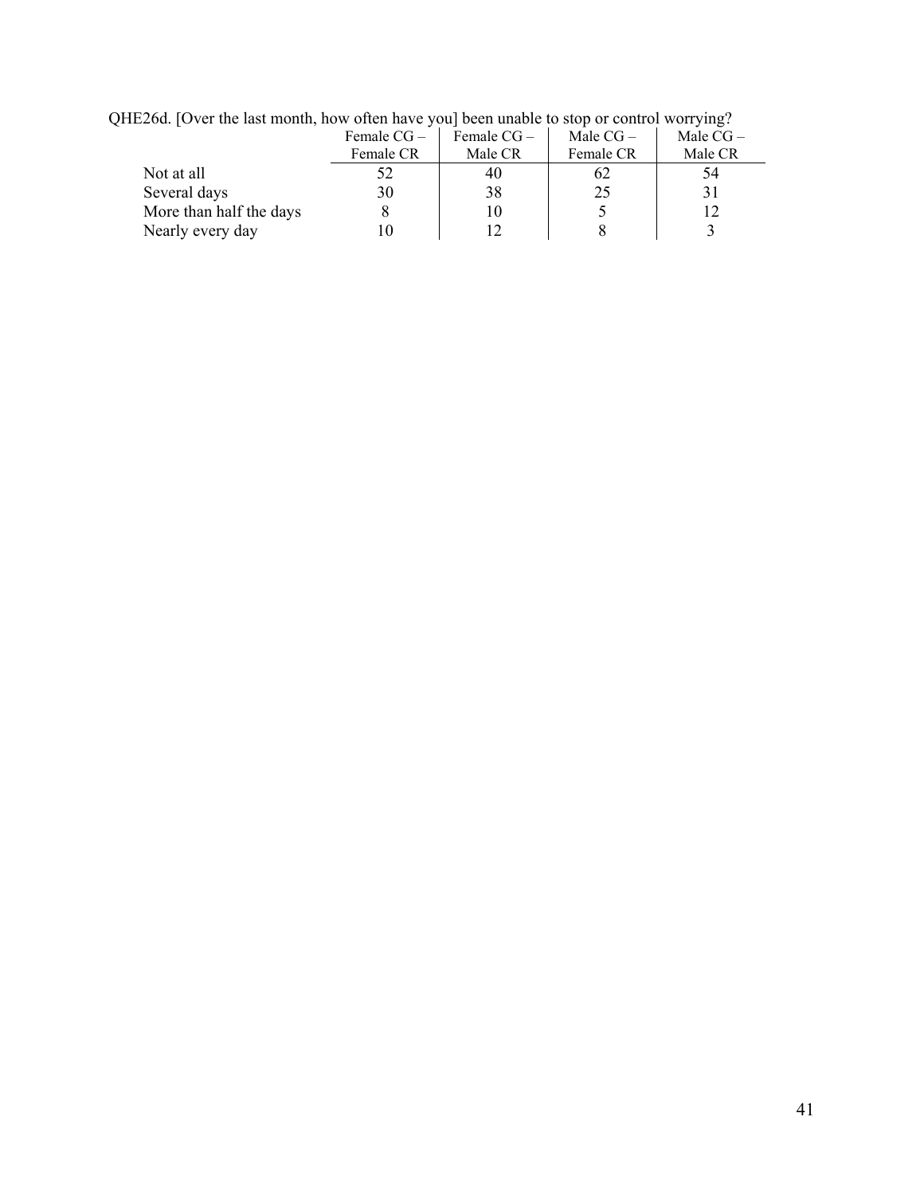QHE26d. [Over the last month, how often have you] been unable to stop or control worrying?

| | Female CG – Female CR | Female CG – Male CR | Male CG – Female CR | Male CG – Male CR |
|---|---|---|---|---|
| Not at all | 52 | 40 | 62 | 54 |
| Several days | 30 | 38 | 25 | 31 |
| More than half the days | 8 | 10 | 5 | 12 |
| Nearly every day | 10 | 12 | 8 | 3 |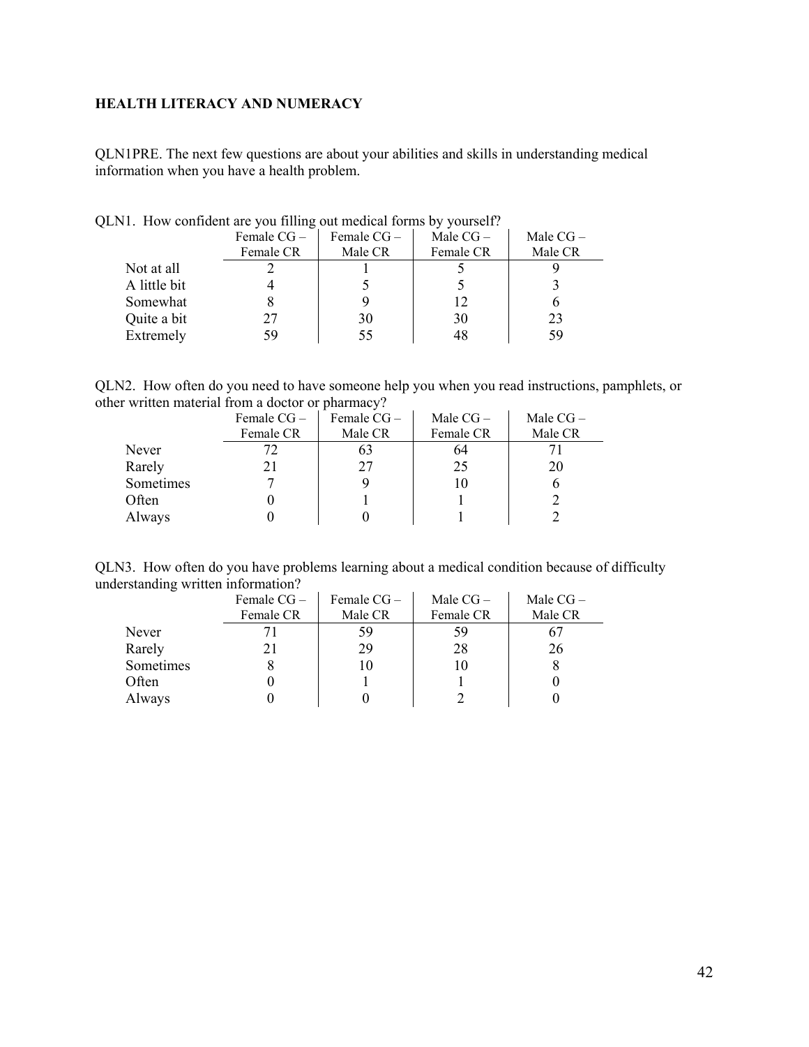**HEALTH LITERACY AND NUMERACY**

QLN1PRE. The next few questions are about your abilities and skills in understanding medical information when you have a health problem.

QLN1. How confident are you filling out medical forms by yourself?

| | Female CG – Female CR | Female CG – Male CR | Male CG – Female CR | Male CG – Male CR |
|---|---|---|---|---|
| Not at all | 2 | 1 | 5 | 9 |
| A little bit | 4 | 5 | 5 | 3 |
| Somewhat | 8 | 9 | 12 | 6 |
| Quite a bit | 27 | 30 | 30 | 23 |
| Extremely | 59 | 55 | 48 | 59 |

QLN2. How often do you need to have someone help you when you read instructions, pamphlets, or other written material from a doctor or pharmacy?

| | Female CG – Female CR | Female CG – Male CR | Male CG – Female CR | Male CG – Male CR |
|---|---|---|---|---|
| Never | 72 | 63 | 64 | 71 |
| Rarely | 21 | 27 | 25 | 20 |
| Sometimes | 7 | 9 | 10 | 6 |
| Often | 0 | 1 | 1 | 2 |
| Always | 0 | 0 | 1 | 2 |

QLN3. How often do you have problems learning about a medical condition because of difficulty understanding written information?

| | Female CG – Female CR | Female CG – Male CR | Male CG – Female CR | Male CG – Male CR |
|---|---|---|---|---|
| Never | 71 | 59 | 59 | 67 |
| Rarely | 21 | 29 | 28 | 26 |
| Sometimes | 8 | 10 | 10 | 8 |
| Often | 0 | 1 | 1 | 0 |
| Always | 0 | 0 | 2 | 0 |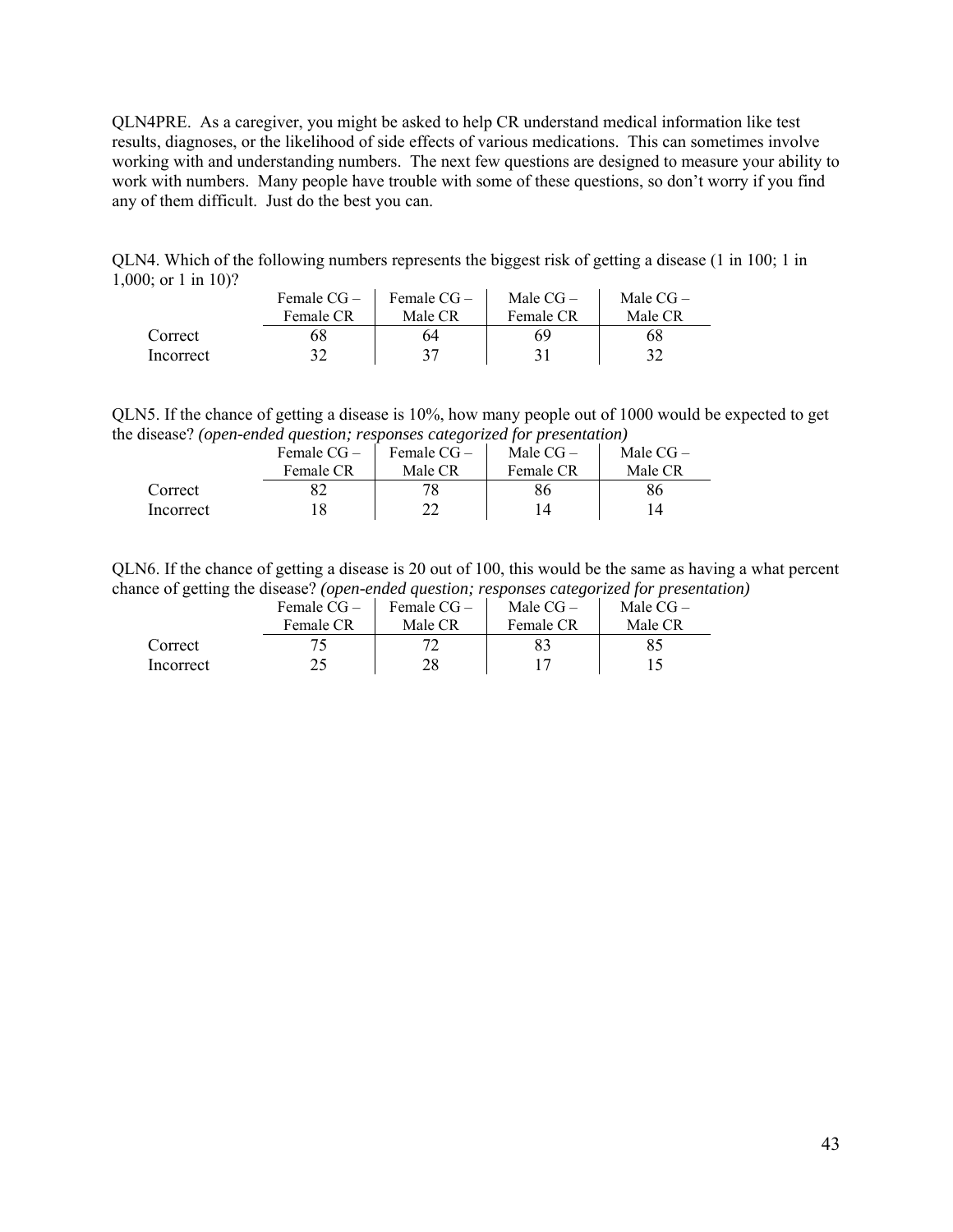QLN4PRE. As a caregiver, you might be asked to help CR understand medical information like test results, diagnoses, or the likelihood of side effects of various medications. This can sometimes involve working with and understanding numbers. The next few questions are designed to measure your ability to work with numbers. Many people have trouble with some of these questions, so don't worry if you find any of them difficult. Just do the best you can.

QLN4. Which of the following numbers represents the biggest risk of getting a disease (1 in 100; 1 in 1,000; or 1 in 10)?

| | Female CG – Female CR | Female CG – Male CR | Male CG – Female CR | Male CG – Male CR |
|---|---|---|---|---|
| Correct | 68 | 64 | 69 | 68 |
| Incorrect | 32 | 37 | 31 | 32 |

QLN5. If the chance of getting a disease is 10%, how many people out of 1000 would be expected to get the disease? *(open-ended question; responses categorized for presentation)*

| | Female CG – Female CR | Female CG – Male CR | Male CG – Female CR | Male CG – Male CR |
|---|---|---|---|---|
| Correct | 82 | 78 | 86 | 86 |
| Incorrect | 18 | 22 | 14 | 14 |

QLN6. If the chance of getting a disease is 20 out of 100, this would be the same as having a what percent chance of getting the disease? *(open-ended question; responses categorized for presentation)*

| | Female CG – Female CR | Female CG – Male CR | Male CG – Female CR | Male CG – Male CR |
|---|---|---|---|---|
| Correct | 75 | 72 | 83 | 85 |
| Incorrect | 25 | 28 | 17 | 15 |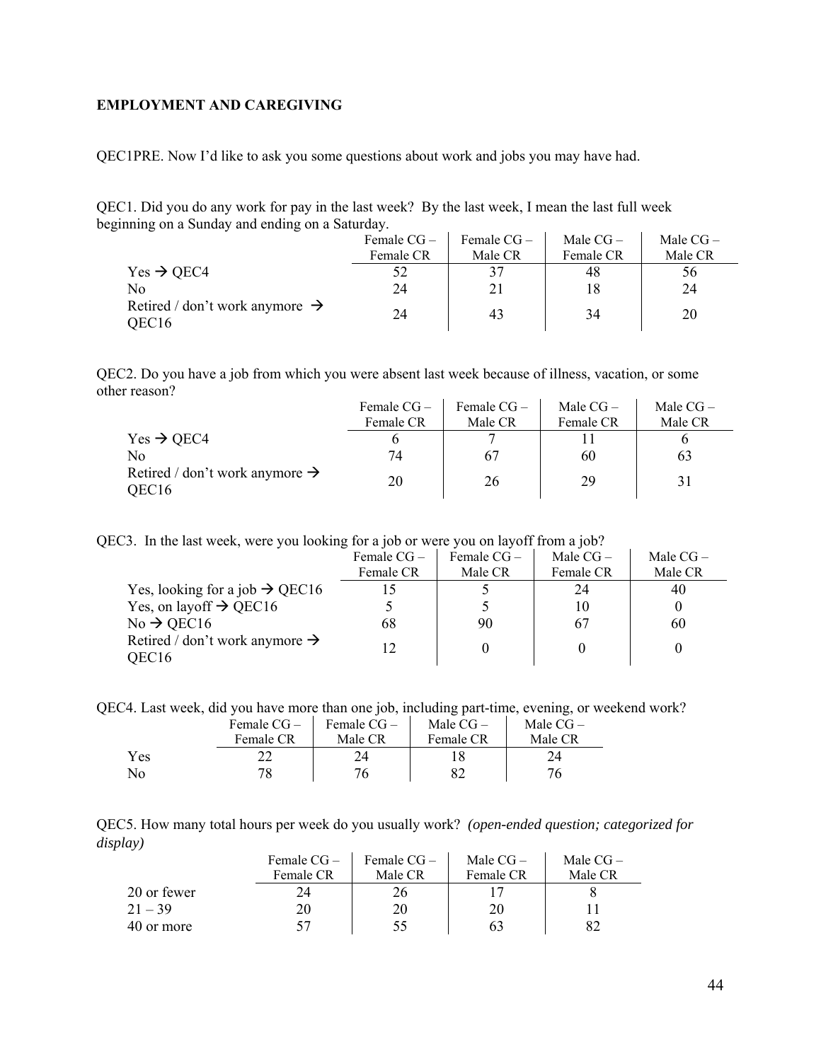**EMPLOYMENT AND CAREGIVING**

QEC1PRE. Now I'd like to ask you some questions about work and jobs you may have had.

QEC1. Did you do any work for pay in the last week? By the last week, I mean the last full week beginning on a Sunday and ending on a Saturday.

| | Female CG – Female CR | Female CG – Male CR | Male CG – Female CR | Male CG – Male CR |
|---|---|---|---|---|
| Yes → QEC4 | 52 | 37 | 48 | 56 |
| No | 24 | 21 | 18 | 24 |
| Retired / don't work anymore → QEC16 | 24 | 43 | 34 | 20 |

QEC2. Do you have a job from which you were absent last week because of illness, vacation, or some other reason?

| | Female CG – Female CR | Female CG – Male CR | Male CG – Female CR | Male CG – Male CR |
|---|---|---|---|---|
| Yes → QEC4 | 6 | 7 | 11 | 6 |
| No | 74 | 67 | 60 | 63 |
| Retired / don't work anymore → QEC16 | 20 | 26 | 29 | 31 |

QEC3. In the last week, were you looking for a job or were you on layoff from a job?

| | Female CG – Female CR | Female CG – Male CR | Male CG – Female CR | Male CG – Male CR |
|---|---|---|---|---|
| Yes, looking for a job → QEC16 | 15 | 5 | 24 | 40 |
| Yes, on layoff → QEC16 | 5 | 5 | 10 | 0 |
| No → QEC16 | 68 | 90 | 67 | 60 |
| Retired / don't work anymore → QEC16 | 12 | 0 | 0 | 0 |

QEC4. Last week, did you have more than one job, including part-time, evening, or weekend work?

| | Female CG – Female CR | Female CG – Male CR | Male CG – Female CR | Male CG – Male CR |
|---|---|---|---|---|
| Yes | 22 | 24 | 18 | 24 |
| No | 78 | 76 | 82 | 76 |

QEC5. How many total hours per week do you usually work? *(open-ended question; categorized for display)*

| | Female CG – Female CR | Female CG – Male CR | Male CG – Female CR | Male CG – Male CR |
|---|---|---|---|---|
| 20 or fewer | 24 | 26 | 17 | 8 |
| 21 – 39 | 20 | 20 | 20 | 11 |
| 40 or more | 57 | 55 | 63 | 82 |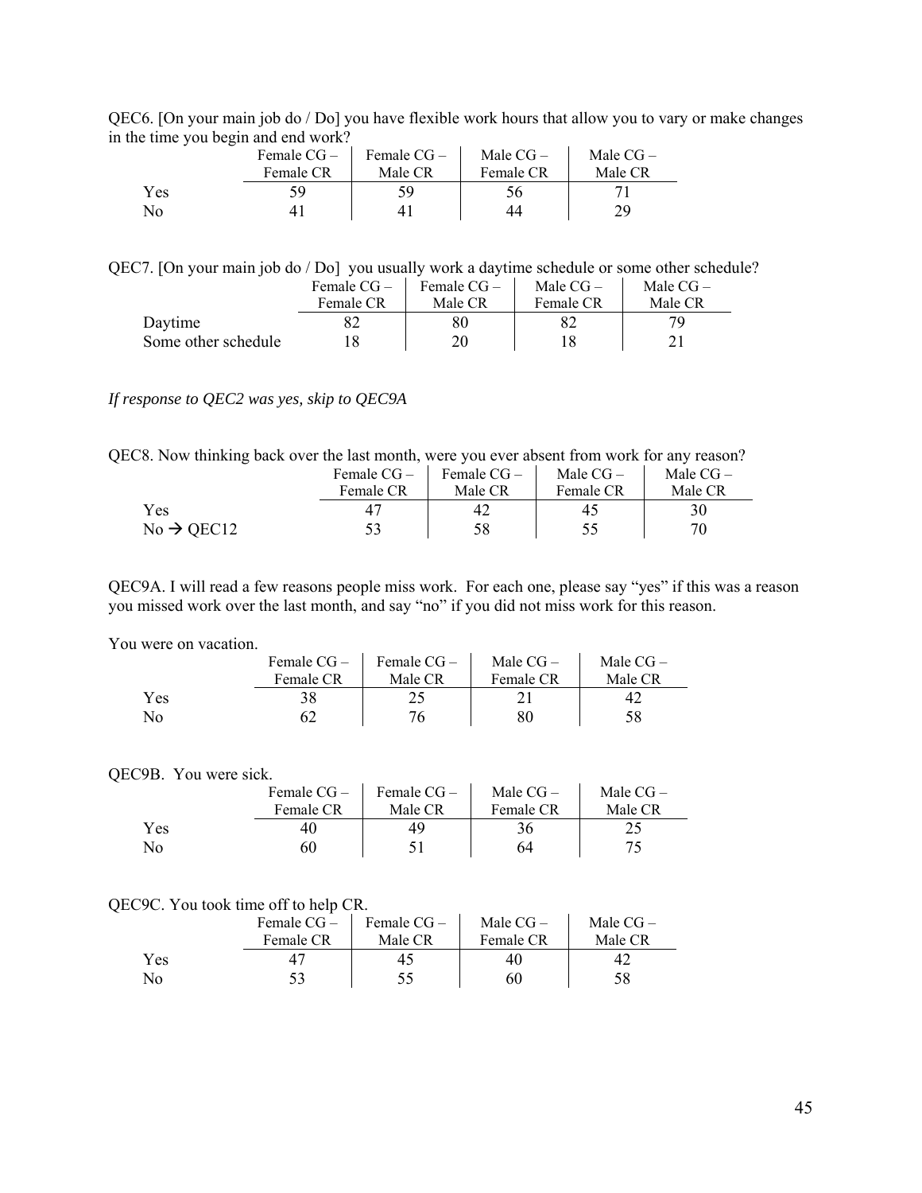QEC6. [On your main job do / Do] you have flexible work hours that allow you to vary or make changes in the time you begin and end work?

| | Female CG – Female CR | Female CG – Male CR | Male CG – Female CR | Male CG – Male CR |
|---|---|---|---|---|
| Yes | 59 | 59 | 56 | 71 |
| No | 41 | 41 | 44 | 29 |

QEC7. [On your main job do / Do] you usually work a daytime schedule or some other schedule?

| | Female CG – Female CR | Female CG – Male CR | Male CG – Female CR | Male CG – Male CR |
|---|---|---|---|---|
| Daytime | 82 | 80 | 82 | 79 |
| Some other schedule | 18 | 20 | 18 | 21 |

*If response to QEC2 was yes, skip to QEC9A*

QEC8. Now thinking back over the last month, were you ever absent from work for any reason?

| | Female CG – Female CR | Female CG – Male CR | Male CG – Female CR | Male CG – Male CR |
|---|---|---|---|---|
| Yes | 47 | 42 | 45 | 30 |
| No → QEC12 | 53 | 58 | 55 | 70 |

QEC9A. I will read a few reasons people miss work. For each one, please say "yes" if this was a reason you missed work over the last month, and say "no" if you did not miss work for this reason.

You were on vacation.

| | Female CG – Female CR | Female CG – Male CR | Male CG – Female CR | Male CG – Male CR |
|---|---|---|---|---|
| Yes | 38 | 25 | 21 | 42 |
| No | 62 | 76 | 80 | 58 |

QEC9B. You were sick.

| | Female CG – Female CR | Female CG – Male CR | Male CG – Female CR | Male CG – Male CR |
|---|---|---|---|---|
| Yes | 40 | 49 | 36 | 25 |
| No | 60 | 51 | 64 | 75 |

QEC9C. You took time off to help CR.

| | Female CG – Female CR | Female CG – Male CR | Male CG – Female CR | Male CG – Male CR |
|---|---|---|---|---|
| Yes | 47 | 45 | 40 | 42 |
| No | 53 | 55 | 60 | 58 |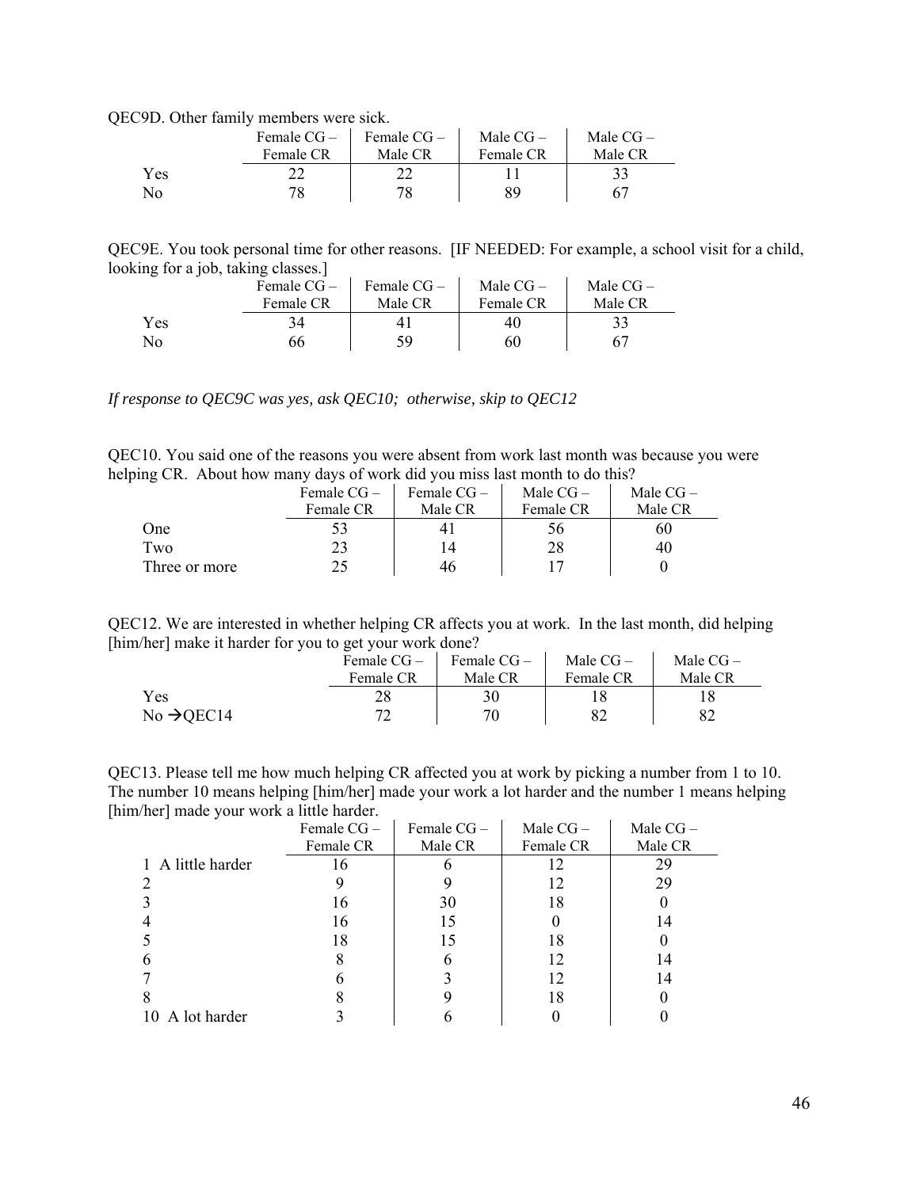QEC9D. Other family members were sick.

| | Female CG – Female CR | Female CG – Male CR | Male CG – Female CR | Male CG – Male CR |
|---|---|---|---|---|
| Yes | 22 | 22 | 11 | 33 |
| No | 78 | 78 | 89 | 67 |

QEC9E. You took personal time for other reasons. [IF NEEDED: For example, a school visit for a child, looking for a job, taking classes.]

| | Female CG – Female CR | Female CG – Male CR | Male CG – Female CR | Male CG – Male CR |
|---|---|---|---|---|
| Yes | 34 | 41 | 40 | 33 |
| No | 66 | 59 | 60 | 67 |

*If response to QEC9C was yes, ask QEC10; otherwise, skip to QEC12*

QEC10. You said one of the reasons you were absent from work last month was because you were helping CR. About how many days of work did you miss last month to do this?

| | Female CG – Female CR | Female CG – Male CR | Male CG – Female CR | Male CG – Male CR |
|---|---|---|---|---|
| One | 53 | 41 | 56 | 60 |
| Two | 23 | 14 | 28 | 40 |
| Three or more | 25 | 46 | 17 | 0 |

QEC12. We are interested in whether helping CR affects you at work. In the last month, did helping [him/her] make it harder for you to get your work done?

| | Female CG – Female CR | Female CG – Male CR | Male CG – Female CR | Male CG – Male CR |
|---|---|---|---|---|
| Yes | 28 | 30 | 18 | 18 |
| No →QEC14 | 72 | 70 | 82 | 82 |

QEC13. Please tell me how much helping CR affected you at work by picking a number from 1 to 10. The number 10 means helping [him/her] made your work a lot harder and the number 1 means helping [him/her] made your work a little harder.

| | Female CG – Female CR | Female CG – Male CR | Male CG – Female CR | Male CG – Male CR |
|---|---|---|---|---|
| 1 A little harder | 16 | 6 | 12 | 29 |
| 2 | 9 | 9 | 12 | 29 |
| 3 | 16 | 30 | 18 | 0 |
| 4 | 16 | 15 | 0 | 14 |
| 5 | 18 | 15 | 18 | 0 |
| 6 | 8 | 6 | 12 | 14 |
| 7 | 6 | 3 | 12 | 14 |
| 8 | 8 | 9 | 18 | 0 |
| 10 A lot harder | 3 | 6 | 0 | 0 |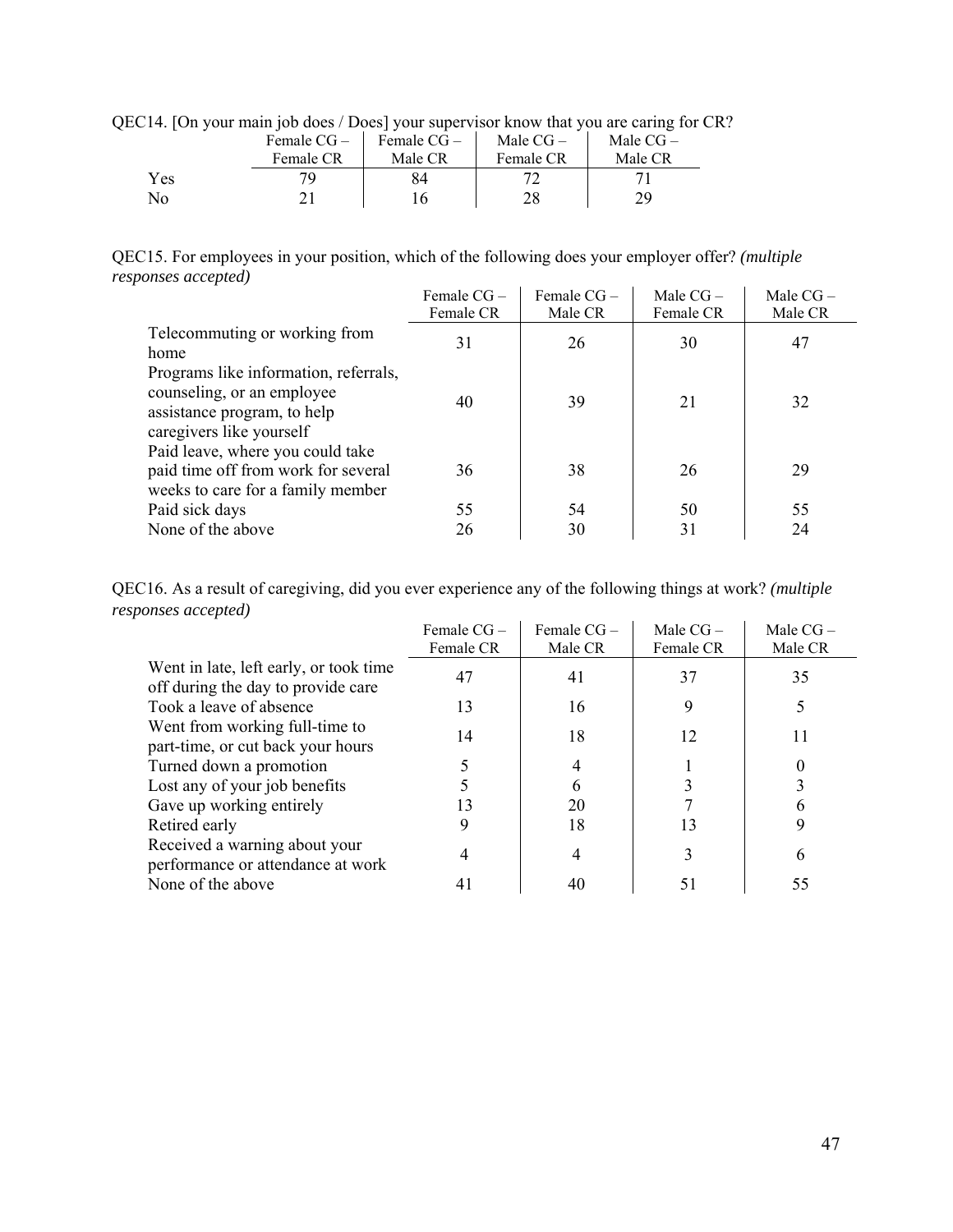QEC14. [On your main job does / Does] your supervisor know that you are caring for CR?

| | Female CG – Female CR | Female CG – Male CR | Male CG – Female CR | Male CG – Male CR |
|---|---|---|---|---|
| Yes | 79 | 84 | 72 | 71 |
| No | 21 | 16 | 28 | 29 |

QEC15. For employees in your position, which of the following does your employer offer? *(multiple responses accepted)*

| | Female CG – Female CR | Female CG – Male CR | Male CG – Female CR | Male CG – Male CR |
|---|---|---|---|---|
| Telecommuting or working from home | 31 | 26 | 30 | 47 |
| Programs like information, referrals, counseling, or an employee assistance program, to help caregivers like yourself | 40 | 39 | 21 | 32 |
| Paid leave, where you could take paid time off from work for several weeks to care for a family member | 36 | 38 | 26 | 29 |
| Paid sick days | 55 | 54 | 50 | 55 |
| None of the above | 26 | 30 | 31 | 24 |

QEC16. As a result of caregiving, did you ever experience any of the following things at work? *(multiple responses accepted)*

| | Female CG – Female CR | Female CG – Male CR | Male CG – Female CR | Male CG – Male CR |
|---|---|---|---|---|
| Went in late, left early, or took time off during the day to provide care | 47 | 41 | 37 | 35 |
| Took a leave of absence | 13 | 16 | 9 | 5 |
| Went from working full-time to part-time, or cut back your hours | 14 | 18 | 12 | 11 |
| Turned down a promotion | 5 | 4 | 1 | 0 |
| Lost any of your job benefits | 5 | 6 | 3 | 3 |
| Gave up working entirely | 13 | 20 | 7 | 6 |
| Retired early | 9 | 18 | 13 | 9 |
| Received a warning about your performance or attendance at work | 4 | 4 | 3 | 6 |
| None of the above | 41 | 40 | 51 | 55 |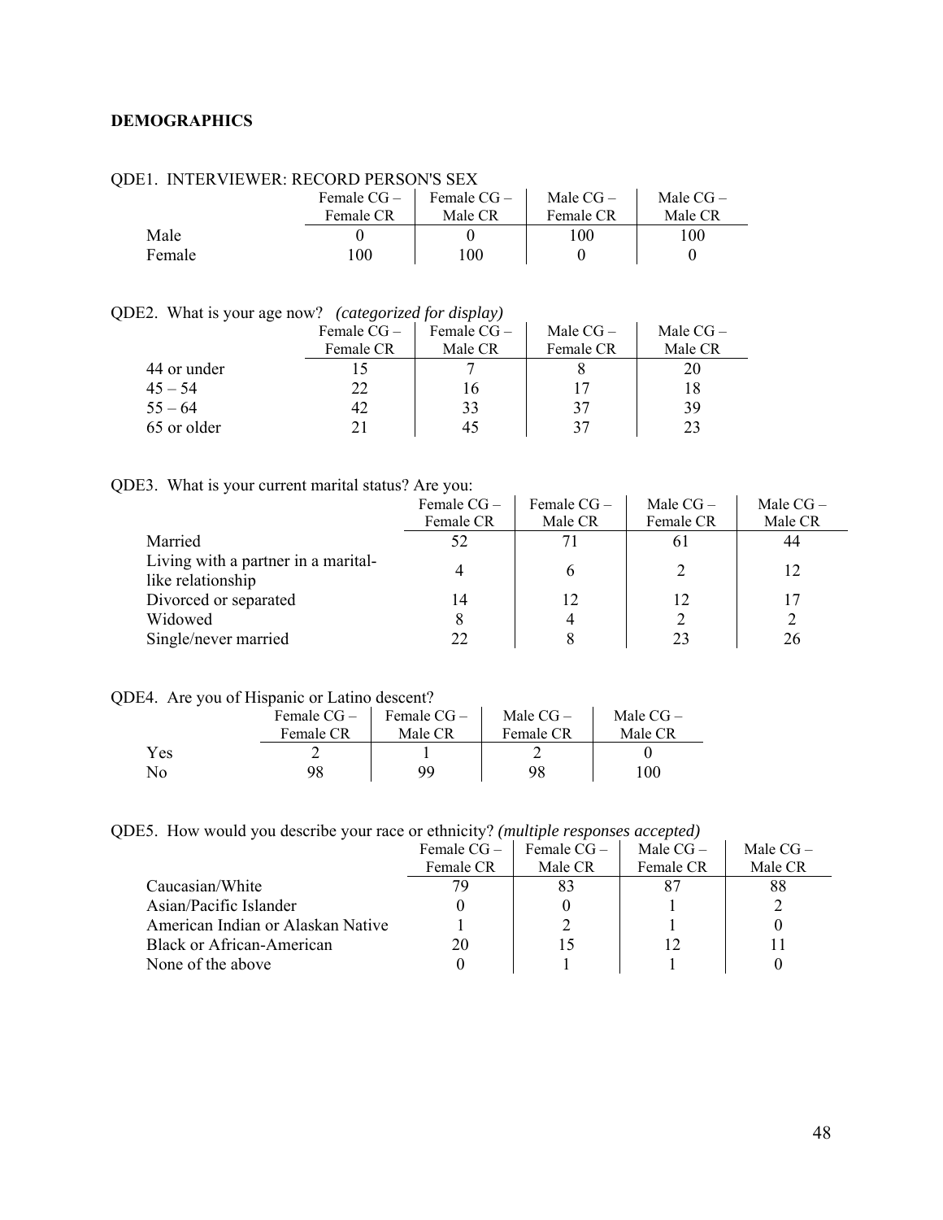**DEMOGRAPHICS**

QDE1. INTERVIEWER: RECORD PERSON'S SEX

| | Female CG – Female CR | Female CG – Male CR | Male CG – Female CR | Male CG – Male CR |
|---|---|---|---|---|
| Male | 0 | 0 | 100 | 100 |
| Female | 100 | 100 | 0 | 0 |

QDE2. What is your age now? *(categorized for display)*

| | Female CG – Female CR | Female CG – Male CR | Male CG – Female CR | Male CG – Male CR |
|---|---|---|---|---|
| 44 or under | 15 | 7 | 8 | 20 |
| 45 – 54 | 22 | 16 | 17 | 18 |
| 55 – 64 | 42 | 33 | 37 | 39 |
| 65 or older | 21 | 45 | 37 | 23 |

QDE3. What is your current marital status? Are you:

| | Female CG – Female CR | Female CG – Male CR | Male CG – Female CR | Male CG – Male CR |
|---|---|---|---|---|
| Married | 52 | 71 | 61 | 44 |
| Living with a partner in a marital-like relationship | 4 | 6 | 2 | 12 |
| Divorced or separated | 14 | 12 | 12 | 17 |
| Widowed | 8 | 4 | 2 | 2 |
| Single/never married | 22 | 8 | 23 | 26 |

QDE4. Are you of Hispanic or Latino descent?

| | Female CG – Female CR | Female CG – Male CR | Male CG – Female CR | Male CG – Male CR |
|---|---|---|---|---|
| Yes | 2 | 1 | 2 | 0 |
| No | 98 | 99 | 98 | 100 |

QDE5. How would you describe your race or ethnicity? *(multiple responses accepted)*

| | Female CG – Female CR | Female CG – Male CR | Male CG – Female CR | Male CG – Male CR |
|---|---|---|---|---|
| Caucasian/White | 79 | 83 | 87 | 88 |
| Asian/Pacific Islander | 0 | 0 | 1 | 2 |
| American Indian or Alaskan Native | 1 | 2 | 1 | 0 |
| Black or African-American | 20 | 15 | 12 | 11 |
| None of the above | 0 | 1 | 1 | 0 |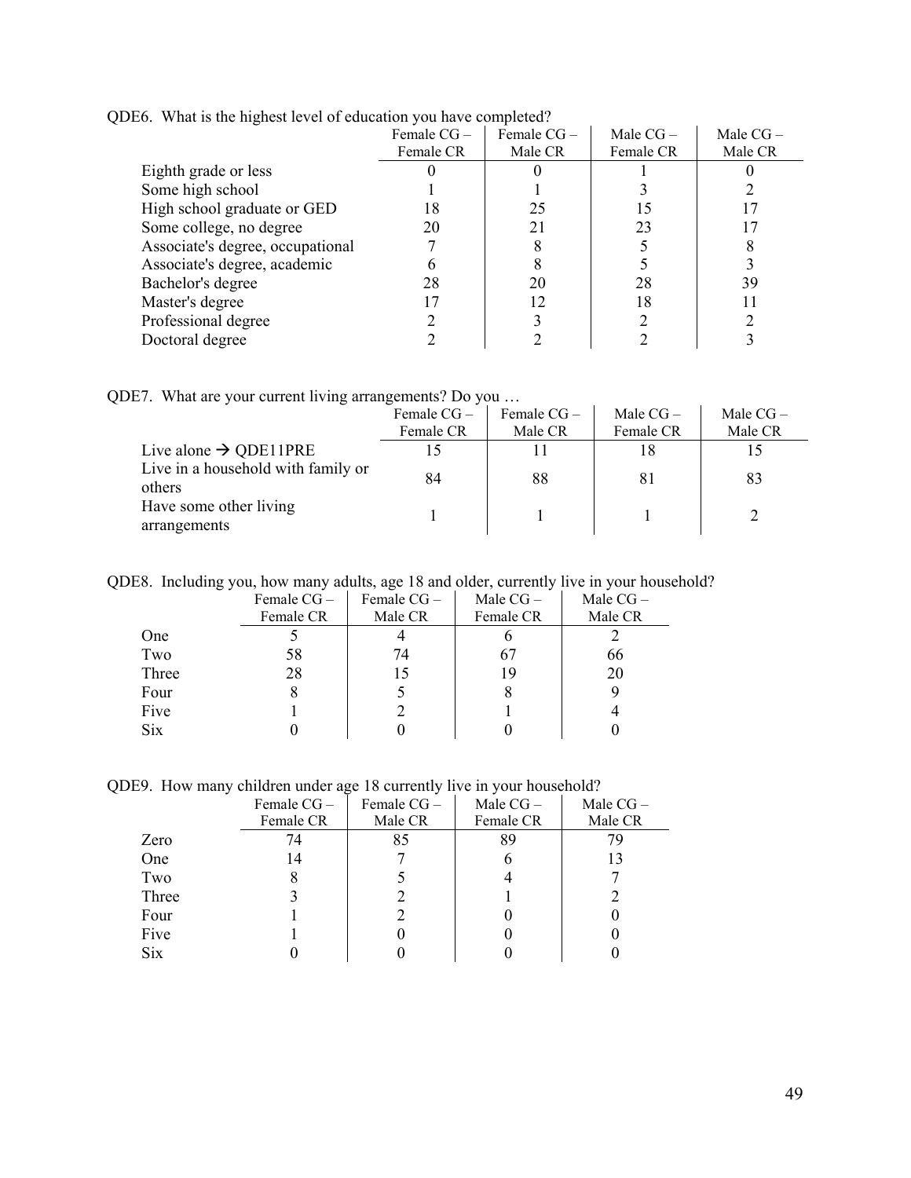QDE6. What is the highest level of education you have completed?

| | Female CG – Female CR | Female CG – Male CR | Male CG – Female CR | Male CG – Male CR |
|---|---|---|---|---|
| Eighth grade or less | 0 | 0 | 1 | 0 |
| Some high school | 1 | 1 | 3 | 2 |
| High school graduate or GED | 18 | 25 | 15 | 17 |
| Some college, no degree | 20 | 21 | 23 | 17 |
| Associate's degree, occupational | 7 | 8 | 5 | 8 |
| Associate's degree, academic | 6 | 8 | 5 | 3 |
| Bachelor's degree | 28 | 20 | 28 | 39 |
| Master's degree | 17 | 12 | 18 | 11 |
| Professional degree | 2 | 3 | 2 | 2 |
| Doctoral degree | 2 | 2 | 2 | 3 |

QDE7. What are your current living arrangements? Do you …

| | Female CG – Female CR | Female CG – Male CR | Male CG – Female CR | Male CG – Male CR |
|---|---|---|---|---|
| Live alone → QDE11PRE | 15 | 11 | 18 | 15 |
| Live in a household with family or others | 84 | 88 | 81 | 83 |
| Have some other living arrangements | 1 | 1 | 1 | 2 |

QDE8. Including you, how many adults, age 18 and older, currently live in your household?

| | Female CG – Female CR | Female CG – Male CR | Male CG – Female CR | Male CG – Male CR |
|---|---|---|---|---|
| One | 5 | 4 | 6 | 2 |
| Two | 58 | 74 | 67 | 66 |
| Three | 28 | 15 | 19 | 20 |
| Four | 8 | 5 | 8 | 9 |
| Five | 1 | 2 | 1 | 4 |
| Six | 0 | 0 | 0 | 0 |

QDE9. How many children under age 18 currently live in your household?

| | Female CG – Female CR | Female CG – Male CR | Male CG – Female CR | Male CG – Male CR |
|---|---|---|---|---|
| Zero | 74 | 85 | 89 | 79 |
| One | 14 | 7 | 6 | 13 |
| Two | 8 | 5 | 4 | 7 |
| Three | 3 | 2 | 1 | 2 |
| Four | 1 | 2 | 0 | 0 |
| Five | 1 | 0 | 0 | 0 |
| Six | 0 | 0 | 0 | 0 |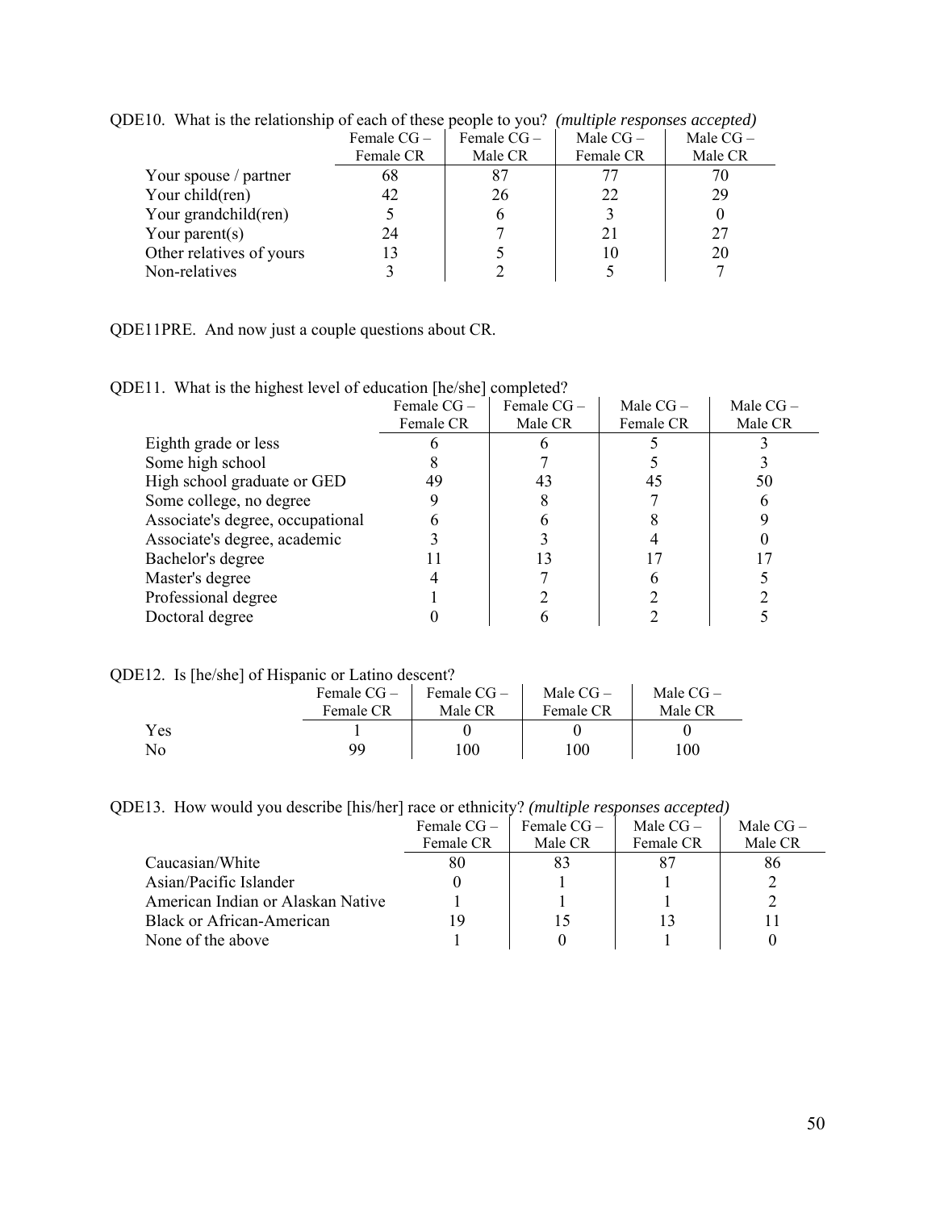QDE10. What is the relationship of each of these people to you? *(multiple responses accepted)*

| | Female CG – Female CR | Female CG – Male CR | Male CG – Female CR | Male CG – Male CR |
|---|---|---|---|---|
| Your spouse / partner | 68 | 87 | 77 | 70 |
| Your child(ren) | 42 | 26 | 22 | 29 |
| Your grandchild(ren) | 5 | 6 | 3 | 0 |
| Your parent(s) | 24 | 7 | 21 | 27 |
| Other relatives of yours | 13 | 5 | 10 | 20 |
| Non-relatives | 3 | 2 | 5 | 7 |

QDE11PRE. And now just a couple questions about CR.

QDE11. What is the highest level of education [he/she] completed?

| | Female CG – Female CR | Female CG – Male CR | Male CG – Female CR | Male CG – Male CR |
|---|---|---|---|---|
| Eighth grade or less | 6 | 6 | 5 | 3 |
| Some high school | 8 | 7 | 5 | 3 |
| High school graduate or GED | 49 | 43 | 45 | 50 |
| Some college, no degree | 9 | 8 | 7 | 6 |
| Associate's degree, occupational | 6 | 6 | 8 | 9 |
| Associate's degree, academic | 3 | 3 | 4 | 0 |
| Bachelor's degree | 11 | 13 | 17 | 17 |
| Master's degree | 4 | 7 | 6 | 5 |
| Professional degree | 1 | 2 | 2 | 2 |
| Doctoral degree | 0 | 6 | 2 | 5 |

QDE12. Is [he/she] of Hispanic or Latino descent?

| | Female CG – Female CR | Female CG – Male CR | Male CG – Female CR | Male CG – Male CR |
|---|---|---|---|---|
| Yes | 1 | 0 | 0 | 0 |
| No | 99 | 100 | 100 | 100 |

QDE13. How would you describe [his/her] race or ethnicity? *(multiple responses accepted)*

| | Female CG – Female CR | Female CG – Male CR | Male CG – Female CR | Male CG – Male CR |
|---|---|---|---|---|
| Caucasian/White | 80 | 83 | 87 | 86 |
| Asian/Pacific Islander | 0 | 1 | 1 | 2 |
| American Indian or Alaskan Native | 1 | 1 | 1 | 2 |
| Black or African-American | 19 | 15 | 13 | 11 |
| None of the above | 1 | 0 | 1 | 0 |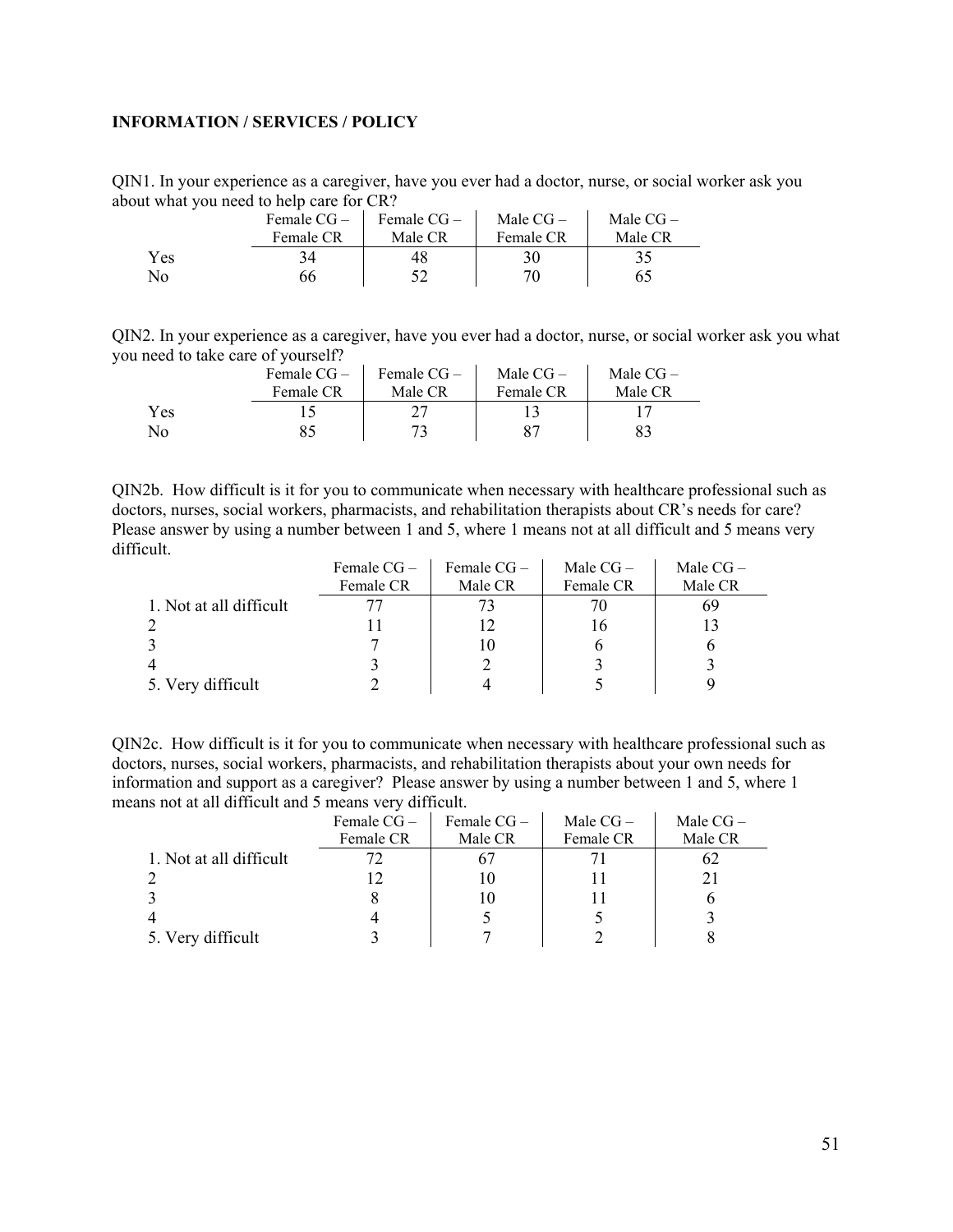**INFORMATION / SERVICES / POLICY**

QIN1. In your experience as a caregiver, have you ever had a doctor, nurse, or social worker ask you about what you need to help care for CR?

| | Female CG – Female CR | Female CG – Male CR | Male CG – Female CR | Male CG – Male CR |
|---|---|---|---|---|
| Yes | 34 | 48 | 30 | 35 |
| No | 66 | 52 | 70 | 65 |

QIN2. In your experience as a caregiver, have you ever had a doctor, nurse, or social worker ask you what you need to take care of yourself?

| | Female CG – Female CR | Female CG – Male CR | Male CG – Female CR | Male CG – Male CR |
|---|---|---|---|---|
| Yes | 15 | 27 | 13 | 17 |
| No | 85 | 73 | 87 | 83 |

QIN2b. How difficult is it for you to communicate when necessary with healthcare professional such as doctors, nurses, social workers, pharmacists, and rehabilitation therapists about CR's needs for care? Please answer by using a number between 1 and 5, where 1 means not at all difficult and 5 means very difficult.

| | Female CG – Female CR | Female CG – Male CR | Male CG – Female CR | Male CG – Male CR |
|---|---|---|---|---|
| 1. Not at all difficult | 77 | 73 | 70 | 69 |
| 2 | 11 | 12 | 16 | 13 |
| 3 | 7 | 10 | 6 | 6 |
| 4 | 3 | 2 | 3 | 3 |
| 5. Very difficult | 2 | 4 | 5 | 9 |

QIN2c. How difficult is it for you to communicate when necessary with healthcare professional such as doctors, nurses, social workers, pharmacists, and rehabilitation therapists about your own needs for information and support as a caregiver? Please answer by using a number between 1 and 5, where 1 means not at all difficult and 5 means very difficult.

| | Female CG – Female CR | Female CG – Male CR | Male CG – Female CR | Male CG – Male CR |
|---|---|---|---|---|
| 1. Not at all difficult | 72 | 67 | 71 | 62 |
| 2 | 12 | 10 | 11 | 21 |
| 3 | 8 | 10 | 11 | 6 |
| 4 | 4 | 5 | 5 | 3 |
| 5. Very difficult | 3 | 7 | 2 | 8 |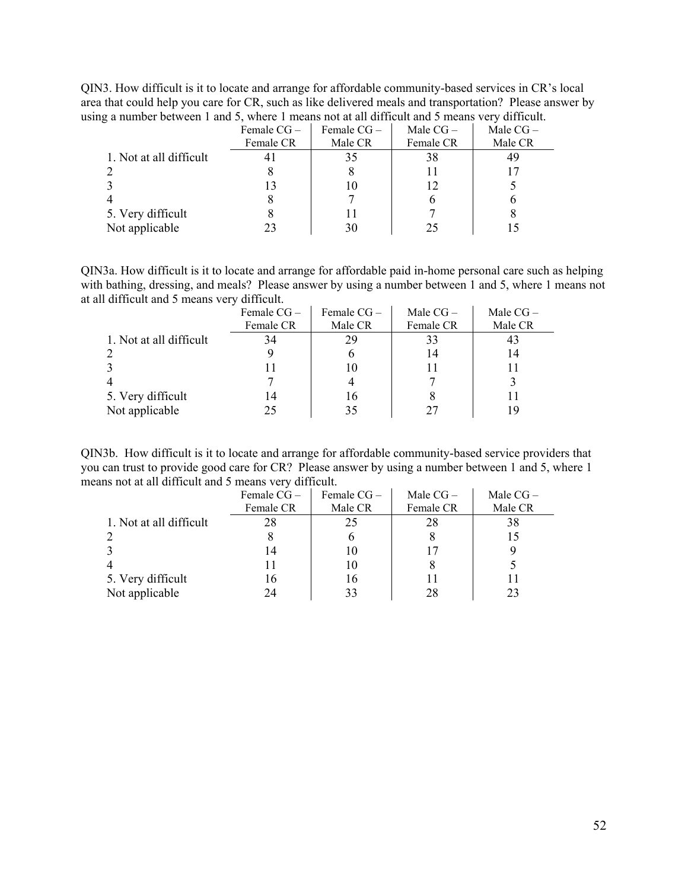QIN3. How difficult is it to locate and arrange for affordable community-based services in CR's local area that could help you care for CR, such as like delivered meals and transportation? Please answer by using a number between 1 and 5, where 1 means not at all difficult and 5 means very difficult.

| | Female CG – Female CR | Female CG – Male CR | Male CG – Female CR | Male CG – Male CR |
|---|---|---|---|---|
| 1. Not at all difficult | 41 | 35 | 38 | 49 |
| 2 | 8 | 8 | 11 | 17 |
| 3 | 13 | 10 | 12 | 5 |
| 4 | 8 | 7 | 6 | 6 |
| 5. Very difficult | 8 | 11 | 7 | 8 |
| Not applicable | 23 | 30 | 25 | 15 |

QIN3a. How difficult is it to locate and arrange for affordable paid in-home personal care such as helping with bathing, dressing, and meals? Please answer by using a number between 1 and 5, where 1 means not at all difficult and 5 means very difficult.

| | Female CG – Female CR | Female CG – Male CR | Male CG – Female CR | Male CG – Male CR |
|---|---|---|---|---|
| 1. Not at all difficult | 34 | 29 | 33 | 43 |
| 2 | 9 | 6 | 14 | 14 |
| 3 | 11 | 10 | 11 | 11 |
| 4 | 7 | 4 | 7 | 3 |
| 5. Very difficult | 14 | 16 | 8 | 11 |
| Not applicable | 25 | 35 | 27 | 19 |

QIN3b. How difficult is it to locate and arrange for affordable community-based service providers that you can trust to provide good care for CR? Please answer by using a number between 1 and 5, where 1 means not at all difficult and 5 means very difficult.

| | Female CG – Female CR | Female CG – Male CR | Male CG – Female CR | Male CG – Male CR |
|---|---|---|---|---|
| 1. Not at all difficult | 28 | 25 | 28 | 38 |
| 2 | 8 | 6 | 8 | 15 |
| 3 | 14 | 10 | 17 | 9 |
| 4 | 11 | 10 | 8 | 5 |
| 5. Very difficult | 16 | 16 | 11 | 11 |
| Not applicable | 24 | 33 | 28 | 23 |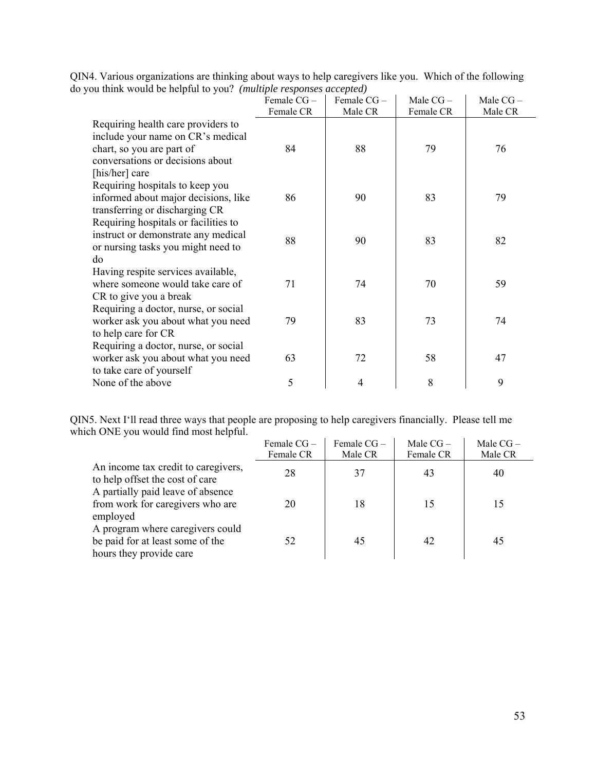QIN4. Various organizations are thinking about ways to help caregivers like you. Which of the following do you think would be helpful to you? *(multiple responses accepted)*

| | Female CG – Female CR | Female CG – Male CR | Male CG – Female CR | Male CG – Male CR |
|---|---|---|---|---|
| Requiring health care providers to include your name on CR's medical chart, so you are part of conversations or decisions about [his/her] care | 84 | 88 | 79 | 76 |
| Requiring hospitals to keep you informed about major decisions, like transferring or discharging CR | 86 | 90 | 83 | 79 |
| Requiring hospitals or facilities to instruct or demonstrate any medical or nursing tasks you might need to do | 88 | 90 | 83 | 82 |
| Having respite services available, where someone would take care of CR to give you a break | 71 | 74 | 70 | 59 |
| Requiring a doctor, nurse, or social worker ask you about what you need to help care for CR | 79 | 83 | 73 | 74 |
| Requiring a doctor, nurse, or social worker ask you about what you need to take care of yourself | 63 | 72 | 58 | 47 |
| None of the above | 5 | 4 | 8 | 9 |

QIN5. Next I'll read three ways that people are proposing to help caregivers financially. Please tell me which ONE you would find most helpful.

| | Female CG – Female CR | Female CG – Male CR | Male CG – Female CR | Male CG – Male CR |
|---|---|---|---|---|
| An income tax credit to caregivers, to help offset the cost of care | 28 | 37 | 43 | 40 |
| A partially paid leave of absence from work for caregivers who are employed | 20 | 18 | 15 | 15 |
| A program where caregivers could be paid for at least some of the hours they provide care | 52 | 45 | 42 | 45 |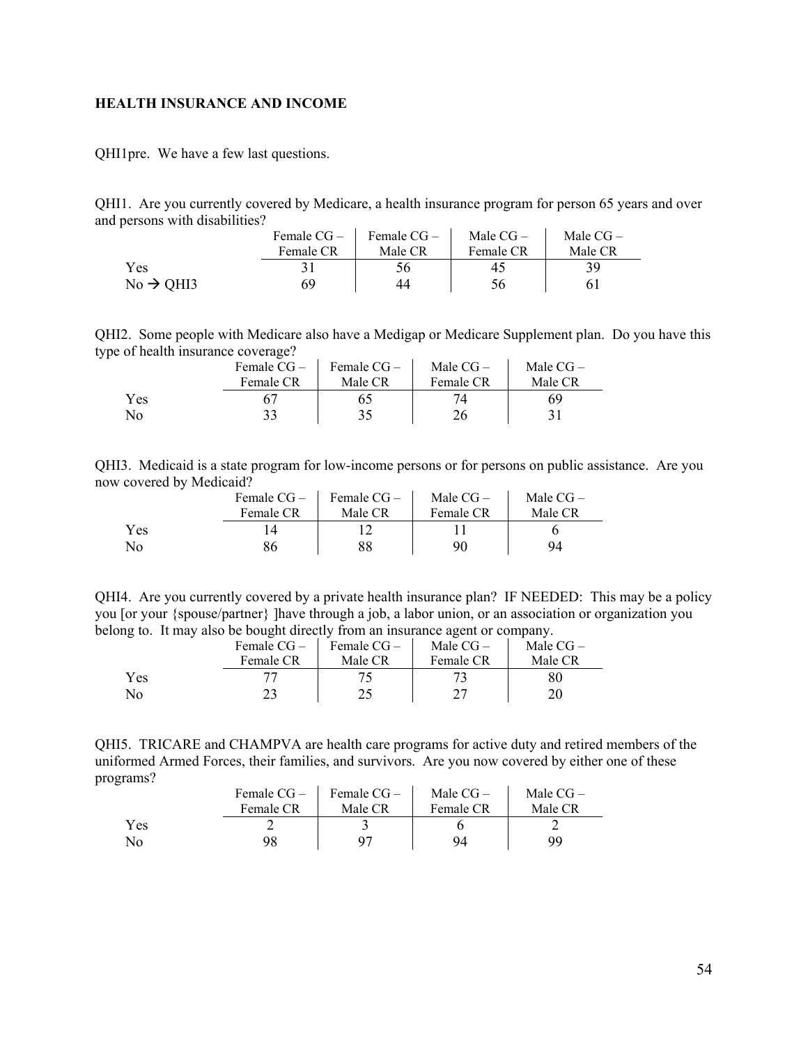**HEALTH INSURANCE AND INCOME**

QHI1pre. We have a few last questions.

QHI1. Are you currently covered by Medicare, a health insurance program for person 65 years and over and persons with disabilities?

| | Female CG – Female CR | Female CG – Male CR | Male CG – Female CR | Male CG – Male CR |
|---|---|---|---|---|
| Yes | 31 | 56 | 45 | 39 |
| No → QHI3 | 69 | 44 | 56 | 61 |

QHI2. Some people with Medicare also have a Medigap or Medicare Supplement plan. Do you have this type of health insurance coverage?

| | Female CG – Female CR | Female CG – Male CR | Male CG – Female CR | Male CG – Male CR |
|---|---|---|---|---|
| Yes | 67 | 65 | 74 | 69 |
| No | 33 | 35 | 26 | 31 |

QHI3. Medicaid is a state program for low-income persons or for persons on public assistance. Are you now covered by Medicaid?

| | Female CG – Female CR | Female CG – Male CR | Male CG – Female CR | Male CG – Male CR |
|---|---|---|---|---|
| Yes | 14 | 12 | 11 | 6 |
| No | 86 | 88 | 90 | 94 |

QHI4. Are you currently covered by a private health insurance plan? IF NEEDED: This may be a policy you [or your {spouse/partner} ]have through a job, a labor union, or an association or organization you belong to. It may also be bought directly from an insurance agent or company.

| | Female CG – Female CR | Female CG – Male CR | Male CG – Female CR | Male CG – Male CR |
|---|---|---|---|---|
| Yes | 77 | 75 | 73 | 80 |
| No | 23 | 25 | 27 | 20 |

QHI5. TRICARE and CHAMPVA are health care programs for active duty and retired members of the uniformed Armed Forces, their families, and survivors. Are you now covered by either one of these programs?

| | Female CG – Female CR | Female CG – Male CR | Male CG – Female CR | Male CG – Male CR |
|---|---|---|---|---|
| Yes | 2 | 3 | 6 | 2 |
| No | 98 | 97 | 94 | 99 |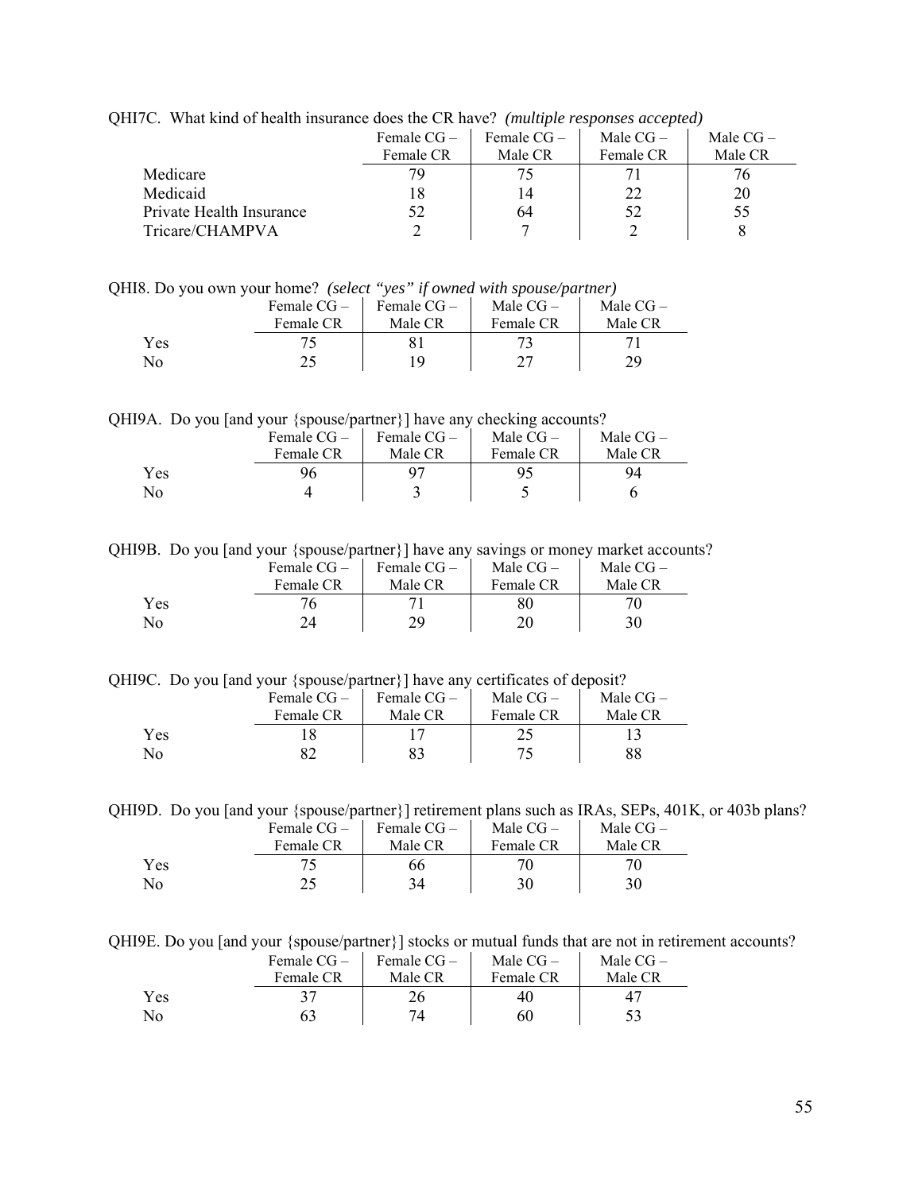QHI7C. What kind of health insurance does the CR have? *(multiple responses accepted)*

| | Female CG – Female CR | Female CG – Male CR | Male CG – Female CR | Male CG – Male CR |
|---|---|---|---|---|
| Medicare | 79 | 75 | 71 | 76 |
| Medicaid | 18 | 14 | 22 | 20 |
| Private Health Insurance | 52 | 64 | 52 | 55 |
| Tricare/CHAMPVA | 2 | 7 | 2 | 8 |

QHI8. Do you own your home? *(select "yes" if owned with spouse/partner)*

| | Female CG – Female CR | Female CG – Male CR | Male CG – Female CR | Male CG – Male CR |
|---|---|---|---|---|
| Yes | 75 | 81 | 73 | 71 |
| No | 25 | 19 | 27 | 29 |

QHI9A. Do you [and your {spouse/partner}] have any checking accounts?

| | Female CG – Female CR | Female CG – Male CR | Male CG – Female CR | Male CG – Male CR |
|---|---|---|---|---|
| Yes | 96 | 97 | 95 | 94 |
| No | 4 | 3 | 5 | 6 |

QHI9B. Do you [and your {spouse/partner}] have any savings or money market accounts?

| | Female CG – Female CR | Female CG – Male CR | Male CG – Female CR | Male CG – Male CR |
|---|---|---|---|---|
| Yes | 76 | 71 | 80 | 70 |
| No | 24 | 29 | 20 | 30 |

QHI9C. Do you [and your {spouse/partner}] have any certificates of deposit?

| | Female CG – Female CR | Female CG – Male CR | Male CG – Female CR | Male CG – Male CR |
|---|---|---|---|---|
| Yes | 18 | 17 | 25 | 13 |
| No | 82 | 83 | 75 | 88 |

QHI9D. Do you [and your {spouse/partner}] retirement plans such as IRAs, SEPs, 401K, or 403b plans?

| | Female CG – Female CR | Female CG – Male CR | Male CG – Female CR | Male CG – Male CR |
|---|---|---|---|---|
| Yes | 75 | 66 | 70 | 70 |
| No | 25 | 34 | 30 | 30 |

QHI9E. Do you [and your {spouse/partner}] stocks or mutual funds that are not in retirement accounts?

| | Female CG – Female CR | Female CG – Male CR | Male CG – Female CR | Male CG – Male CR |
|---|---|---|---|---|
| Yes | 37 | 26 | 40 | 47 |
| No | 63 | 74 | 60 | 53 |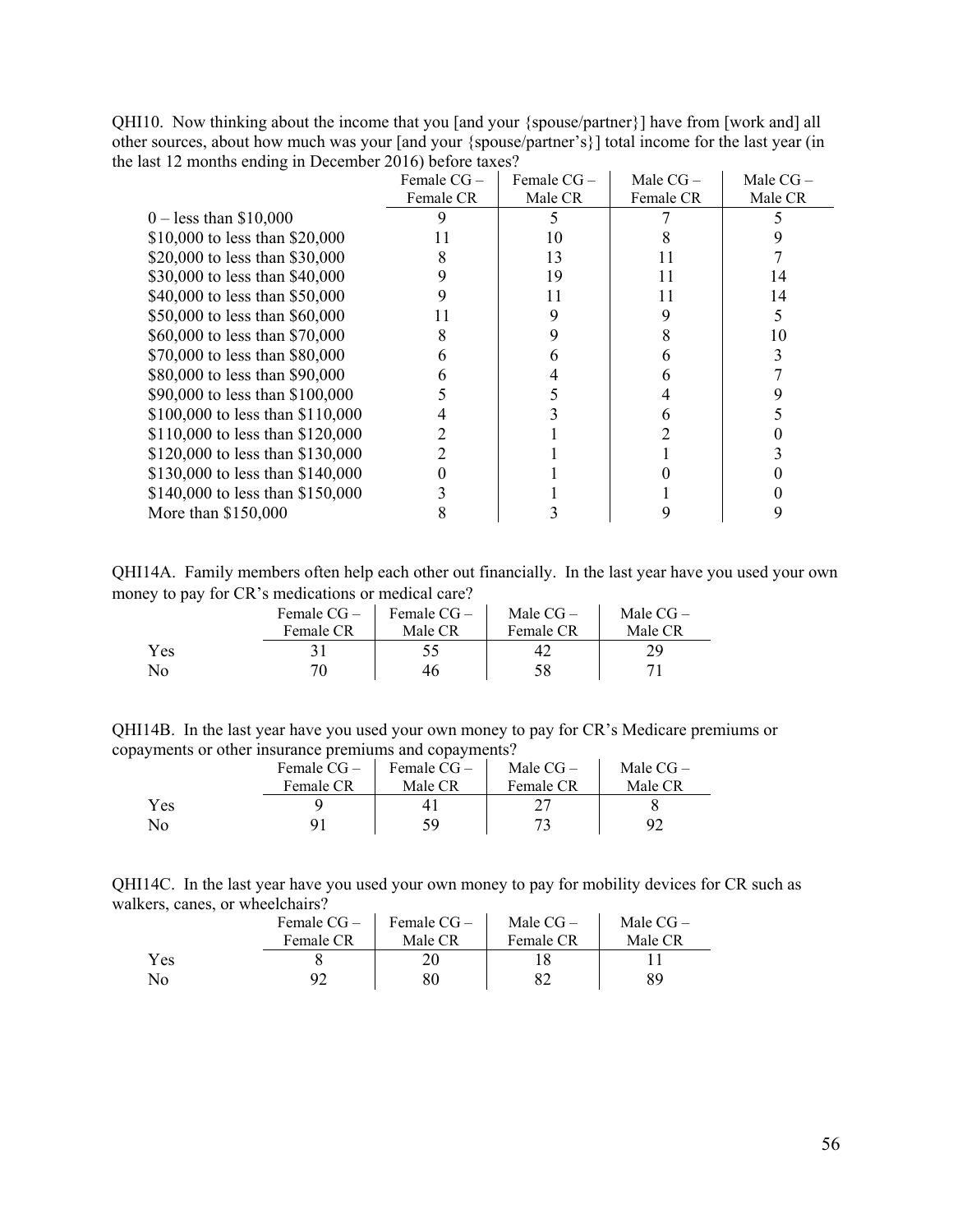QHI10. Now thinking about the income that you [and your {spouse/partner}] have from [work and] all other sources, about how much was your [and your {spouse/partner's}] total income for the last year (in the last 12 months ending in December 2016) before taxes?

| | Female CG – Female CR | Female CG – Male CR | Male CG – Female CR | Male CG – Male CR |
|---|---|---|---|---|
| 0 – less than $10,000 | 9 | 5 | 7 | 5 |
| $10,000 to less than $20,000 | 11 | 10 | 8 | 9 |
| $20,000 to less than $30,000 | 8 | 13 | 11 | 7 |
| $30,000 to less than $40,000 | 9 | 19 | 11 | 14 |
| $40,000 to less than $50,000 | 9 | 11 | 11 | 14 |
| $50,000 to less than $60,000 | 11 | 9 | 9 | 5 |
| $60,000 to less than $70,000 | 8 | 9 | 8 | 10 |
| $70,000 to less than $80,000 | 6 | 6 | 6 | 3 |
| $80,000 to less than $90,000 | 6 | 4 | 6 | 7 |
| $90,000 to less than $100,000 | 5 | 5 | 4 | 9 |
| $100,000 to less than $110,000 | 4 | 3 | 6 | 5 |
| $110,000 to less than $120,000 | 2 | 1 | 2 | 0 |
| $120,000 to less than $130,000 | 2 | 1 | 1 | 3 |
| $130,000 to less than $140,000 | 0 | 1 | 0 | 0 |
| $140,000 to less than $150,000 | 3 | 1 | 1 | 0 |
| More than $150,000 | 8 | 3 | 9 | 9 |

QHI14A. Family members often help each other out financially. In the last year have you used your own money to pay for CR's medications or medical care?

| | Female CG – Female CR | Female CG – Male CR | Male CG – Female CR | Male CG – Male CR |
|---|---|---|---|---|
| Yes | 31 | 55 | 42 | 29 |
| No | 70 | 46 | 58 | 71 |

QHI14B. In the last year have you used your own money to pay for CR's Medicare premiums or copayments or other insurance premiums and copayments?

| | Female CG – Female CR | Female CG – Male CR | Male CG – Female CR | Male CG – Male CR |
|---|---|---|---|---|
| Yes | 9 | 41 | 27 | 8 |
| No | 91 | 59 | 73 | 92 |

QHI14C. In the last year have you used your own money to pay for mobility devices for CR such as walkers, canes, or wheelchairs?

| | Female CG – Female CR | Female CG – Male CR | Male CG – Female CR | Male CG – Male CR |
|---|---|---|---|---|
| Yes | 8 | 20 | 18 | 11 |
| No | 92 | 80 | 82 | 89 |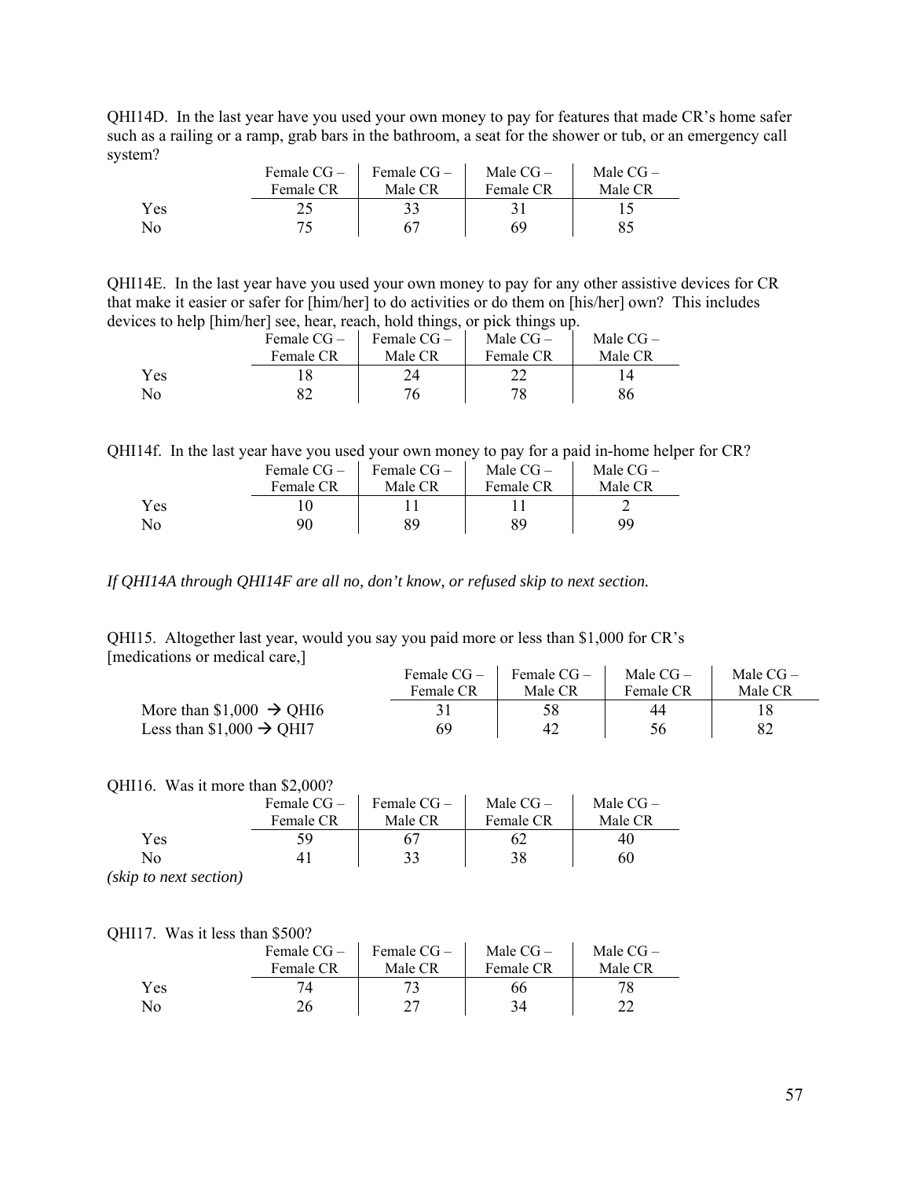QHI14D. In the last year have you used your own money to pay for features that made CR's home safer such as a railing or a ramp, grab bars in the bathroom, a seat for the shower or tub, or an emergency call system?

| | Female CG – Female CR | Female CG – Male CR | Male CG – Female CR | Male CG – Male CR |
|---|---|---|---|---|
| Yes | 25 | 33 | 31 | 15 |
| No | 75 | 67 | 69 | 85 |

QHI14E. In the last year have you used your own money to pay for any other assistive devices for CR that make it easier or safer for [him/her] to do activities or do them on [his/her] own? This includes devices to help [him/her] see, hear, reach, hold things, or pick things up.

| | Female CG – Female CR | Female CG – Male CR | Male CG – Female CR | Male CG – Male CR |
|---|---|---|---|---|
| Yes | 18 | 24 | 22 | 14 |
| No | 82 | 76 | 78 | 86 |

QHI14f. In the last year have you used your own money to pay for a paid in-home helper for CR?

| | Female CG – Female CR | Female CG – Male CR | Male CG – Female CR | Male CG – Male CR |
|---|---|---|---|---|
| Yes | 10 | 11 | 11 | 2 |
| No | 90 | 89 | 89 | 99 |

*If QHI14A through QHI14F are all no, don't know, or refused skip to next section.*

QHI15. Altogether last year, would you say you paid more or less than $1,000 for CR's [medications or medical care,]

| | Female CG – Female CR | Female CG – Male CR | Male CG – Female CR | Male CG – Male CR |
|---|---|---|---|---|
| More than $1,000 → QHI6 | 31 | 58 | 44 | 18 |
| Less than $1,000 → QHI7 | 69 | 42 | 56 | 82 |

QHI16. Was it more than $2,000?

| | Female CG – Female CR | Female CG – Male CR | Male CG – Female CR | Male CG – Male CR |
|---|---|---|---|---|
| Yes | 59 | 67 | 62 | 40 |
| No | 41 | 33 | 38 | 60 |

*(skip to next section)*

QHI17. Was it less than $500?

| | Female CG – Female CR | Female CG – Male CR | Male CG – Female CR | Male CG – Male CR |
|---|---|---|---|---|
| Yes | 74 | 73 | 66 | 78 |
| No | 26 | 27 | 34 | 22 |